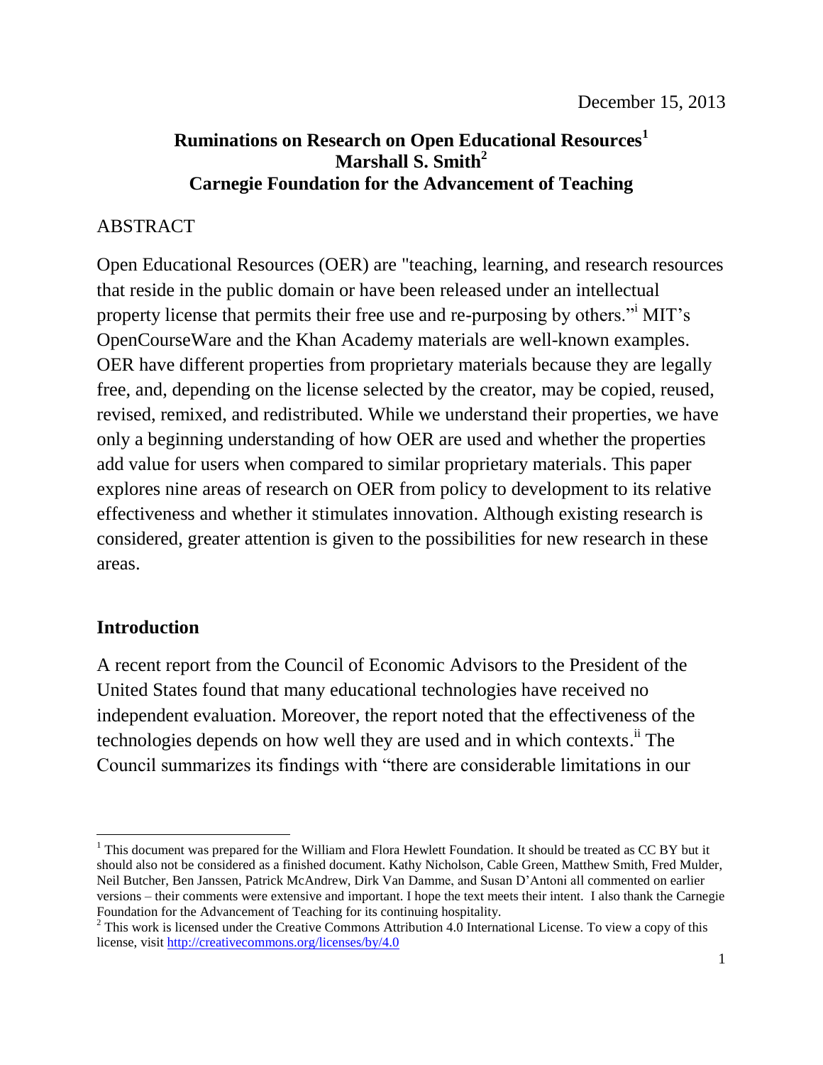December 15, 2013

# Ruminations on Research on Open Educational Resources[1]

**Marshall S. Smith[2]**

**Carnegie Foundation for the Advancement of Teaching**

ABSTRACT

Open Educational Resources (OER) are "teaching, learning, and research resources that reside in the public domain or have been released under an intellectual property license that permits their free use and re-purposing by others."[i] MIT's OpenCourseWare and the Khan Academy materials are well-known examples. OER have different properties from proprietary materials because they are legally free, and, depending on the license selected by the creator, may be copied, reused, revised, remixed, and redistributed. While we understand their properties, we have only a beginning understanding of how OER are used and whether the properties add value for users when compared to similar proprietary materials. This paper explores nine areas of research on OER from policy to development to its relative effectiveness and whether it stimulates innovation. Although existing research is considered, greater attention is given to the possibilities for new research in these areas.

## Introduction

A recent report from the Council of Economic Advisors to the President of the United States found that many educational technologies have received no independent evaluation. Moreover, the report noted that the effectiveness of the technologies depends on how well they are used and in which contexts.[ii] The Council summarizes its findings with "there are considerable limitations in our

---

[1] This document was prepared for the William and Flora Hewlett Foundation. It should be treated as CC BY but it should also not be considered as a finished document. Kathy Nicholson, Cable Green, Matthew Smith, Fred Mulder, Neil Butcher, Ben Janssen, Patrick McAndrew, Dirk Van Damme, and Susan D'Antoni all commented on earlier versions – their comments were extensive and important. I hope the text meets their intent. I also thank the Carnegie Foundation for the Advancement of Teaching for its continuing hospitality.

[2] This work is licensed under the Creative Commons Attribution 4.0 International License. To view a copy of this license, visit http://creativecommons.org/licenses/by/4.0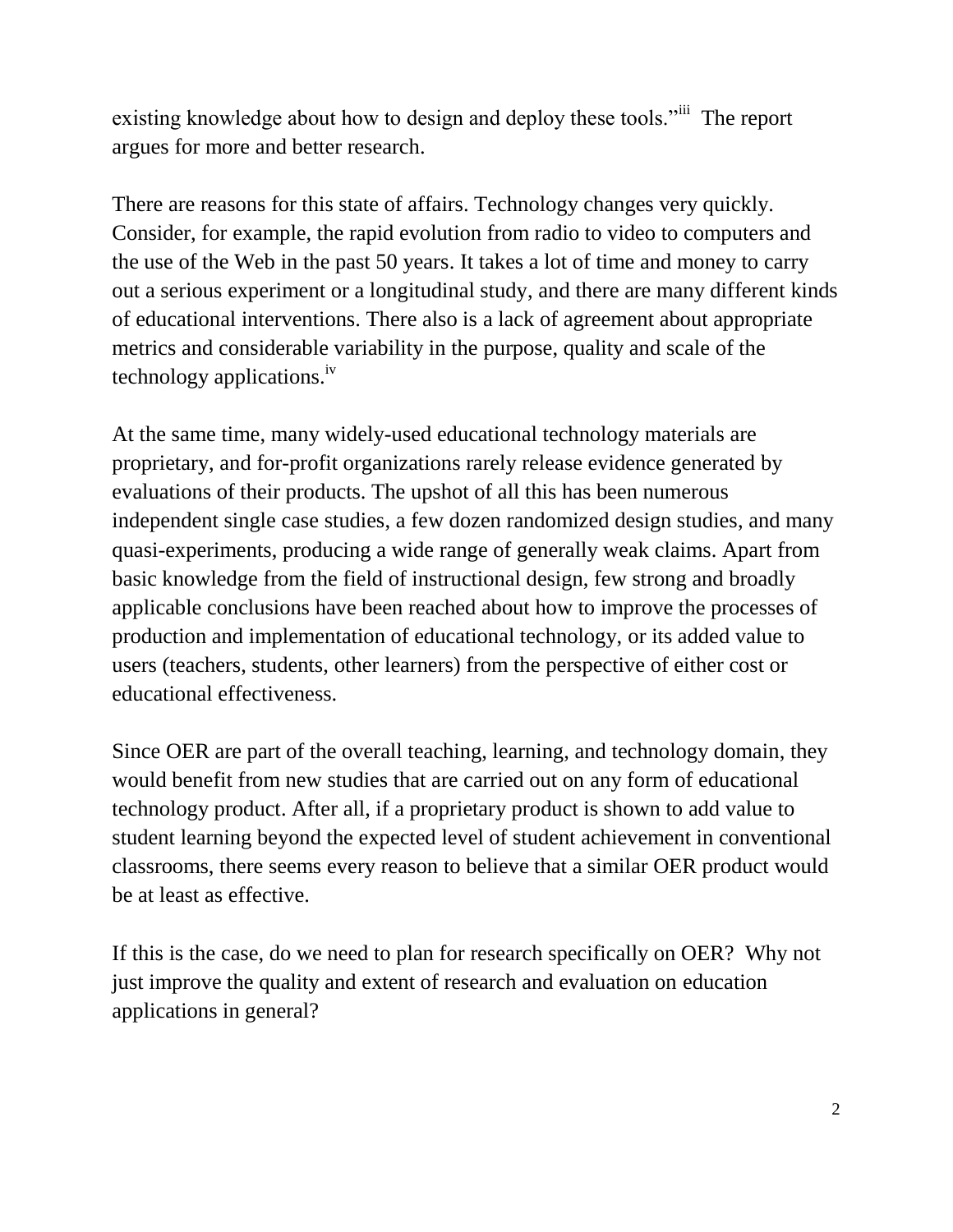existing knowledge about how to design and deploy these tools."[iii] The report argues for more and better research.

There are reasons for this state of affairs. Technology changes very quickly. Consider, for example, the rapid evolution from radio to video to computers and the use of the Web in the past 50 years. It takes a lot of time and money to carry out a serious experiment or a longitudinal study, and there are many different kinds of educational interventions. There also is a lack of agreement about appropriate metrics and considerable variability in the purpose, quality and scale of the technology applications.[iv]

At the same time, many widely-used educational technology materials are proprietary, and for-profit organizations rarely release evidence generated by evaluations of their products. The upshot of all this has been numerous independent single case studies, a few dozen randomized design studies, and many quasi-experiments, producing a wide range of generally weak claims. Apart from basic knowledge from the field of instructional design, few strong and broadly applicable conclusions have been reached about how to improve the processes of production and implementation of educational technology, or its added value to users (teachers, students, other learners) from the perspective of either cost or educational effectiveness.

Since OER are part of the overall teaching, learning, and technology domain, they would benefit from new studies that are carried out on any form of educational technology product. After all, if a proprietary product is shown to add value to student learning beyond the expected level of student achievement in conventional classrooms, there seems every reason to believe that a similar OER product would be at least as effective.

If this is the case, do we need to plan for research specifically on OER? Why not just improve the quality and extent of research and evaluation on education applications in general?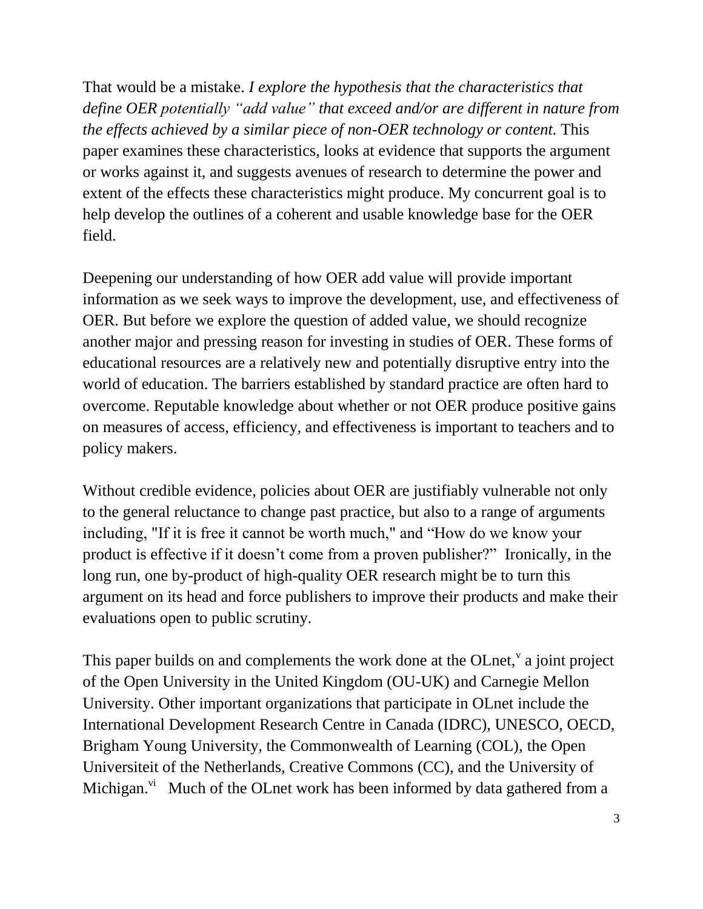That would be a mistake. *I explore the hypothesis that the characteristics that define OER potentially "add value" that exceed and/or are different in nature from the effects achieved by a similar piece of non-OER technology or content.* This paper examines these characteristics, looks at evidence that supports the argument or works against it, and suggests avenues of research to determine the power and extent of the effects these characteristics might produce. My concurrent goal is to help develop the outlines of a coherent and usable knowledge base for the OER field.

Deepening our understanding of how OER add value will provide important information as we seek ways to improve the development, use, and effectiveness of OER. But before we explore the question of added value, we should recognize another major and pressing reason for investing in studies of OER. These forms of educational resources are a relatively new and potentially disruptive entry into the world of education. The barriers established by standard practice are often hard to overcome. Reputable knowledge about whether or not OER produce positive gains on measures of access, efficiency, and effectiveness is important to teachers and to policy makers.

Without credible evidence, policies about OER are justifiably vulnerable not only to the general reluctance to change past practice, but also to a range of arguments including, "If it is free it cannot be worth much," and "How do we know your product is effective if it doesn't come from a proven publisher?" Ironically, in the long run, one by-product of high-quality OER research might be to turn this argument on its head and force publishers to improve their products and make their evaluations open to public scrutiny.

This paper builds on and complements the work done at the OLnet,[v] a joint project of the Open University in the United Kingdom (OU-UK) and Carnegie Mellon University. Other important organizations that participate in OLnet include the International Development Research Centre in Canada (IDRC), UNESCO, OECD, Brigham Young University, the Commonwealth of Learning (COL), the Open Universiteit of the Netherlands, Creative Commons (CC), and the University of Michigan.[vi] Much of the OLnet work has been informed by data gathered from a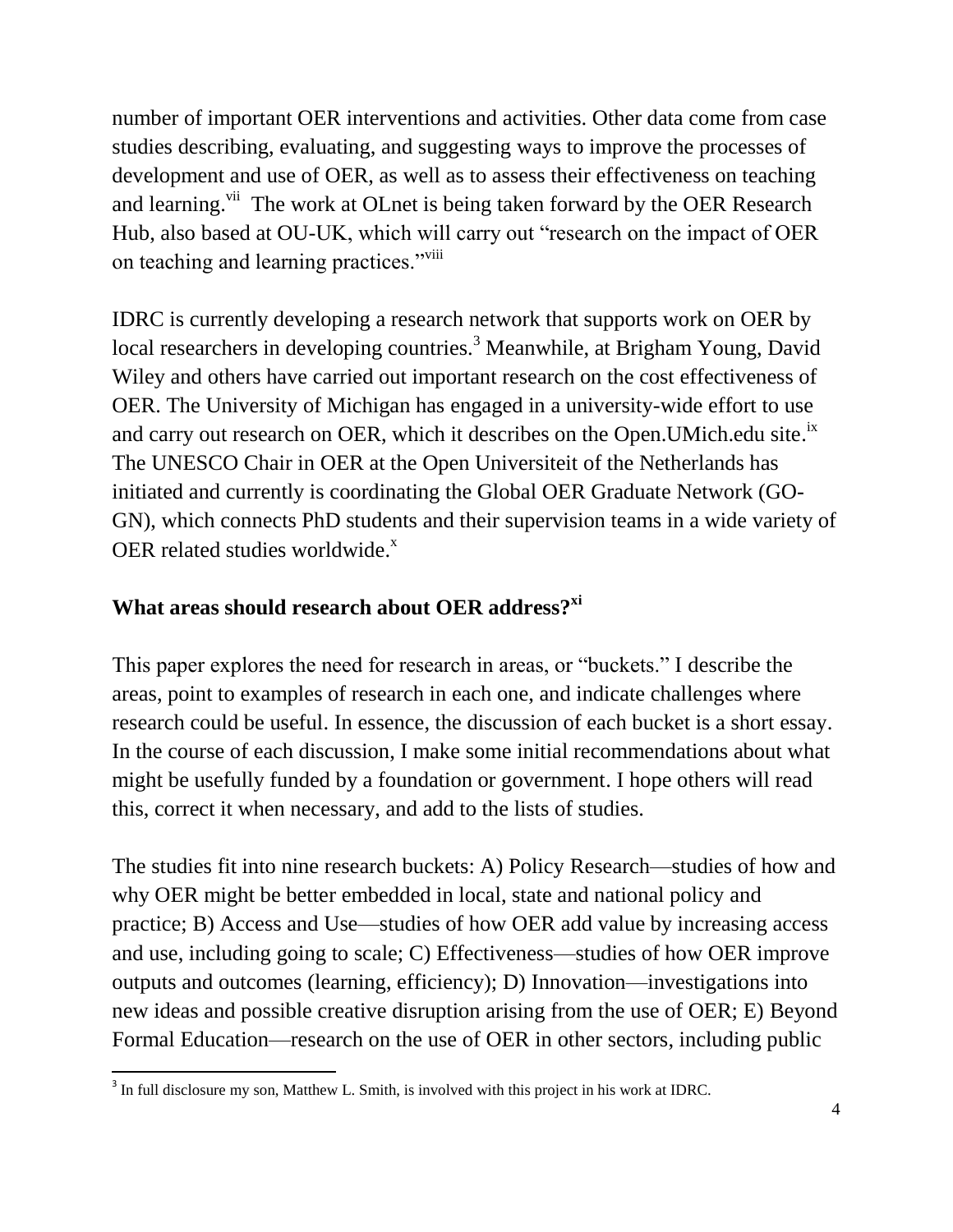number of important OER interventions and activities. Other data come from case studies describing, evaluating, and suggesting ways to improve the processes of development and use of OER, as well as to assess their effectiveness on teaching and learning.[vii] The work at OLnet is being taken forward by the OER Research Hub, also based at OU-UK, which will carry out "research on the impact of OER on teaching and learning practices."[viii]

IDRC is currently developing a research network that supports work on OER by local researchers in developing countries.[3] Meanwhile, at Brigham Young, David Wiley and others have carried out important research on the cost effectiveness of OER. The University of Michigan has engaged in a university-wide effort to use and carry out research on OER, which it describes on the Open.UMich.edu site.[ix] The UNESCO Chair in OER at the Open Universiteit of the Netherlands has initiated and currently is coordinating the Global OER Graduate Network (GO-GN), which connects PhD students and their supervision teams in a wide variety of OER related studies worldwide.[x]

## What areas should research about OER address?[xi]

This paper explores the need for research in areas, or "buckets." I describe the areas, point to examples of research in each one, and indicate challenges where research could be useful. In essence, the discussion of each bucket is a short essay. In the course of each discussion, I make some initial recommendations about what might be usefully funded by a foundation or government. I hope others will read this, correct it when necessary, and add to the lists of studies.

The studies fit into nine research buckets: A) Policy Research—studies of how and why OER might be better embedded in local, state and national policy and practice; B) Access and Use—studies of how OER add value by increasing access and use, including going to scale; C) Effectiveness—studies of how OER improve outputs and outcomes (learning, efficiency); D) Innovation—investigations into new ideas and possible creative disruption arising from the use of OER; E) Beyond Formal Education—research on the use of OER in other sectors, including public

[3] In full disclosure my son, Matthew L. Smith, is involved with this project in his work at IDRC.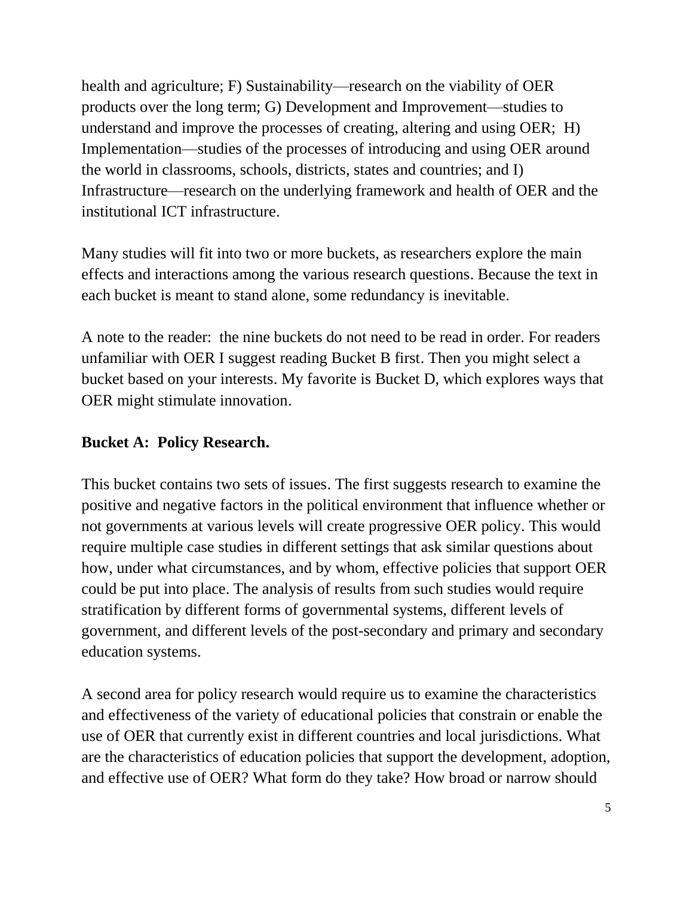health and agriculture; F) Sustainability—research on the viability of OER products over the long term; G) Development and Improvement—studies to understand and improve the processes of creating, altering and using OER; H) Implementation—studies of the processes of introducing and using OER around the world in classrooms, schools, districts, states and countries; and I) Infrastructure—research on the underlying framework and health of OER and the institutional ICT infrastructure.

Many studies will fit into two or more buckets, as researchers explore the main effects and interactions among the various research questions. Because the text in each bucket is meant to stand alone, some redundancy is inevitable.

A note to the reader: the nine buckets do not need to be read in order. For readers unfamiliar with OER I suggest reading Bucket B first. Then you might select a bucket based on your interests. My favorite is Bucket D, which explores ways that OER might stimulate innovation.

**Bucket A: Policy Research.**

This bucket contains two sets of issues. The first suggests research to examine the positive and negative factors in the political environment that influence whether or not governments at various levels will create progressive OER policy. This would require multiple case studies in different settings that ask similar questions about how, under what circumstances, and by whom, effective policies that support OER could be put into place. The analysis of results from such studies would require stratification by different forms of governmental systems, different levels of government, and different levels of the post-secondary and primary and secondary education systems.

A second area for policy research would require us to examine the characteristics and effectiveness of the variety of educational policies that constrain or enable the use of OER that currently exist in different countries and local jurisdictions. What are the characteristics of education policies that support the development, adoption, and effective use of OER? What form do they take? How broad or narrow should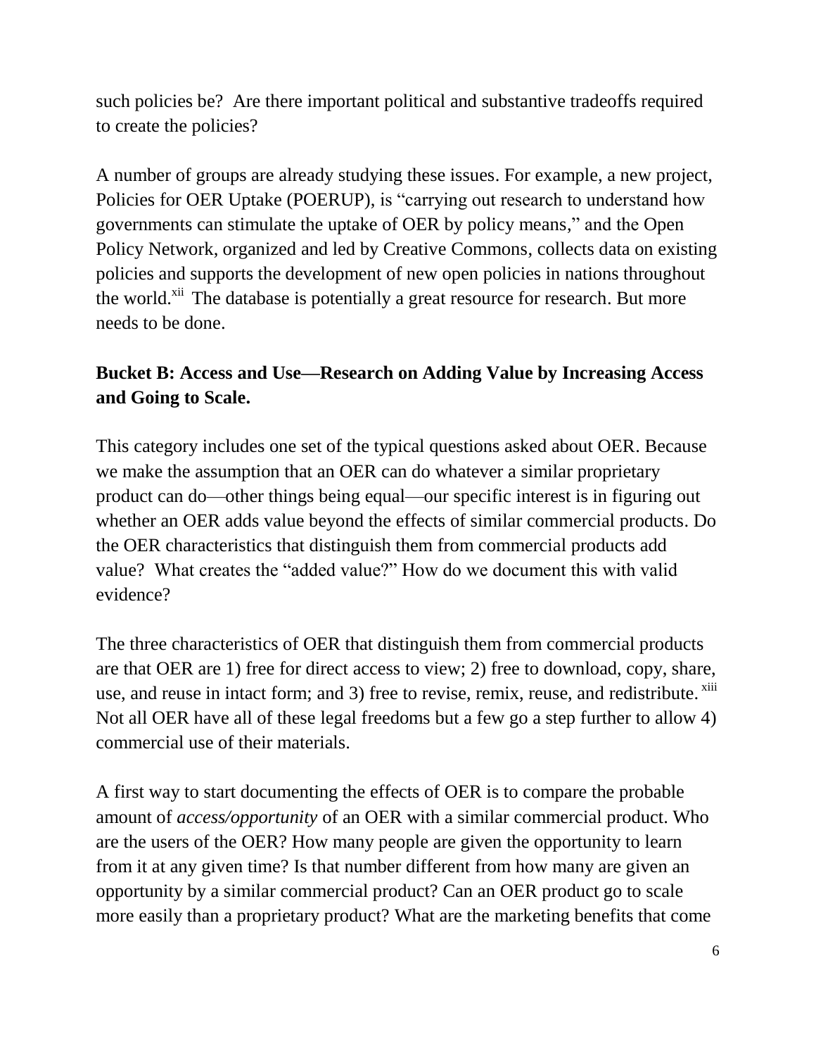such policies be? Are there important political and substantive tradeoffs required to create the policies?

A number of groups are already studying these issues. For example, a new project, Policies for OER Uptake (POERUP), is "carrying out research to understand how governments can stimulate the uptake of OER by policy means," and the Open Policy Network, organized and led by Creative Commons, collects data on existing policies and supports the development of new open policies in nations throughout the world.[xii] The database is potentially a great resource for research. But more needs to be done.

**Bucket B: Access and Use—Research on Adding Value by Increasing Access and Going to Scale.**

This category includes one set of the typical questions asked about OER. Because we make the assumption that an OER can do whatever a similar proprietary product can do—other things being equal—our specific interest is in figuring out whether an OER adds value beyond the effects of similar commercial products. Do the OER characteristics that distinguish them from commercial products add value? What creates the "added value?" How do we document this with valid evidence?

The three characteristics of OER that distinguish them from commercial products are that OER are 1) free for direct access to view; 2) free to download, copy, share, use, and reuse in intact form; and 3) free to revise, remix, reuse, and redistribute.[xiii] Not all OER have all of these legal freedoms but a few go a step further to allow 4) commercial use of their materials.

A first way to start documenting the effects of OER is to compare the probable amount of *access/opportunity* of an OER with a similar commercial product. Who are the users of the OER? How many people are given the opportunity to learn from it at any given time? Is that number different from how many are given an opportunity by a similar commercial product? Can an OER product go to scale more easily than a proprietary product? What are the marketing benefits that come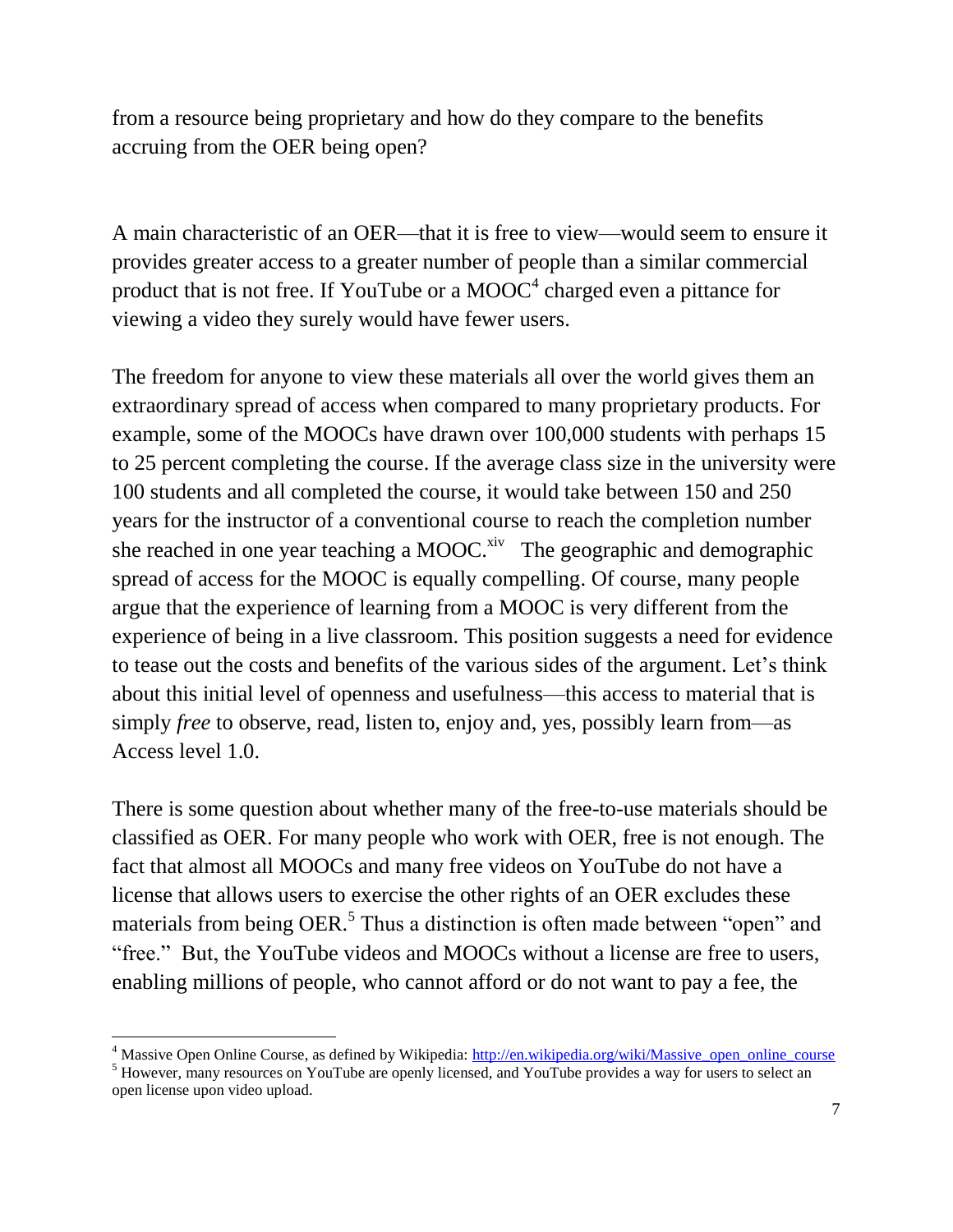from a resource being proprietary and how do they compare to the benefits accruing from the OER being open?

A main characteristic of an OER—that it is free to view—would seem to ensure it provides greater access to a greater number of people than a similar commercial product that is not free. If YouTube or a MOOC[4] charged even a pittance for viewing a video they surely would have fewer users.

The freedom for anyone to view these materials all over the world gives them an extraordinary spread of access when compared to many proprietary products. For example, some of the MOOCs have drawn over 100,000 students with perhaps 15 to 25 percent completing the course. If the average class size in the university were 100 students and all completed the course, it would take between 150 and 250 years for the instructor of a conventional course to reach the completion number she reached in one year teaching a MOOC.[xiv] The geographic and demographic spread of access for the MOOC is equally compelling. Of course, many people argue that the experience of learning from a MOOC is very different from the experience of being in a live classroom. This position suggests a need for evidence to tease out the costs and benefits of the various sides of the argument. Let's think about this initial level of openness and usefulness—this access to material that is simply *free* to observe, read, listen to, enjoy and, yes, possibly learn from—as Access level 1.0.

There is some question about whether many of the free-to-use materials should be classified as OER. For many people who work with OER, free is not enough. The fact that almost all MOOCs and many free videos on YouTube do not have a license that allows users to exercise the other rights of an OER excludes these materials from being OER.[5] Thus a distinction is often made between "open" and "free." But, the YouTube videos and MOOCs without a license are free to users, enabling millions of people, who cannot afford or do not want to pay a fee, the

[4] Massive Open Online Course, as defined by Wikipedia: http://en.wikipedia.org/wiki/Massive_open_online_course

[5] However, many resources on YouTube are openly licensed, and YouTube provides a way for users to select an open license upon video upload.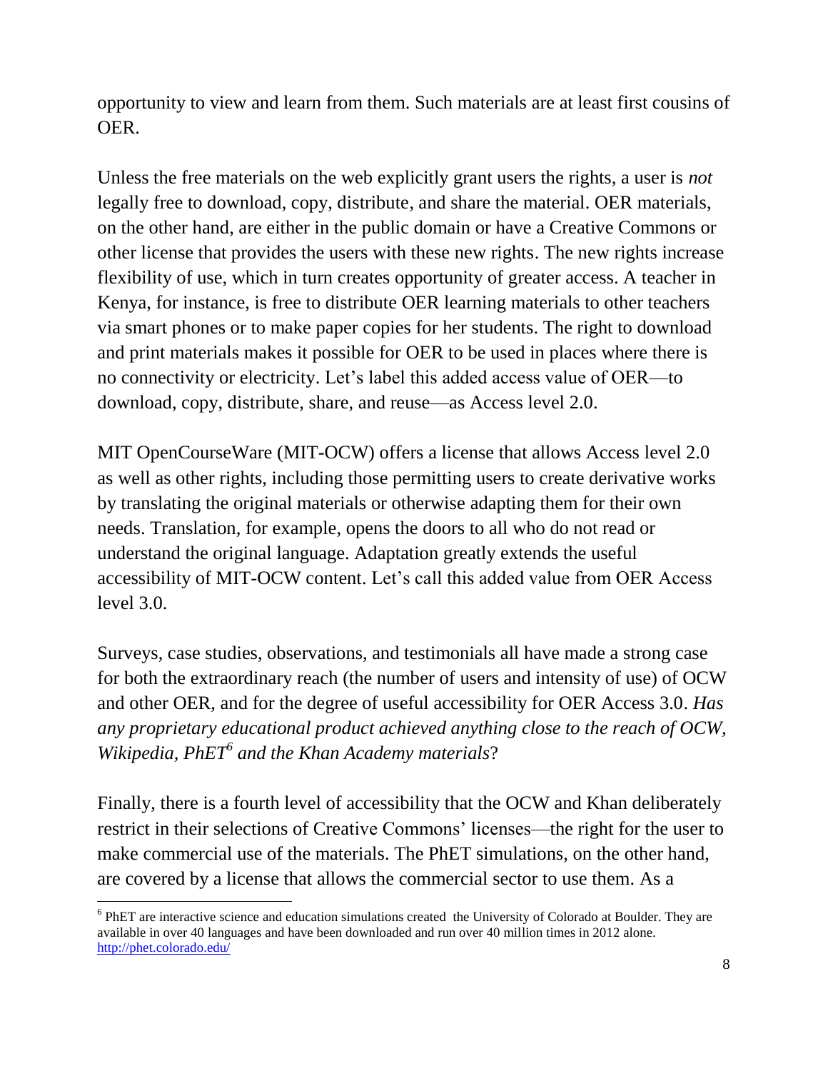opportunity to view and learn from them. Such materials are at least first cousins of OER.

Unless the free materials on the web explicitly grant users the rights, a user is *not* legally free to download, copy, distribute, and share the material. OER materials, on the other hand, are either in the public domain or have a Creative Commons or other license that provides the users with these new rights. The new rights increase flexibility of use, which in turn creates opportunity of greater access. A teacher in Kenya, for instance, is free to distribute OER learning materials to other teachers via smart phones or to make paper copies for her students. The right to download and print materials makes it possible for OER to be used in places where there is no connectivity or electricity. Let's label this added access value of OER—to download, copy, distribute, share, and reuse—as Access level 2.0.

MIT OpenCourseWare (MIT-OCW) offers a license that allows Access level 2.0 as well as other rights, including those permitting users to create derivative works by translating the original materials or otherwise adapting them for their own needs. Translation, for example, opens the doors to all who do not read or understand the original language. Adaptation greatly extends the useful accessibility of MIT-OCW content. Let's call this added value from OER Access level 3.0.

Surveys, case studies, observations, and testimonials all have made a strong case for both the extraordinary reach (the number of users and intensity of use) of OCW and other OER, and for the degree of useful accessibility for OER Access 3.0. *Has any proprietary educational product achieved anything close to the reach of OCW, Wikipedia, PhET[6] and the Khan Academy materials*?

Finally, there is a fourth level of accessibility that the OCW and Khan deliberately restrict in their selections of Creative Commons' licenses—the right for the user to make commercial use of the materials. The PhET simulations, on the other hand, are covered by a license that allows the commercial sector to use them. As a

[6] PhET are interactive science and education simulations created the University of Colorado at Boulder. They are available in over 40 languages and have been downloaded and run over 40 million times in 2012 alone. http://phet.colorado.edu/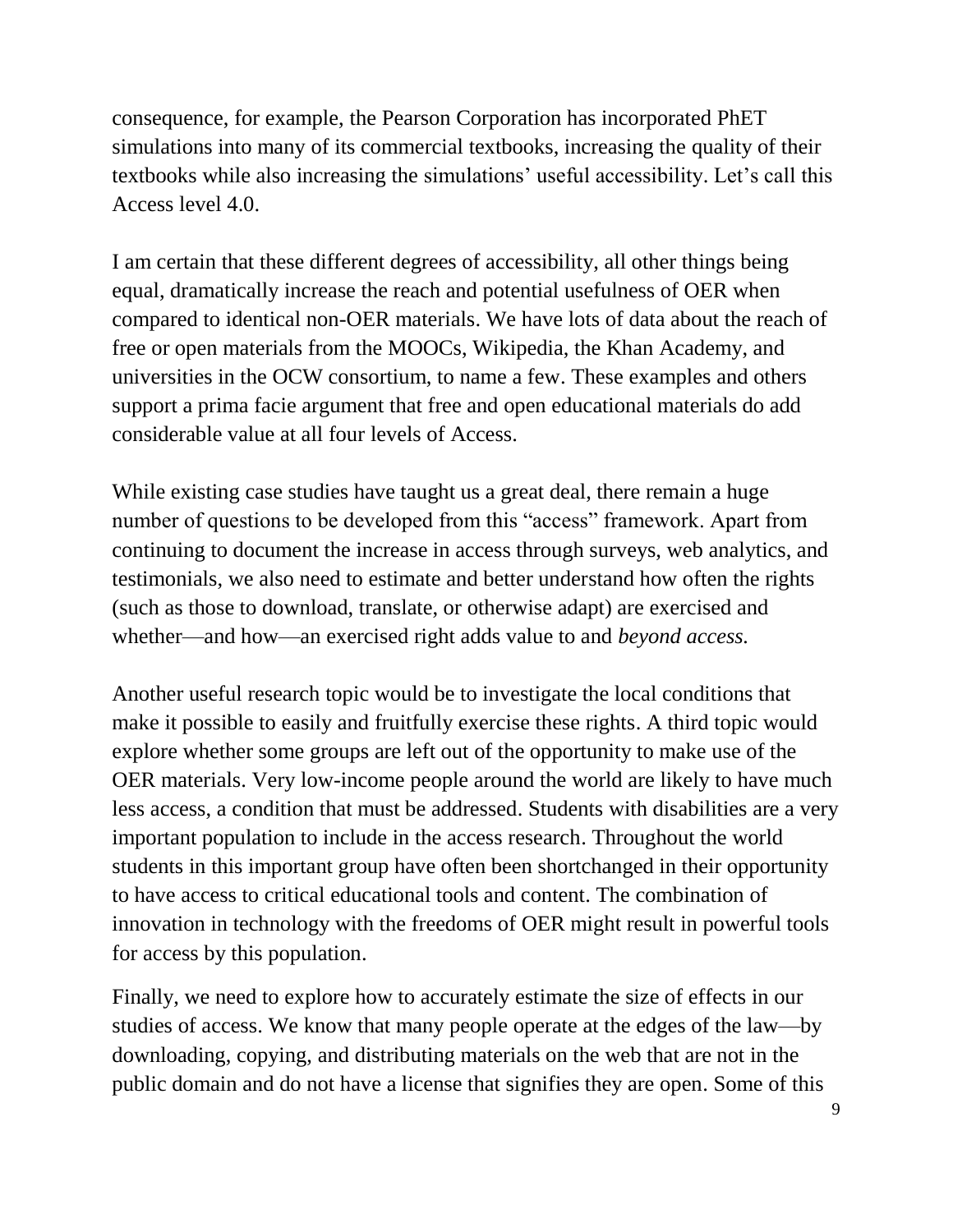consequence, for example, the Pearson Corporation has incorporated PhET simulations into many of its commercial textbooks, increasing the quality of their textbooks while also increasing the simulations' useful accessibility. Let's call this Access level 4.0.

I am certain that these different degrees of accessibility, all other things being equal, dramatically increase the reach and potential usefulness of OER when compared to identical non-OER materials. We have lots of data about the reach of free or open materials from the MOOCs, Wikipedia, the Khan Academy, and universities in the OCW consortium, to name a few. These examples and others support a prima facie argument that free and open educational materials do add considerable value at all four levels of Access.

While existing case studies have taught us a great deal, there remain a huge number of questions to be developed from this "access" framework. Apart from continuing to document the increase in access through surveys, web analytics, and testimonials, we also need to estimate and better understand how often the rights (such as those to download, translate, or otherwise adapt) are exercised and whether—and how—an exercised right adds value to and *beyond access.*

Another useful research topic would be to investigate the local conditions that make it possible to easily and fruitfully exercise these rights. A third topic would explore whether some groups are left out of the opportunity to make use of the OER materials. Very low-income people around the world are likely to have much less access, a condition that must be addressed. Students with disabilities are a very important population to include in the access research. Throughout the world students in this important group have often been shortchanged in their opportunity to have access to critical educational tools and content. The combination of innovation in technology with the freedoms of OER might result in powerful tools for access by this population.

Finally, we need to explore how to accurately estimate the size of effects in our studies of access. We know that many people operate at the edges of the law—by downloading, copying, and distributing materials on the web that are not in the public domain and do not have a license that signifies they are open. Some of this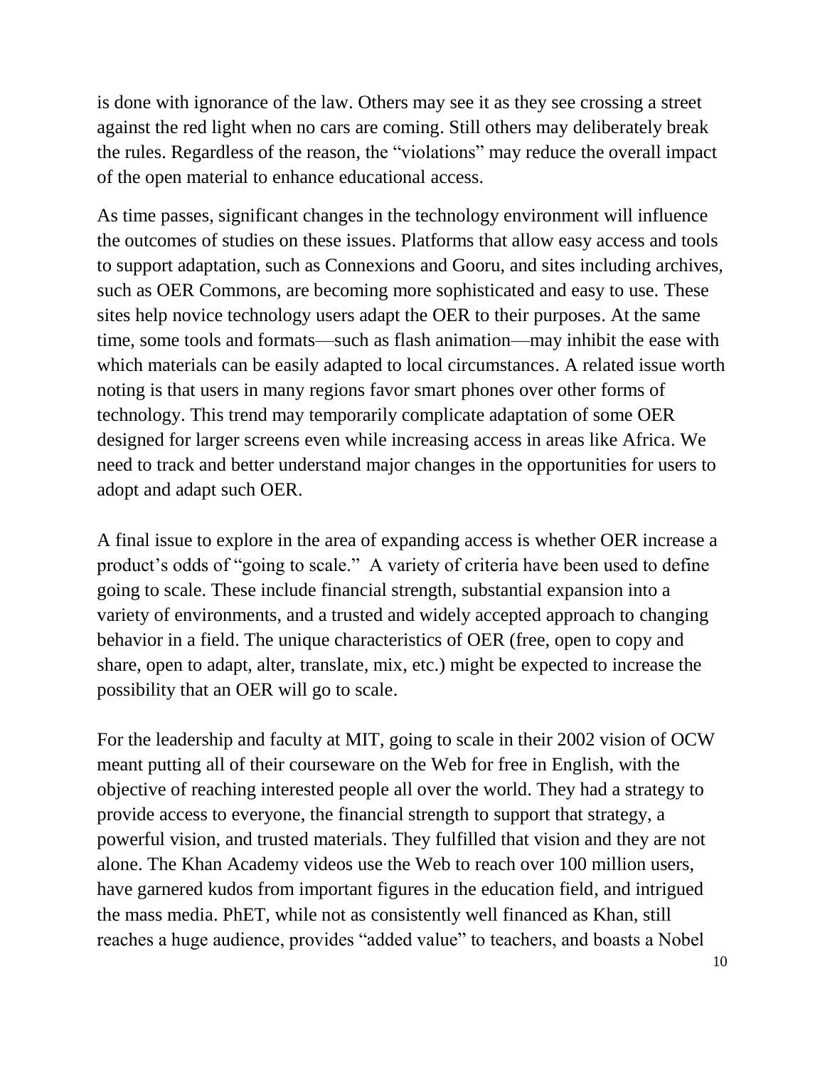is done with ignorance of the law. Others may see it as they see crossing a street against the red light when no cars are coming. Still others may deliberately break the rules. Regardless of the reason, the "violations" may reduce the overall impact of the open material to enhance educational access.

As time passes, significant changes in the technology environment will influence the outcomes of studies on these issues. Platforms that allow easy access and tools to support adaptation, such as Connexions and Gooru, and sites including archives, such as OER Commons, are becoming more sophisticated and easy to use. These sites help novice technology users adapt the OER to their purposes. At the same time, some tools and formats—such as flash animation—may inhibit the ease with which materials can be easily adapted to local circumstances. A related issue worth noting is that users in many regions favor smart phones over other forms of technology. This trend may temporarily complicate adaptation of some OER designed for larger screens even while increasing access in areas like Africa. We need to track and better understand major changes in the opportunities for users to adopt and adapt such OER.

A final issue to explore in the area of expanding access is whether OER increase a product's odds of "going to scale." A variety of criteria have been used to define going to scale. These include financial strength, substantial expansion into a variety of environments, and a trusted and widely accepted approach to changing behavior in a field. The unique characteristics of OER (free, open to copy and share, open to adapt, alter, translate, mix, etc.) might be expected to increase the possibility that an OER will go to scale.

For the leadership and faculty at MIT, going to scale in their 2002 vision of OCW meant putting all of their courseware on the Web for free in English, with the objective of reaching interested people all over the world. They had a strategy to provide access to everyone, the financial strength to support that strategy, a powerful vision, and trusted materials. They fulfilled that vision and they are not alone. The Khan Academy videos use the Web to reach over 100 million users, have garnered kudos from important figures in the education field, and intrigued the mass media. PhET, while not as consistently well financed as Khan, still reaches a huge audience, provides "added value" to teachers, and boasts a Nobel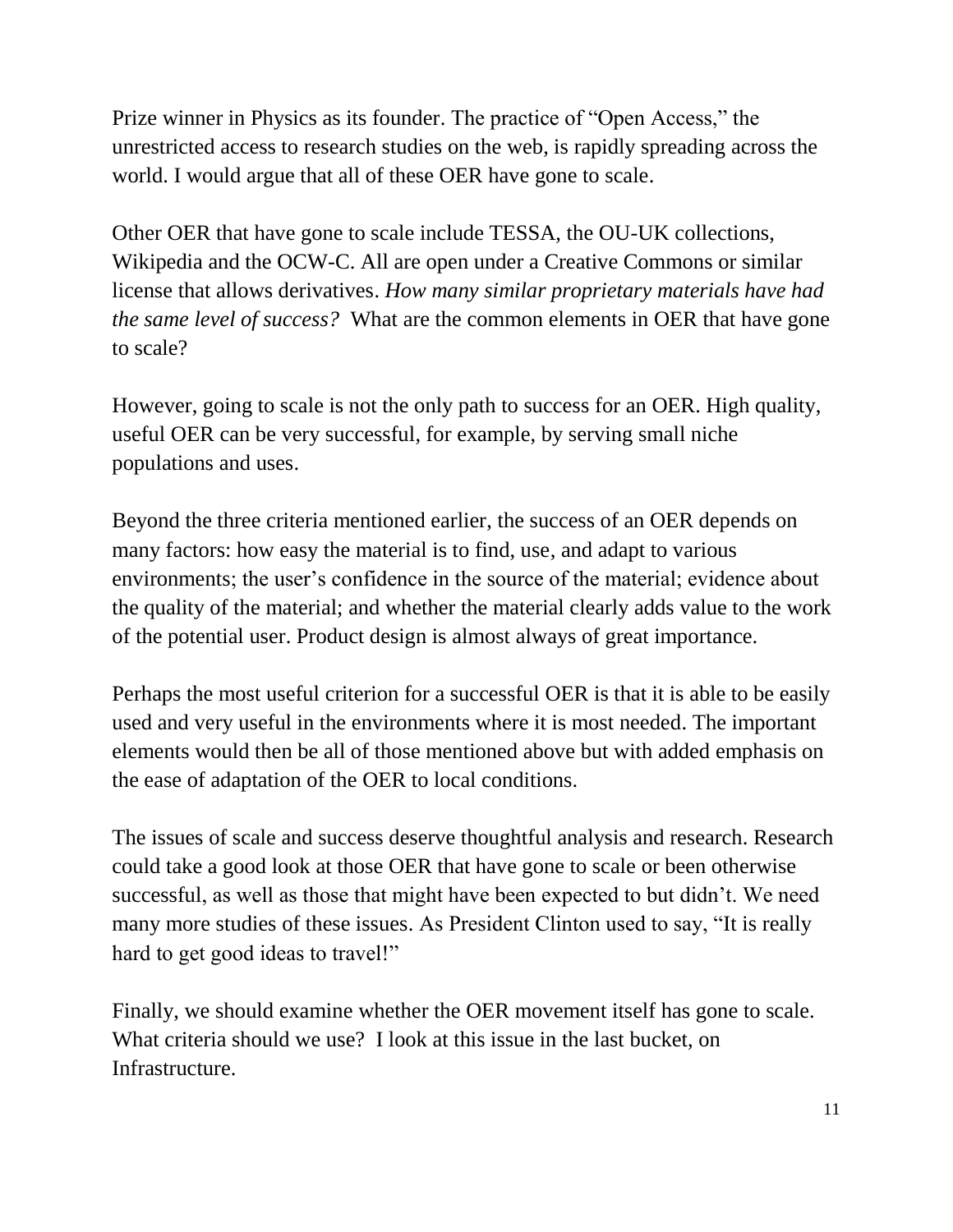Prize winner in Physics as its founder. The practice of "Open Access," the unrestricted access to research studies on the web, is rapidly spreading across the world. I would argue that all of these OER have gone to scale.

Other OER that have gone to scale include TESSA, the OU-UK collections, Wikipedia and the OCW-C. All are open under a Creative Commons or similar license that allows derivatives. *How many similar proprietary materials have had the same level of success?* What are the common elements in OER that have gone to scale?

However, going to scale is not the only path to success for an OER. High quality, useful OER can be very successful, for example, by serving small niche populations and uses.

Beyond the three criteria mentioned earlier, the success of an OER depends on many factors: how easy the material is to find, use, and adapt to various environments; the user's confidence in the source of the material; evidence about the quality of the material; and whether the material clearly adds value to the work of the potential user. Product design is almost always of great importance.

Perhaps the most useful criterion for a successful OER is that it is able to be easily used and very useful in the environments where it is most needed. The important elements would then be all of those mentioned above but with added emphasis on the ease of adaptation of the OER to local conditions.

The issues of scale and success deserve thoughtful analysis and research. Research could take a good look at those OER that have gone to scale or been otherwise successful, as well as those that might have been expected to but didn't. We need many more studies of these issues. As President Clinton used to say, "It is really hard to get good ideas to travel!"

Finally, we should examine whether the OER movement itself has gone to scale. What criteria should we use? I look at this issue in the last bucket, on Infrastructure.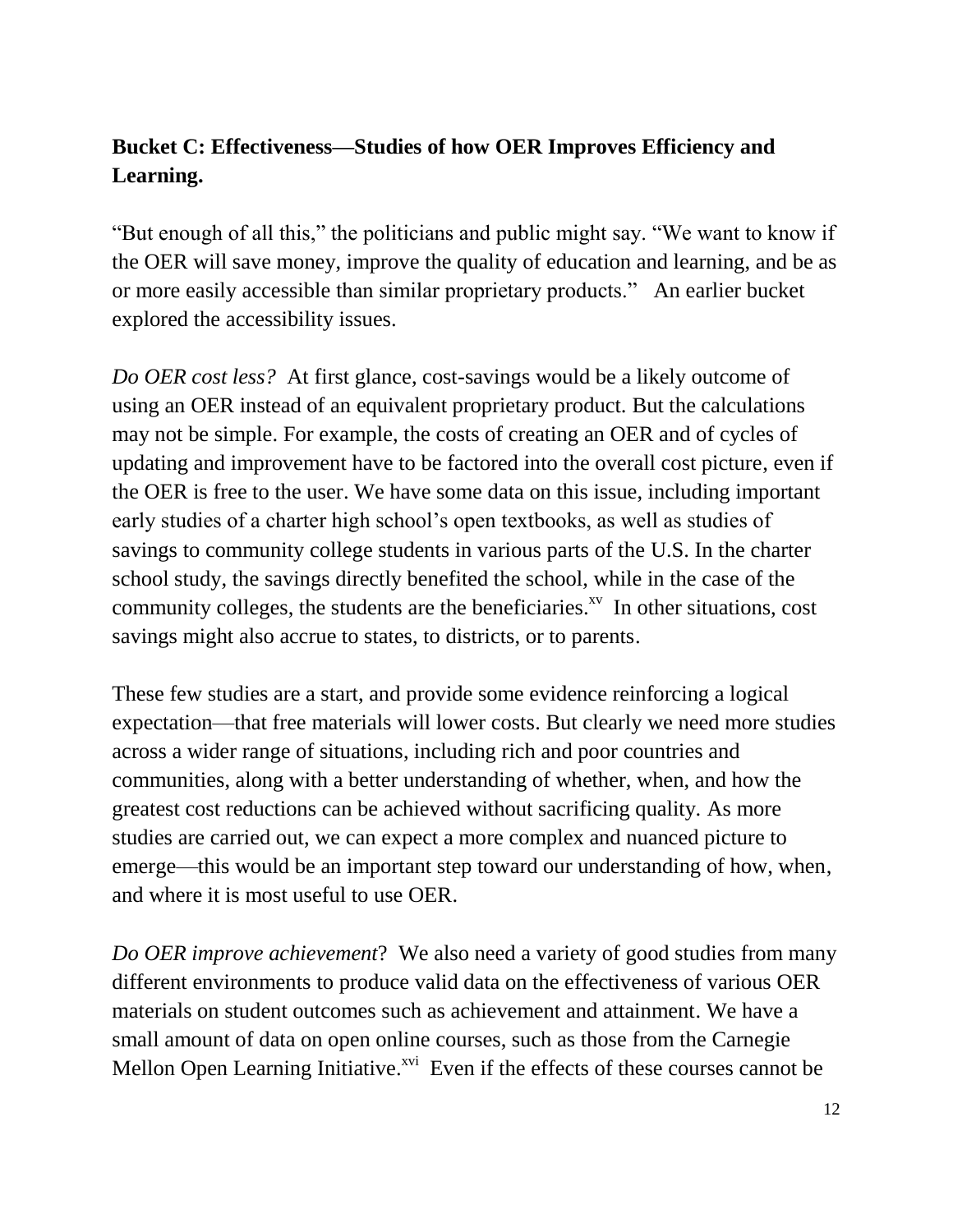**Bucket C: Effectiveness—Studies of how OER Improves Efficiency and Learning.**

"But enough of all this," the politicians and public might say. "We want to know if the OER will save money, improve the quality of education and learning, and be as or more easily accessible than similar proprietary products." An earlier bucket explored the accessibility issues.

*Do OER cost less?* At first glance, cost-savings would be a likely outcome of using an OER instead of an equivalent proprietary product. But the calculations may not be simple. For example, the costs of creating an OER and of cycles of updating and improvement have to be factored into the overall cost picture, even if the OER is free to the user. We have some data on this issue, including important early studies of a charter high school's open textbooks, as well as studies of savings to community college students in various parts of the U.S. In the charter school study, the savings directly benefited the school, while in the case of the community colleges, the students are the beneficiaries.[xv] In other situations, cost savings might also accrue to states, to districts, or to parents.

These few studies are a start, and provide some evidence reinforcing a logical expectation—that free materials will lower costs. But clearly we need more studies across a wider range of situations, including rich and poor countries and communities, along with a better understanding of whether, when, and how the greatest cost reductions can be achieved without sacrificing quality. As more studies are carried out, we can expect a more complex and nuanced picture to emerge—this would be an important step toward our understanding of how, when, and where it is most useful to use OER.

*Do OER improve achievement*? We also need a variety of good studies from many different environments to produce valid data on the effectiveness of various OER materials on student outcomes such as achievement and attainment. We have a small amount of data on open online courses, such as those from the Carnegie Mellon Open Learning Initiative.[xvi] Even if the effects of these courses cannot be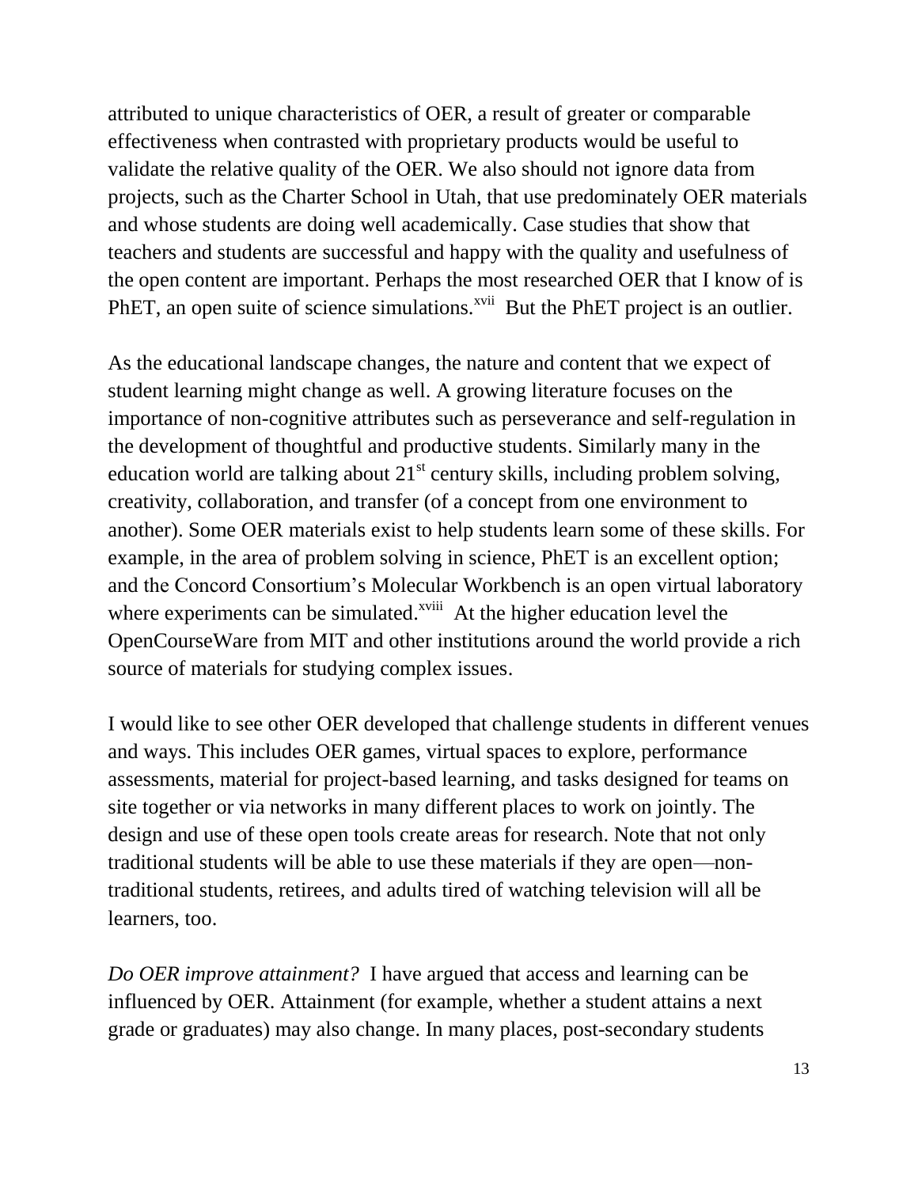attributed to unique characteristics of OER, a result of greater or comparable effectiveness when contrasted with proprietary products would be useful to validate the relative quality of the OER. We also should not ignore data from projects, such as the Charter School in Utah, that use predominately OER materials and whose students are doing well academically. Case studies that show that teachers and students are successful and happy with the quality and usefulness of the open content are important. Perhaps the most researched OER that I know of is PhET, an open suite of science simulations.[xvii] But the PhET project is an outlier.

As the educational landscape changes, the nature and content that we expect of student learning might change as well. A growing literature focuses on the importance of non-cognitive attributes such as perseverance and self-regulation in the development of thoughtful and productive students. Similarly many in the education world are talking about 21st century skills, including problem solving, creativity, collaboration, and transfer (of a concept from one environment to another). Some OER materials exist to help students learn some of these skills. For example, in the area of problem solving in science, PhET is an excellent option; and the Concord Consortium's Molecular Workbench is an open virtual laboratory where experiments can be simulated.[xviii] At the higher education level the OpenCourseWare from MIT and other institutions around the world provide a rich source of materials for studying complex issues.

I would like to see other OER developed that challenge students in different venues and ways. This includes OER games, virtual spaces to explore, performance assessments, material for project-based learning, and tasks designed for teams on site together or via networks in many different places to work on jointly. The design and use of these open tools create areas for research. Note that not only traditional students will be able to use these materials if they are open—non-traditional students, retirees, and adults tired of watching television will all be learners, too.

*Do OER improve attainment?* I have argued that access and learning can be influenced by OER. Attainment (for example, whether a student attains a next grade or graduates) may also change. In many places, post-secondary students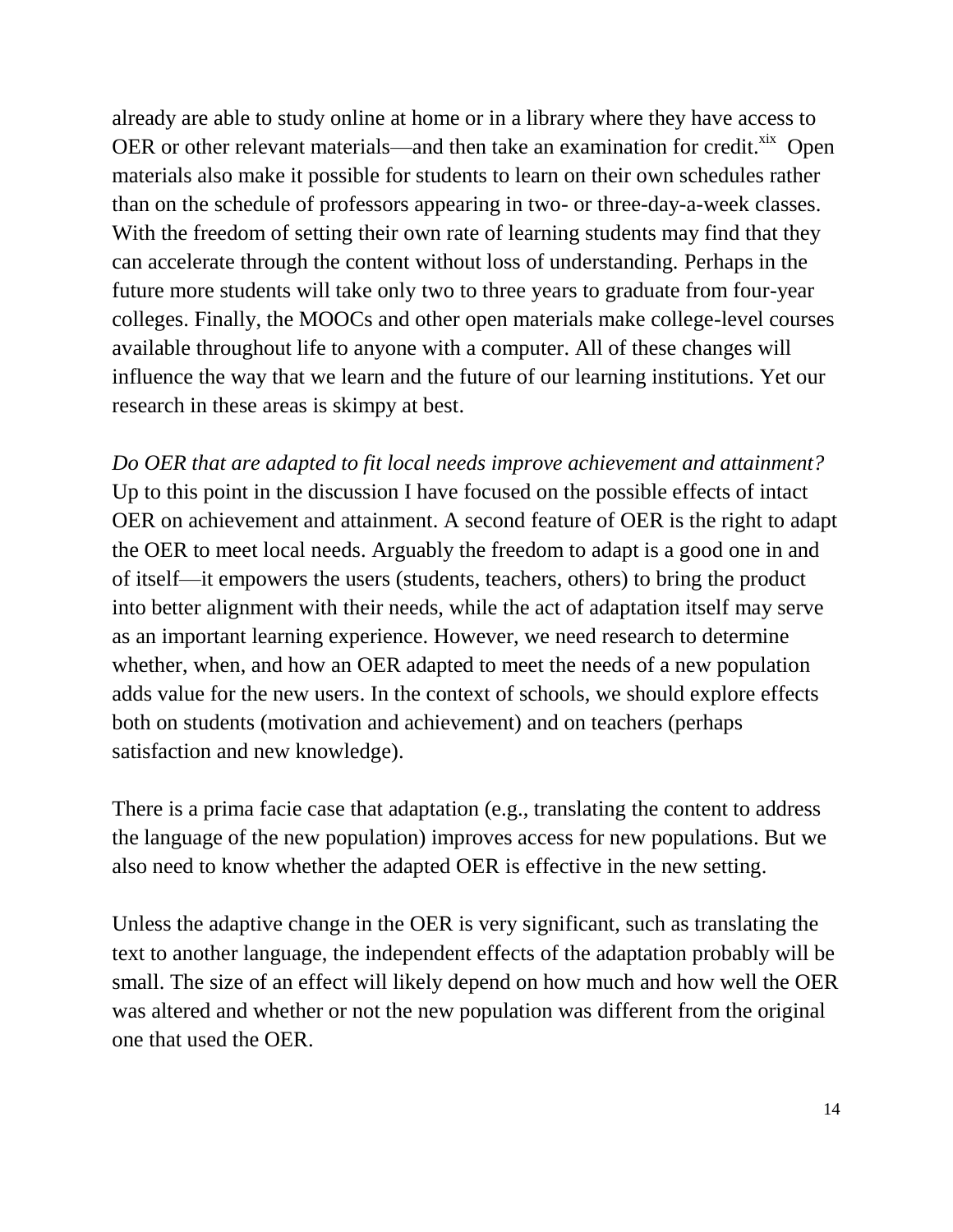already are able to study online at home or in a library where they have access to OER or other relevant materials—and then take an examination for credit.[xix] Open materials also make it possible for students to learn on their own schedules rather than on the schedule of professors appearing in two- or three-day-a-week classes. With the freedom of setting their own rate of learning students may find that they can accelerate through the content without loss of understanding. Perhaps in the future more students will take only two to three years to graduate from four-year colleges. Finally, the MOOCs and other open materials make college-level courses available throughout life to anyone with a computer. All of these changes will influence the way that we learn and the future of our learning institutions. Yet our research in these areas is skimpy at best.

*Do OER that are adapted to fit local needs improve achievement and attainment?* Up to this point in the discussion I have focused on the possible effects of intact OER on achievement and attainment. A second feature of OER is the right to adapt the OER to meet local needs. Arguably the freedom to adapt is a good one in and of itself—it empowers the users (students, teachers, others) to bring the product into better alignment with their needs, while the act of adaptation itself may serve as an important learning experience. However, we need research to determine whether, when, and how an OER adapted to meet the needs of a new population adds value for the new users. In the context of schools, we should explore effects both on students (motivation and achievement) and on teachers (perhaps satisfaction and new knowledge).

There is a prima facie case that adaptation (e.g., translating the content to address the language of the new population) improves access for new populations. But we also need to know whether the adapted OER is effective in the new setting.

Unless the adaptive change in the OER is very significant, such as translating the text to another language, the independent effects of the adaptation probably will be small. The size of an effect will likely depend on how much and how well the OER was altered and whether or not the new population was different from the original one that used the OER.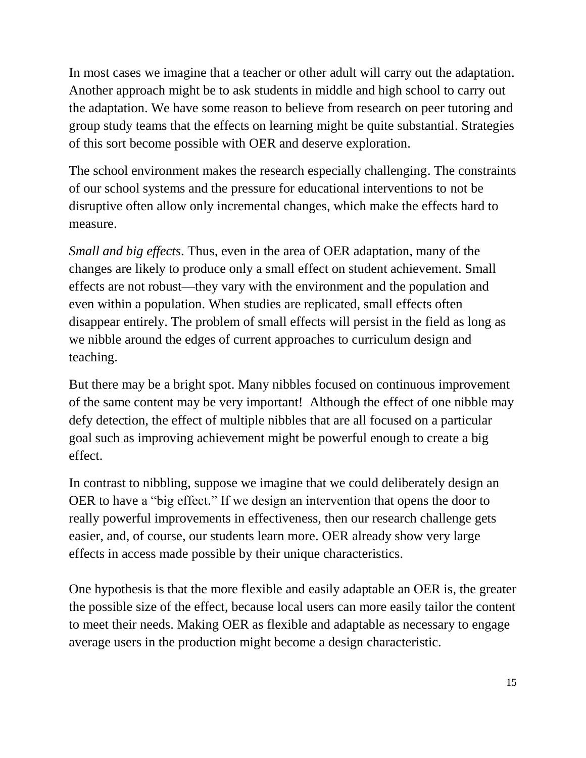In most cases we imagine that a teacher or other adult will carry out the adaptation. Another approach might be to ask students in middle and high school to carry out the adaptation. We have some reason to believe from research on peer tutoring and group study teams that the effects on learning might be quite substantial. Strategies of this sort become possible with OER and deserve exploration.

The school environment makes the research especially challenging. The constraints of our school systems and the pressure for educational interventions to not be disruptive often allow only incremental changes, which make the effects hard to measure.

*Small and big effects*. Thus, even in the area of OER adaptation, many of the changes are likely to produce only a small effect on student achievement. Small effects are not robust—they vary with the environment and the population and even within a population. When studies are replicated, small effects often disappear entirely. The problem of small effects will persist in the field as long as we nibble around the edges of current approaches to curriculum design and teaching.

But there may be a bright spot. Many nibbles focused on continuous improvement of the same content may be very important! Although the effect of one nibble may defy detection, the effect of multiple nibbles that are all focused on a particular goal such as improving achievement might be powerful enough to create a big effect.

In contrast to nibbling, suppose we imagine that we could deliberately design an OER to have a "big effect." If we design an intervention that opens the door to really powerful improvements in effectiveness, then our research challenge gets easier, and, of course, our students learn more. OER already show very large effects in access made possible by their unique characteristics.

One hypothesis is that the more flexible and easily adaptable an OER is, the greater the possible size of the effect, because local users can more easily tailor the content to meet their needs. Making OER as flexible and adaptable as necessary to engage average users in the production might become a design characteristic.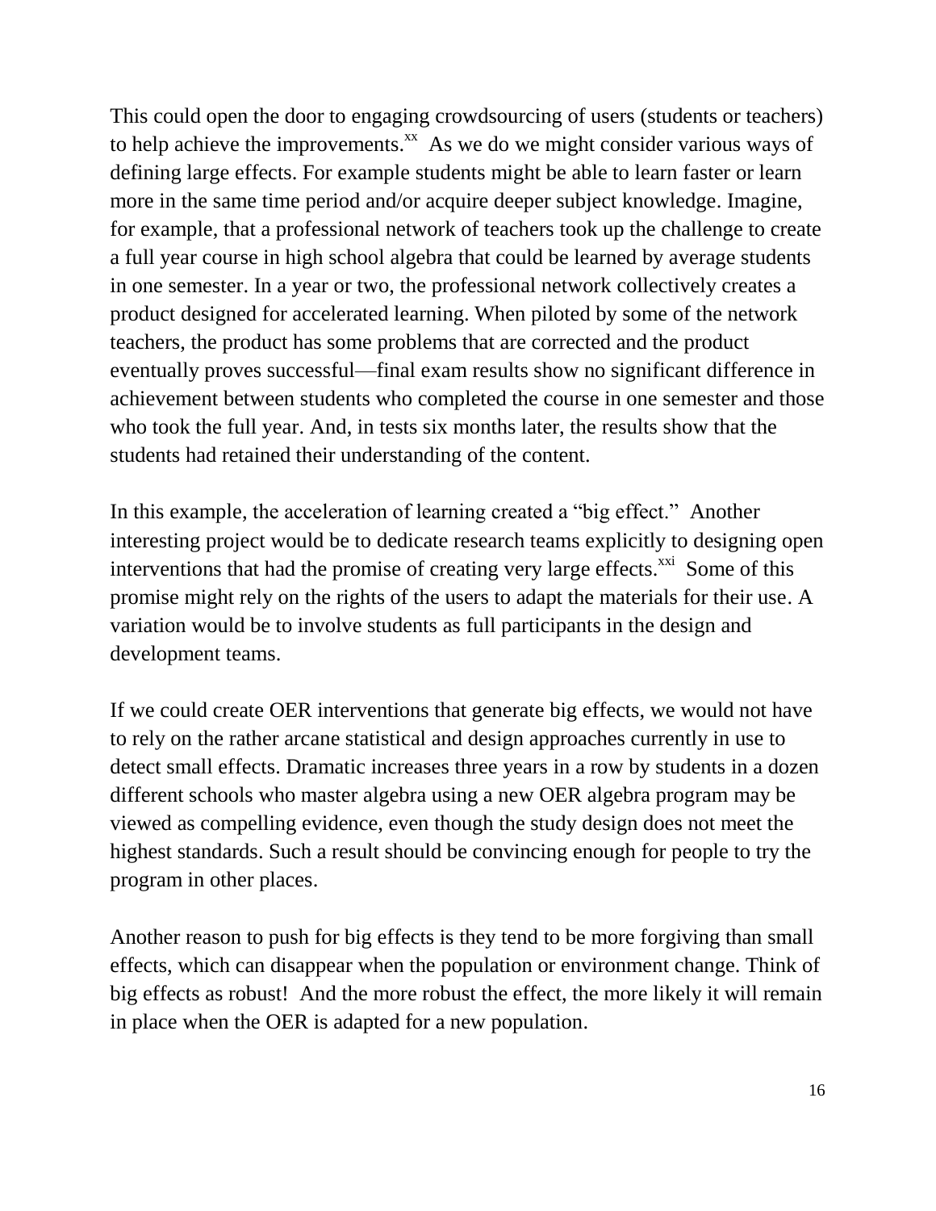This could open the door to engaging crowdsourcing of users (students or teachers) to help achieve the improvements.[xx] As we do we might consider various ways of defining large effects. For example students might be able to learn faster or learn more in the same time period and/or acquire deeper subject knowledge. Imagine, for example, that a professional network of teachers took up the challenge to create a full year course in high school algebra that could be learned by average students in one semester. In a year or two, the professional network collectively creates a product designed for accelerated learning. When piloted by some of the network teachers, the product has some problems that are corrected and the product eventually proves successful—final exam results show no significant difference in achievement between students who completed the course in one semester and those who took the full year. And, in tests six months later, the results show that the students had retained their understanding of the content.

In this example, the acceleration of learning created a "big effect." Another interesting project would be to dedicate research teams explicitly to designing open interventions that had the promise of creating very large effects.[xxi] Some of this promise might rely on the rights of the users to adapt the materials for their use. A variation would be to involve students as full participants in the design and development teams.

If we could create OER interventions that generate big effects, we would not have to rely on the rather arcane statistical and design approaches currently in use to detect small effects. Dramatic increases three years in a row by students in a dozen different schools who master algebra using a new OER algebra program may be viewed as compelling evidence, even though the study design does not meet the highest standards. Such a result should be convincing enough for people to try the program in other places.

Another reason to push for big effects is they tend to be more forgiving than small effects, which can disappear when the population or environment change. Think of big effects as robust! And the more robust the effect, the more likely it will remain in place when the OER is adapted for a new population.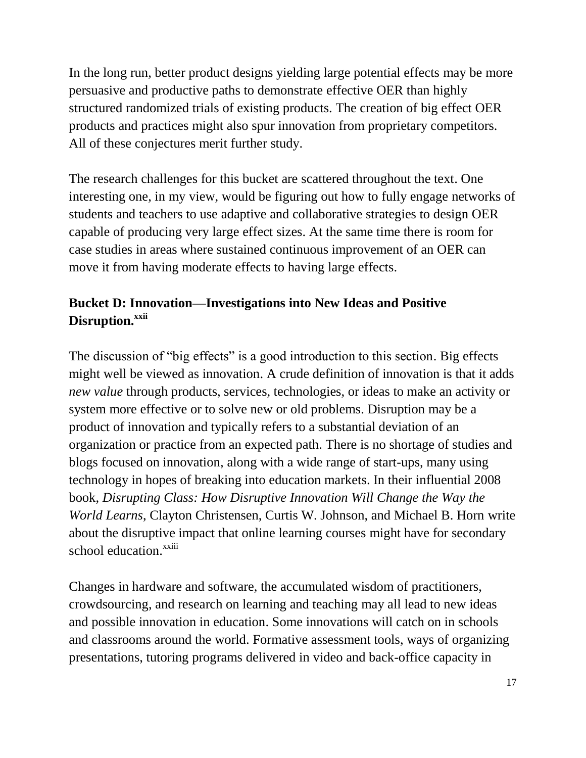In the long run, better product designs yielding large potential effects may be more persuasive and productive paths to demonstrate effective OER than highly structured randomized trials of existing products. The creation of big effect OER products and practices might also spur innovation from proprietary competitors. All of these conjectures merit further study.

The research challenges for this bucket are scattered throughout the text. One interesting one, in my view, would be figuring out how to fully engage networks of students and teachers to use adaptive and collaborative strategies to design OER capable of producing very large effect sizes. At the same time there is room for case studies in areas where sustained continuous improvement of an OER can move it from having moderate effects to having large effects.

### Bucket D: Innovation—Investigations into New Ideas and Positive Disruption.[xxii]

The discussion of "big effects" is a good introduction to this section. Big effects might well be viewed as innovation. A crude definition of innovation is that it adds *new value* through products, services, technologies, or ideas to make an activity or system more effective or to solve new or old problems. Disruption may be a product of innovation and typically refers to a substantial deviation of an organization or practice from an expected path. There is no shortage of studies and blogs focused on innovation, along with a wide range of start-ups, many using technology in hopes of breaking into education markets. In their influential 2008 book, *Disrupting Class: How Disruptive Innovation Will Change the Way the World Learns*, Clayton Christensen, Curtis W. Johnson, and Michael B. Horn write about the disruptive impact that online learning courses might have for secondary school education.[xxiii]

Changes in hardware and software, the accumulated wisdom of practitioners, crowdsourcing, and research on learning and teaching may all lead to new ideas and possible innovation in education. Some innovations will catch on in schools and classrooms around the world. Formative assessment tools, ways of organizing presentations, tutoring programs delivered in video and back-office capacity in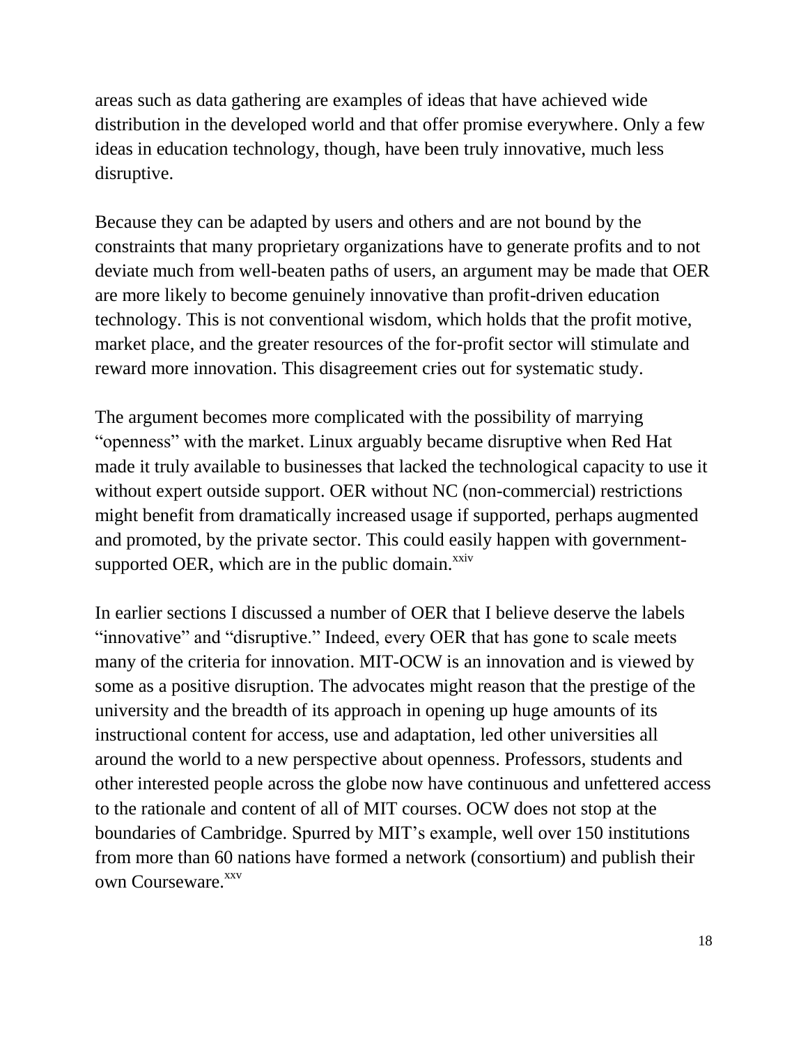areas such as data gathering are examples of ideas that have achieved wide distribution in the developed world and that offer promise everywhere. Only a few ideas in education technology, though, have been truly innovative, much less disruptive.

Because they can be adapted by users and others and are not bound by the constraints that many proprietary organizations have to generate profits and to not deviate much from well-beaten paths of users, an argument may be made that OER are more likely to become genuinely innovative than profit-driven education technology. This is not conventional wisdom, which holds that the profit motive, market place, and the greater resources of the for-profit sector will stimulate and reward more innovation. This disagreement cries out for systematic study.

The argument becomes more complicated with the possibility of marrying "openness" with the market. Linux arguably became disruptive when Red Hat made it truly available to businesses that lacked the technological capacity to use it without expert outside support. OER without NC (non-commercial) restrictions might benefit from dramatically increased usage if supported, perhaps augmented and promoted, by the private sector. This could easily happen with government-supported OER, which are in the public domain.[xxiv]

In earlier sections I discussed a number of OER that I believe deserve the labels "innovative" and "disruptive." Indeed, every OER that has gone to scale meets many of the criteria for innovation. MIT-OCW is an innovation and is viewed by some as a positive disruption. The advocates might reason that the prestige of the university and the breadth of its approach in opening up huge amounts of its instructional content for access, use and adaptation, led other universities all around the world to a new perspective about openness. Professors, students and other interested people across the globe now have continuous and unfettered access to the rationale and content of all of MIT courses. OCW does not stop at the boundaries of Cambridge. Spurred by MIT's example, well over 150 institutions from more than 60 nations have formed a network (consortium) and publish their own Courseware.[xxv]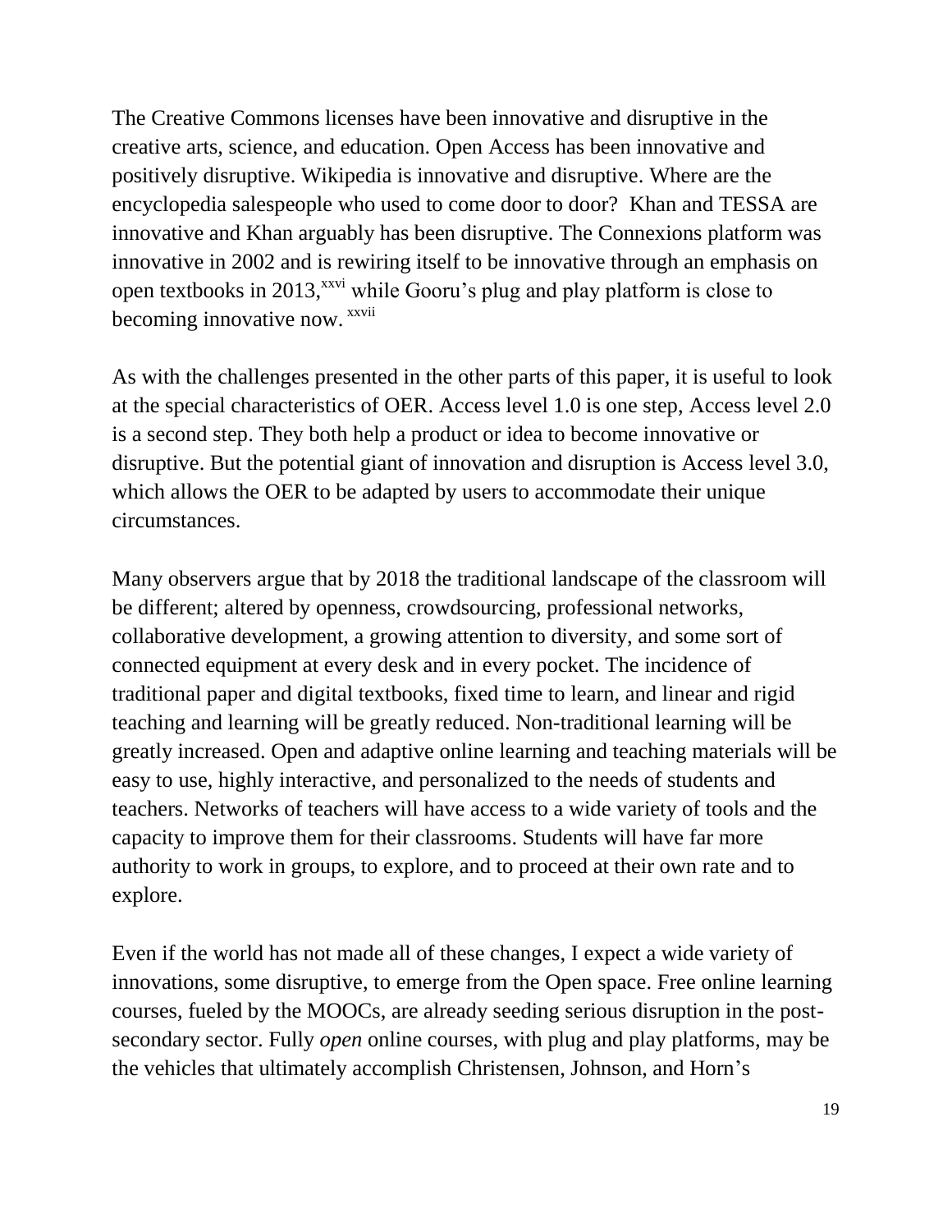The Creative Commons licenses have been innovative and disruptive in the creative arts, science, and education. Open Access has been innovative and positively disruptive. Wikipedia is innovative and disruptive. Where are the encyclopedia salespeople who used to come door to door? Khan and TESSA are innovative and Khan arguably has been disruptive. The Connexions platform was innovative in 2002 and is rewiring itself to be innovative through an emphasis on open textbooks in 2013,[xxvi] while Gooru's plug and play platform is close to becoming innovative now.[xxvii]

As with the challenges presented in the other parts of this paper, it is useful to look at the special characteristics of OER. Access level 1.0 is one step, Access level 2.0 is a second step. They both help a product or idea to become innovative or disruptive. But the potential giant of innovation and disruption is Access level 3.0, which allows the OER to be adapted by users to accommodate their unique circumstances.

Many observers argue that by 2018 the traditional landscape of the classroom will be different; altered by openness, crowdsourcing, professional networks, collaborative development, a growing attention to diversity, and some sort of connected equipment at every desk and in every pocket. The incidence of traditional paper and digital textbooks, fixed time to learn, and linear and rigid teaching and learning will be greatly reduced. Non-traditional learning will be greatly increased. Open and adaptive online learning and teaching materials will be easy to use, highly interactive, and personalized to the needs of students and teachers. Networks of teachers will have access to a wide variety of tools and the capacity to improve them for their classrooms. Students will have far more authority to work in groups, to explore, and to proceed at their own rate and to explore.

Even if the world has not made all of these changes, I expect a wide variety of innovations, some disruptive, to emerge from the Open space. Free online learning courses, fueled by the MOOCs, are already seeding serious disruption in the post-secondary sector. Fully *open* online courses, with plug and play platforms, may be the vehicles that ultimately accomplish Christensen, Johnson, and Horn's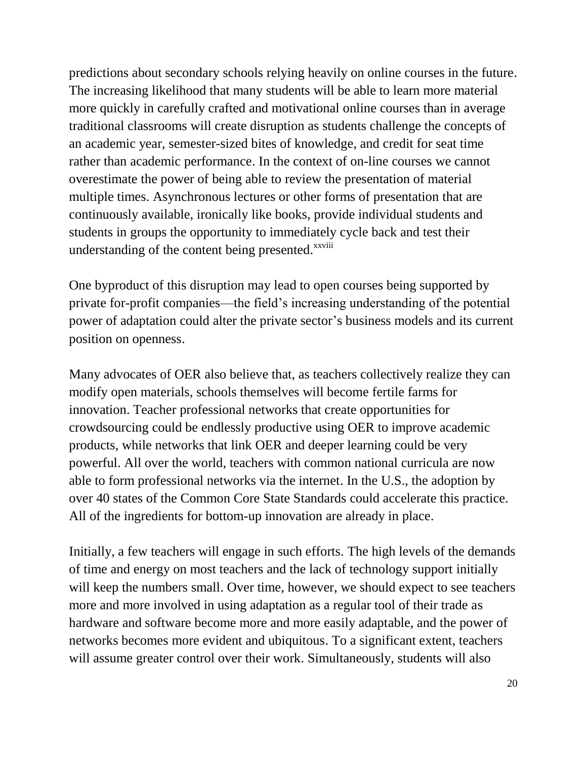predictions about secondary schools relying heavily on online courses in the future. The increasing likelihood that many students will be able to learn more material more quickly in carefully crafted and motivational online courses than in average traditional classrooms will create disruption as students challenge the concepts of an academic year, semester-sized bites of knowledge, and credit for seat time rather than academic performance. In the context of on-line courses we cannot overestimate the power of being able to review the presentation of material multiple times. Asynchronous lectures or other forms of presentation that are continuously available, ironically like books, provide individual students and students in groups the opportunity to immediately cycle back and test their understanding of the content being presented.[xxviii]

One byproduct of this disruption may lead to open courses being supported by private for-profit companies—the field's increasing understanding of the potential power of adaptation could alter the private sector's business models and its current position on openness.

Many advocates of OER also believe that, as teachers collectively realize they can modify open materials, schools themselves will become fertile farms for innovation. Teacher professional networks that create opportunities for crowdsourcing could be endlessly productive using OER to improve academic products, while networks that link OER and deeper learning could be very powerful. All over the world, teachers with common national curricula are now able to form professional networks via the internet. In the U.S., the adoption by over 40 states of the Common Core State Standards could accelerate this practice. All of the ingredients for bottom-up innovation are already in place.

Initially, a few teachers will engage in such efforts. The high levels of the demands of time and energy on most teachers and the lack of technology support initially will keep the numbers small. Over time, however, we should expect to see teachers more and more involved in using adaptation as a regular tool of their trade as hardware and software become more and more easily adaptable, and the power of networks becomes more evident and ubiquitous. To a significant extent, teachers will assume greater control over their work. Simultaneously, students will also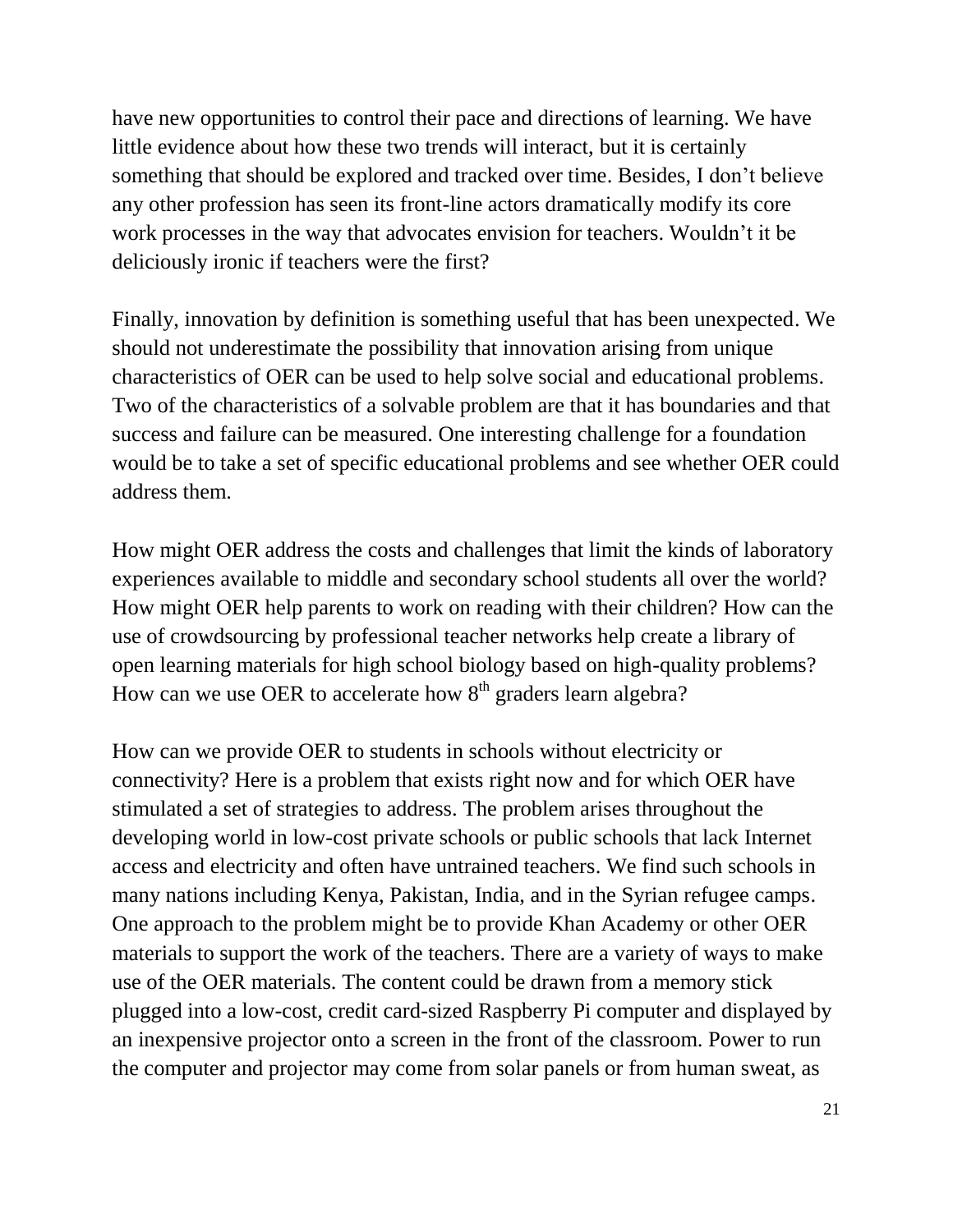have new opportunities to control their pace and directions of learning. We have little evidence about how these two trends will interact, but it is certainly something that should be explored and tracked over time. Besides, I don't believe any other profession has seen its front-line actors dramatically modify its core work processes in the way that advocates envision for teachers. Wouldn't it be deliciously ironic if teachers were the first?

Finally, innovation by definition is something useful that has been unexpected. We should not underestimate the possibility that innovation arising from unique characteristics of OER can be used to help solve social and educational problems. Two of the characteristics of a solvable problem are that it has boundaries and that success and failure can be measured. One interesting challenge for a foundation would be to take a set of specific educational problems and see whether OER could address them.

How might OER address the costs and challenges that limit the kinds of laboratory experiences available to middle and secondary school students all over the world? How might OER help parents to work on reading with their children? How can the use of crowdsourcing by professional teacher networks help create a library of open learning materials for high school biology based on high-quality problems? How can we use OER to accelerate how 8th graders learn algebra?

How can we provide OER to students in schools without electricity or connectivity? Here is a problem that exists right now and for which OER have stimulated a set of strategies to address. The problem arises throughout the developing world in low-cost private schools or public schools that lack Internet access and electricity and often have untrained teachers. We find such schools in many nations including Kenya, Pakistan, India, and in the Syrian refugee camps. One approach to the problem might be to provide Khan Academy or other OER materials to support the work of the teachers. There are a variety of ways to make use of the OER materials. The content could be drawn from a memory stick plugged into a low-cost, credit card-sized Raspberry Pi computer and displayed by an inexpensive projector onto a screen in the front of the classroom. Power to run the computer and projector may come from solar panels or from human sweat, as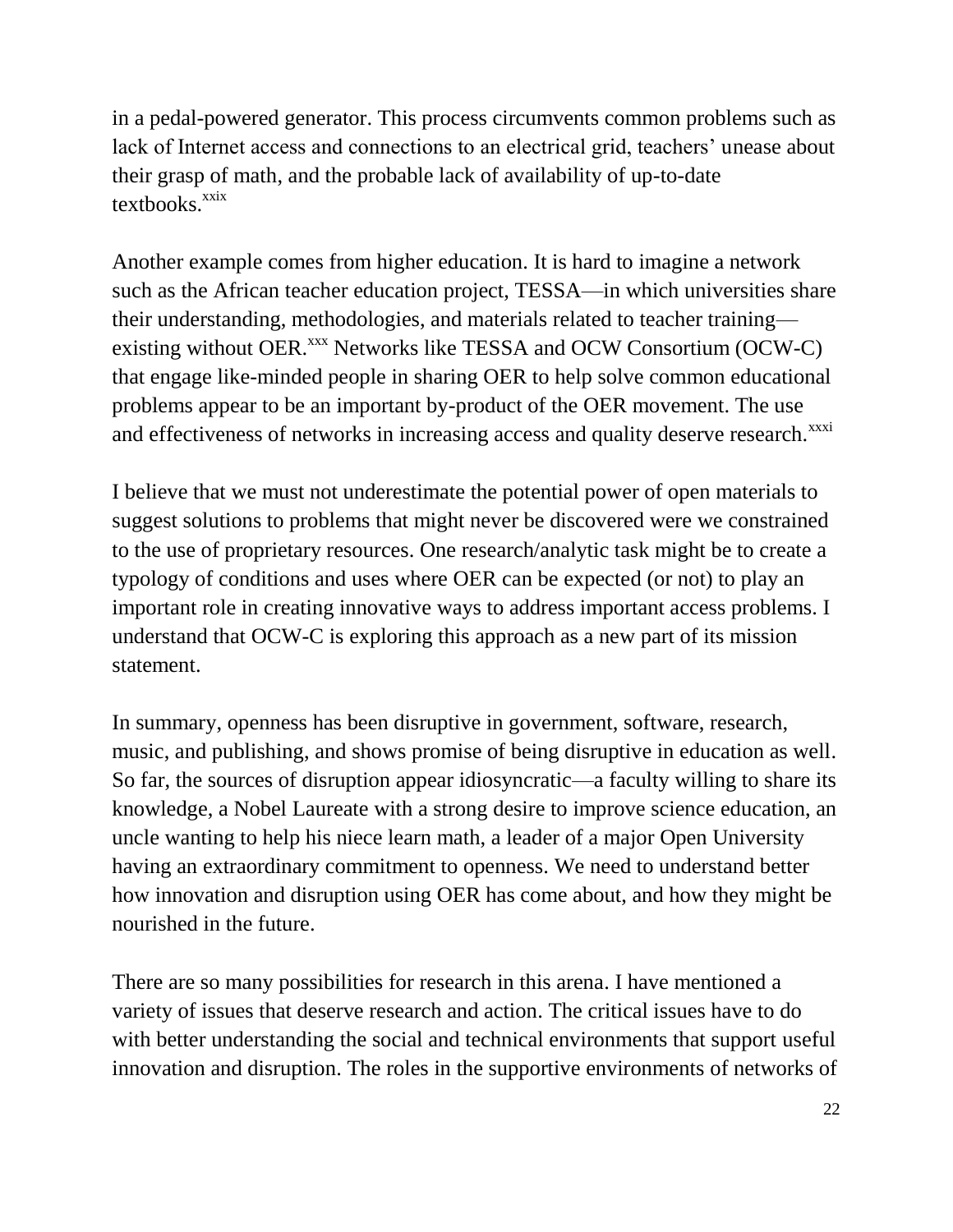in a pedal-powered generator. This process circumvents common problems such as lack of Internet access and connections to an electrical grid, teachers' unease about their grasp of math, and the probable lack of availability of up-to-date textbooks.[xxix]

Another example comes from higher education. It is hard to imagine a network such as the African teacher education project, TESSA—in which universities share their understanding, methodologies, and materials related to teacher training—existing without OER.[xxx] Networks like TESSA and OCW Consortium (OCW-C) that engage like-minded people in sharing OER to help solve common educational problems appear to be an important by-product of the OER movement. The use and effectiveness of networks in increasing access and quality deserve research.[xxxi]

I believe that we must not underestimate the potential power of open materials to suggest solutions to problems that might never be discovered were we constrained to the use of proprietary resources. One research/analytic task might be to create a typology of conditions and uses where OER can be expected (or not) to play an important role in creating innovative ways to address important access problems. I understand that OCW-C is exploring this approach as a new part of its mission statement.

In summary, openness has been disruptive in government, software, research, music, and publishing, and shows promise of being disruptive in education as well. So far, the sources of disruption appear idiosyncratic—a faculty willing to share its knowledge, a Nobel Laureate with a strong desire to improve science education, an uncle wanting to help his niece learn math, a leader of a major Open University having an extraordinary commitment to openness. We need to understand better how innovation and disruption using OER has come about, and how they might be nourished in the future.

There are so many possibilities for research in this arena. I have mentioned a variety of issues that deserve research and action. The critical issues have to do with better understanding the social and technical environments that support useful innovation and disruption. The roles in the supportive environments of networks of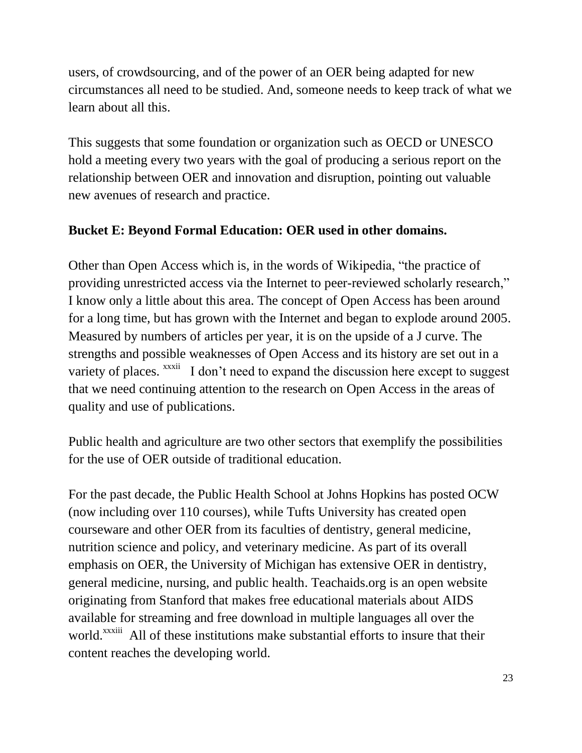users, of crowdsourcing, and of the power of an OER being adapted for new circumstances all need to be studied. And, someone needs to keep track of what we learn about all this.

This suggests that some foundation or organization such as OECD or UNESCO hold a meeting every two years with the goal of producing a serious report on the relationship between OER and innovation and disruption, pointing out valuable new avenues of research and practice.

**Bucket E: Beyond Formal Education: OER used in other domains.**

Other than Open Access which is, in the words of Wikipedia, "the practice of providing unrestricted access via the Internet to peer-reviewed scholarly research," I know only a little about this area. The concept of Open Access has been around for a long time, but has grown with the Internet and began to explode around 2005. Measured by numbers of articles per year, it is on the upside of a J curve. The strengths and possible weaknesses of Open Access and its history are set out in a variety of places. [xxxii] I don't need to expand the discussion here except to suggest that we need continuing attention to the research on Open Access in the areas of quality and use of publications.

Public health and agriculture are two other sectors that exemplify the possibilities for the use of OER outside of traditional education.

For the past decade, the Public Health School at Johns Hopkins has posted OCW (now including over 110 courses), while Tufts University has created open courseware and other OER from its faculties of dentistry, general medicine, nutrition science and policy, and veterinary medicine. As part of its overall emphasis on OER, the University of Michigan has extensive OER in dentistry, general medicine, nursing, and public health. Teachaids.org is an open website originating from Stanford that makes free educational materials about AIDS available for streaming and free download in multiple languages all over the world.[xxxiii] All of these institutions make substantial efforts to insure that their content reaches the developing world.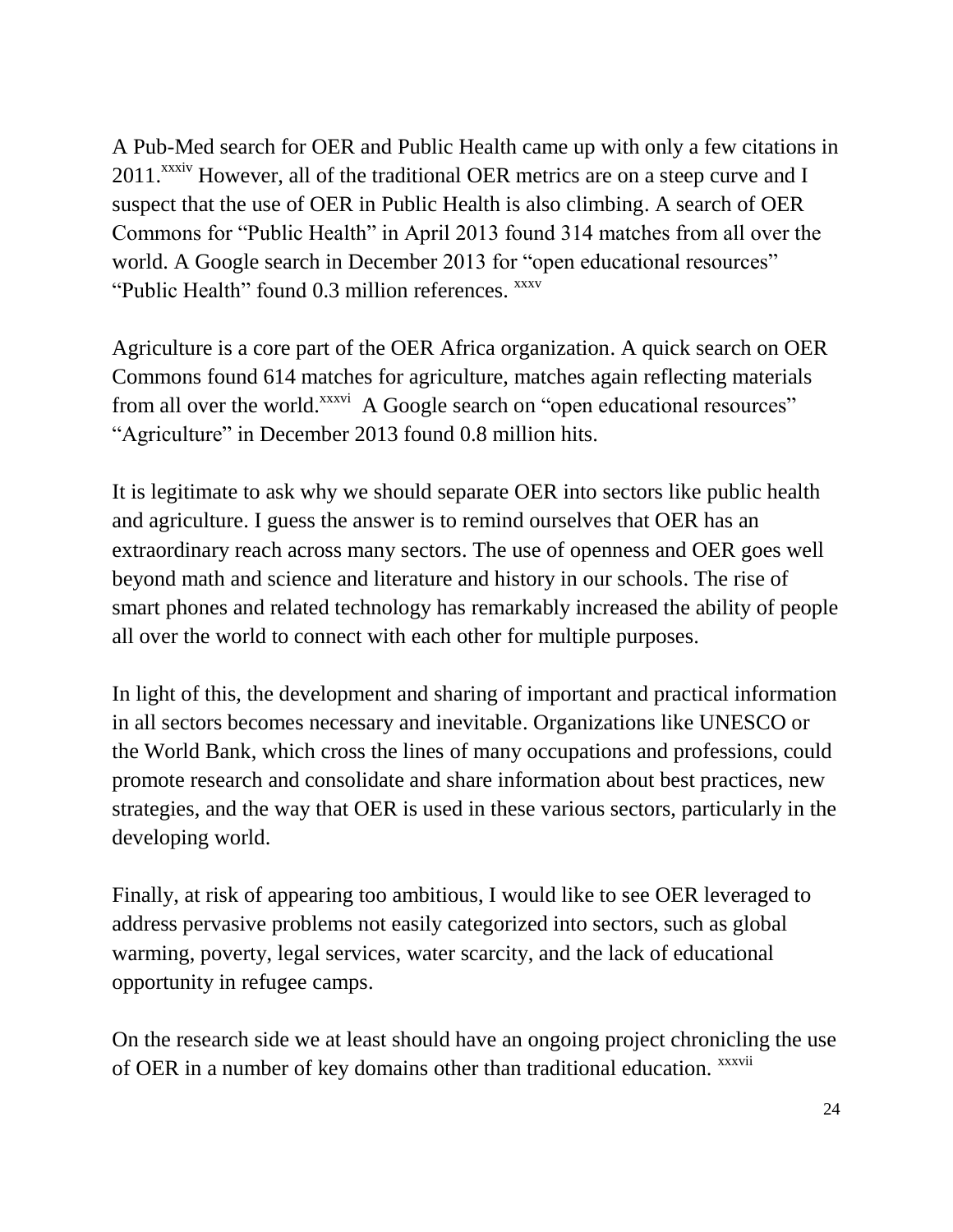A Pub-Med search for OER and Public Health came up with only a few citations in 2011.[xxxiv] However, all of the traditional OER metrics are on a steep curve and I suspect that the use of OER in Public Health is also climbing. A search of OER Commons for “Public Health” in April 2013 found 314 matches from all over the world. A Google search in December 2013 for “open educational resources” “Public Health” found 0.3 million references. [xxxv]

Agriculture is a core part of the OER Africa organization. A quick search on OER Commons found 614 matches for agriculture, matches again reflecting materials from all over the world.[xxxvi] A Google search on “open educational resources” “Agriculture” in December 2013 found 0.8 million hits.

It is legitimate to ask why we should separate OER into sectors like public health and agriculture. I guess the answer is to remind ourselves that OER has an extraordinary reach across many sectors. The use of openness and OER goes well beyond math and science and literature and history in our schools. The rise of smart phones and related technology has remarkably increased the ability of people all over the world to connect with each other for multiple purposes.

In light of this, the development and sharing of important and practical information in all sectors becomes necessary and inevitable. Organizations like UNESCO or the World Bank, which cross the lines of many occupations and professions, could promote research and consolidate and share information about best practices, new strategies, and the way that OER is used in these various sectors, particularly in the developing world.

Finally, at risk of appearing too ambitious, I would like to see OER leveraged to address pervasive problems not easily categorized into sectors, such as global warming, poverty, legal services, water scarcity, and the lack of educational opportunity in refugee camps.

On the research side we at least should have an ongoing project chronicling the use of OER in a number of key domains other than traditional education. [xxxvii]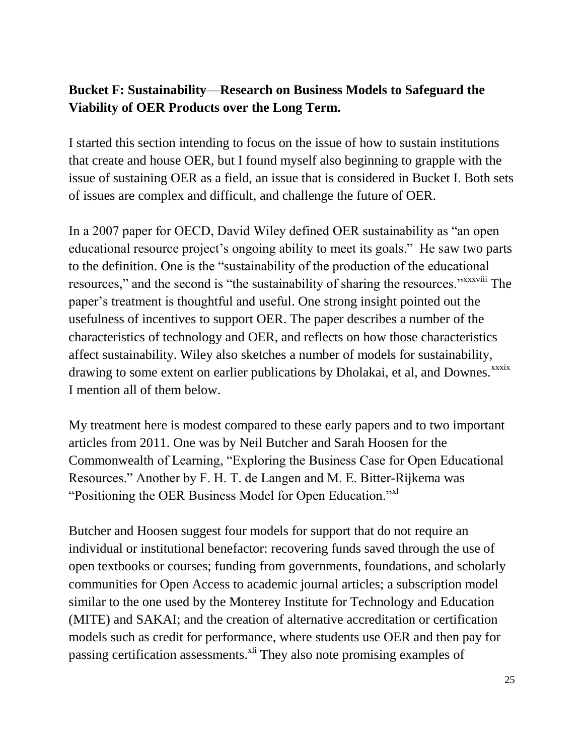**Bucket F: Sustainability—Research on Business Models to Safeguard the Viability of OER Products over the Long Term.**

I started this section intending to focus on the issue of how to sustain institutions that create and house OER, but I found myself also beginning to grapple with the issue of sustaining OER as a field, an issue that is considered in Bucket I. Both sets of issues are complex and difficult, and challenge the future of OER.

In a 2007 paper for OECD, David Wiley defined OER sustainability as "an open educational resource project's ongoing ability to meet its goals." He saw two parts to the definition. One is the "sustainability of the production of the educational resources," and the second is "the sustainability of sharing the resources."[xxxviii] The paper's treatment is thoughtful and useful. One strong insight pointed out the usefulness of incentives to support OER. The paper describes a number of the characteristics of technology and OER, and reflects on how those characteristics affect sustainability. Wiley also sketches a number of models for sustainability, drawing to some extent on earlier publications by Dholakai, et al, and Downes.[xxxix] I mention all of them below.

My treatment here is modest compared to these early papers and to two important articles from 2011. One was by Neil Butcher and Sarah Hoosen for the Commonwealth of Learning, "Exploring the Business Case for Open Educational Resources." Another by F. H. T. de Langen and M. E. Bitter-Rijkema was "Positioning the OER Business Model for Open Education."[xl]

Butcher and Hoosen suggest four models for support that do not require an individual or institutional benefactor: recovering funds saved through the use of open textbooks or courses; funding from governments, foundations, and scholarly communities for Open Access to academic journal articles; a subscription model similar to the one used by the Monterey Institute for Technology and Education (MITE) and SAKAI; and the creation of alternative accreditation or certification models such as credit for performance, where students use OER and then pay for passing certification assessments.[xli] They also note promising examples of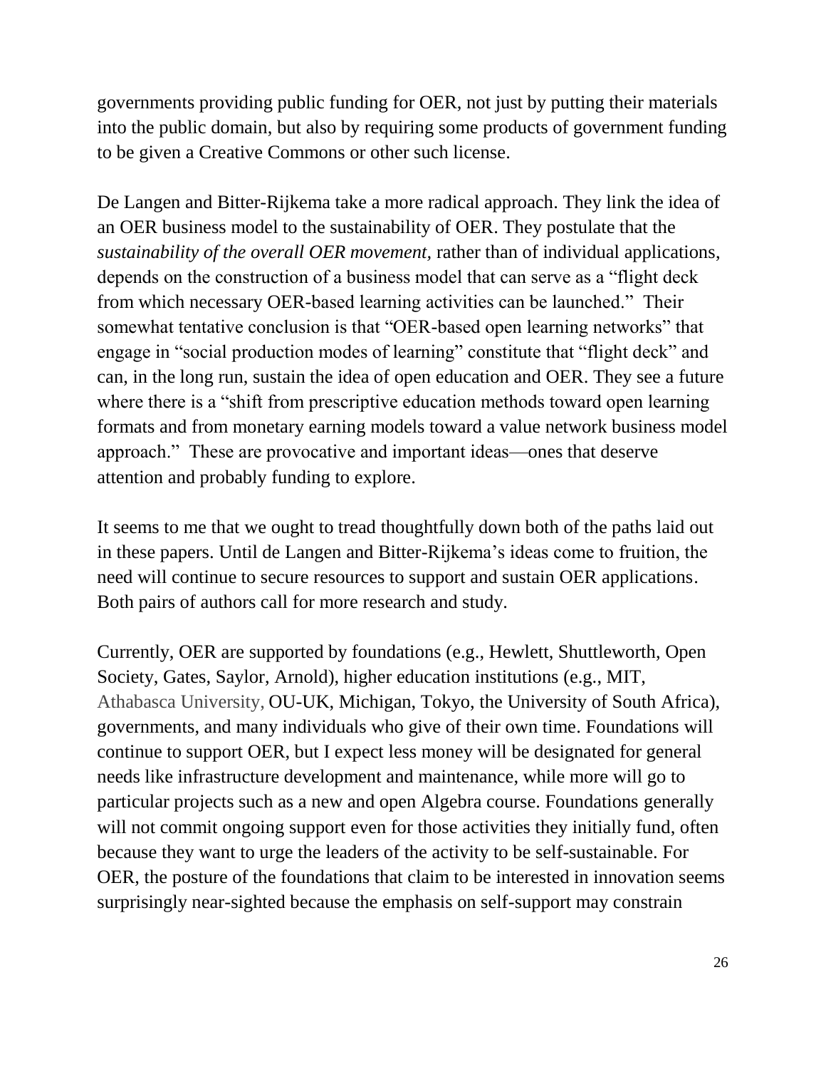governments providing public funding for OER, not just by putting their materials into the public domain, but also by requiring some products of government funding to be given a Creative Commons or other such license.

De Langen and Bitter-Rijkema take a more radical approach. They link the idea of an OER business model to the sustainability of OER. They postulate that the *sustainability of the overall OER movement*, rather than of individual applications, depends on the construction of a business model that can serve as a "flight deck from which necessary OER-based learning activities can be launched." Their somewhat tentative conclusion is that "OER-based open learning networks" that engage in "social production modes of learning" constitute that "flight deck" and can, in the long run, sustain the idea of open education and OER. They see a future where there is a "shift from prescriptive education methods toward open learning formats and from monetary earning models toward a value network business model approach." These are provocative and important ideas—ones that deserve attention and probably funding to explore.

It seems to me that we ought to tread thoughtfully down both of the paths laid out in these papers. Until de Langen and Bitter-Rijkema's ideas come to fruition, the need will continue to secure resources to support and sustain OER applications. Both pairs of authors call for more research and study.

Currently, OER are supported by foundations (e.g., Hewlett, Shuttleworth, Open Society, Gates, Saylor, Arnold), higher education institutions (e.g., MIT, Athabasca University, OU-UK, Michigan, Tokyo, the University of South Africa), governments, and many individuals who give of their own time. Foundations will continue to support OER, but I expect less money will be designated for general needs like infrastructure development and maintenance, while more will go to particular projects such as a new and open Algebra course. Foundations generally will not commit ongoing support even for those activities they initially fund, often because they want to urge the leaders of the activity to be self-sustainable. For OER, the posture of the foundations that claim to be interested in innovation seems surprisingly near-sighted because the emphasis on self-support may constrain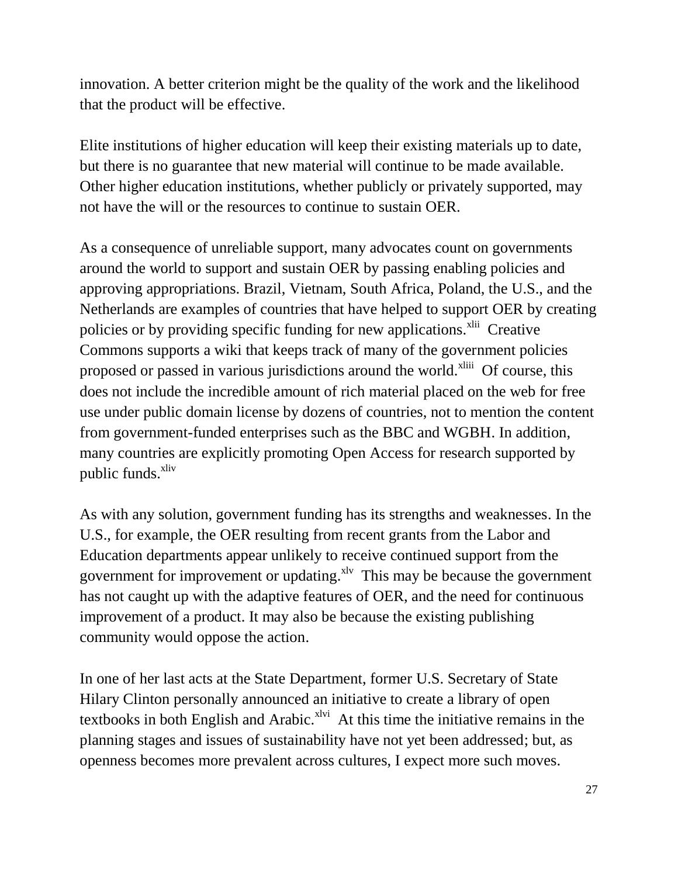innovation. A better criterion might be the quality of the work and the likelihood that the product will be effective.

Elite institutions of higher education will keep their existing materials up to date, but there is no guarantee that new material will continue to be made available. Other higher education institutions, whether publicly or privately supported, may not have the will or the resources to continue to sustain OER.

As a consequence of unreliable support, many advocates count on governments around the world to support and sustain OER by passing enabling policies and approving appropriations. Brazil, Vietnam, South Africa, Poland, the U.S., and the Netherlands are examples of countries that have helped to support OER by creating policies or by providing specific funding for new applications.[xlii] Creative Commons supports a wiki that keeps track of many of the government policies proposed or passed in various jurisdictions around the world.[xliii] Of course, this does not include the incredible amount of rich material placed on the web for free use under public domain license by dozens of countries, not to mention the content from government-funded enterprises such as the BBC and WGBH. In addition, many countries are explicitly promoting Open Access for research supported by public funds.[xliv]

As with any solution, government funding has its strengths and weaknesses. In the U.S., for example, the OER resulting from recent grants from the Labor and Education departments appear unlikely to receive continued support from the government for improvement or updating.[xlv] This may be because the government has not caught up with the adaptive features of OER, and the need for continuous improvement of a product. It may also be because the existing publishing community would oppose the action.

In one of her last acts at the State Department, former U.S. Secretary of State Hilary Clinton personally announced an initiative to create a library of open textbooks in both English and Arabic.[xlvi] At this time the initiative remains in the planning stages and issues of sustainability have not yet been addressed; but, as openness becomes more prevalent across cultures, I expect more such moves.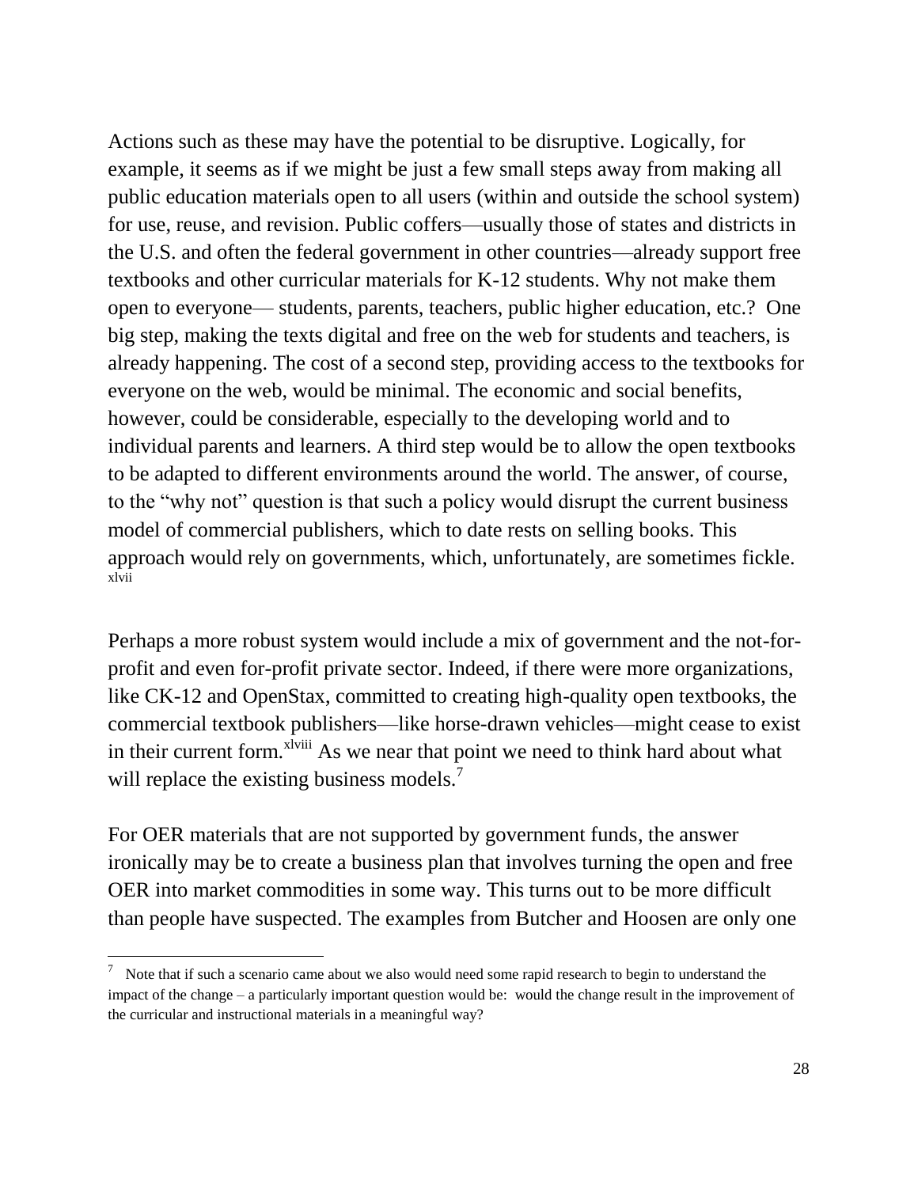Actions such as these may have the potential to be disruptive. Logically, for example, it seems as if we might be just a few small steps away from making all public education materials open to all users (within and outside the school system) for use, reuse, and revision. Public coffers—usually those of states and districts in the U.S. and often the federal government in other countries—already support free textbooks and other curricular materials for K-12 students. Why not make them open to everyone— students, parents, teachers, public higher education, etc.? One big step, making the texts digital and free on the web for students and teachers, is already happening. The cost of a second step, providing access to the textbooks for everyone on the web, would be minimal. The economic and social benefits, however, could be considerable, especially to the developing world and to individual parents and learners. A third step would be to allow the open textbooks to be adapted to different environments around the world. The answer, of course, to the "why not" question is that such a policy would disrupt the current business model of commercial publishers, which to date rests on selling books. This approach would rely on governments, which, unfortunately, are sometimes fickle.[xlvii]

Perhaps a more robust system would include a mix of government and the not-for-profit and even for-profit private sector. Indeed, if there were more organizations, like CK-12 and OpenStax, committed to creating high-quality open textbooks, the commercial textbook publishers—like horse-drawn vehicles—might cease to exist in their current form.[xlviii] As we near that point we need to think hard about what will replace the existing business models.[7]

For OER materials that are not supported by government funds, the answer ironically may be to create a business plan that involves turning the open and free OER into market commodities in some way. This turns out to be more difficult than people have suspected. The examples from Butcher and Hoosen are only one

[7] Note that if such a scenario came about we also would need some rapid research to begin to understand the impact of the change – a particularly important question would be: would the change result in the improvement of the curricular and instructional materials in a meaningful way?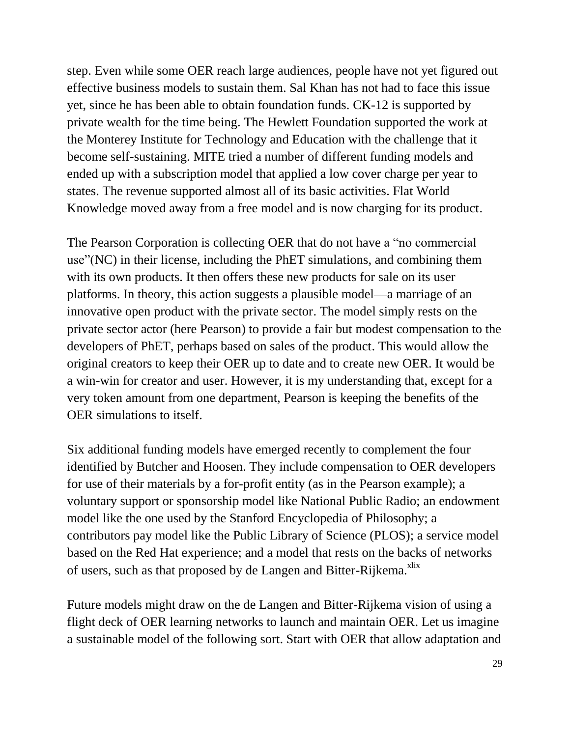step. Even while some OER reach large audiences, people have not yet figured out effective business models to sustain them. Sal Khan has not had to face this issue yet, since he has been able to obtain foundation funds. CK-12 is supported by private wealth for the time being. The Hewlett Foundation supported the work at the Monterey Institute for Technology and Education with the challenge that it become self-sustaining. MITE tried a number of different funding models and ended up with a subscription model that applied a low cover charge per year to states. The revenue supported almost all of its basic activities. Flat World Knowledge moved away from a free model and is now charging for its product.

The Pearson Corporation is collecting OER that do not have a "no commercial use"(NC) in their license, including the PhET simulations, and combining them with its own products. It then offers these new products for sale on its user platforms. In theory, this action suggests a plausible model—a marriage of an innovative open product with the private sector. The model simply rests on the private sector actor (here Pearson) to provide a fair but modest compensation to the developers of PhET, perhaps based on sales of the product. This would allow the original creators to keep their OER up to date and to create new OER. It would be a win-win for creator and user. However, it is my understanding that, except for a very token amount from one department, Pearson is keeping the benefits of the OER simulations to itself.

Six additional funding models have emerged recently to complement the four identified by Butcher and Hoosen. They include compensation to OER developers for use of their materials by a for-profit entity (as in the Pearson example); a voluntary support or sponsorship model like National Public Radio; an endowment model like the one used by the Stanford Encyclopedia of Philosophy; a contributors pay model like the Public Library of Science (PLOS); a service model based on the Red Hat experience; and a model that rests on the backs of networks of users, such as that proposed by de Langen and Bitter-Rijkema.[xlix]

Future models might draw on the de Langen and Bitter-Rijkema vision of using a flight deck of OER learning networks to launch and maintain OER. Let us imagine a sustainable model of the following sort. Start with OER that allow adaptation and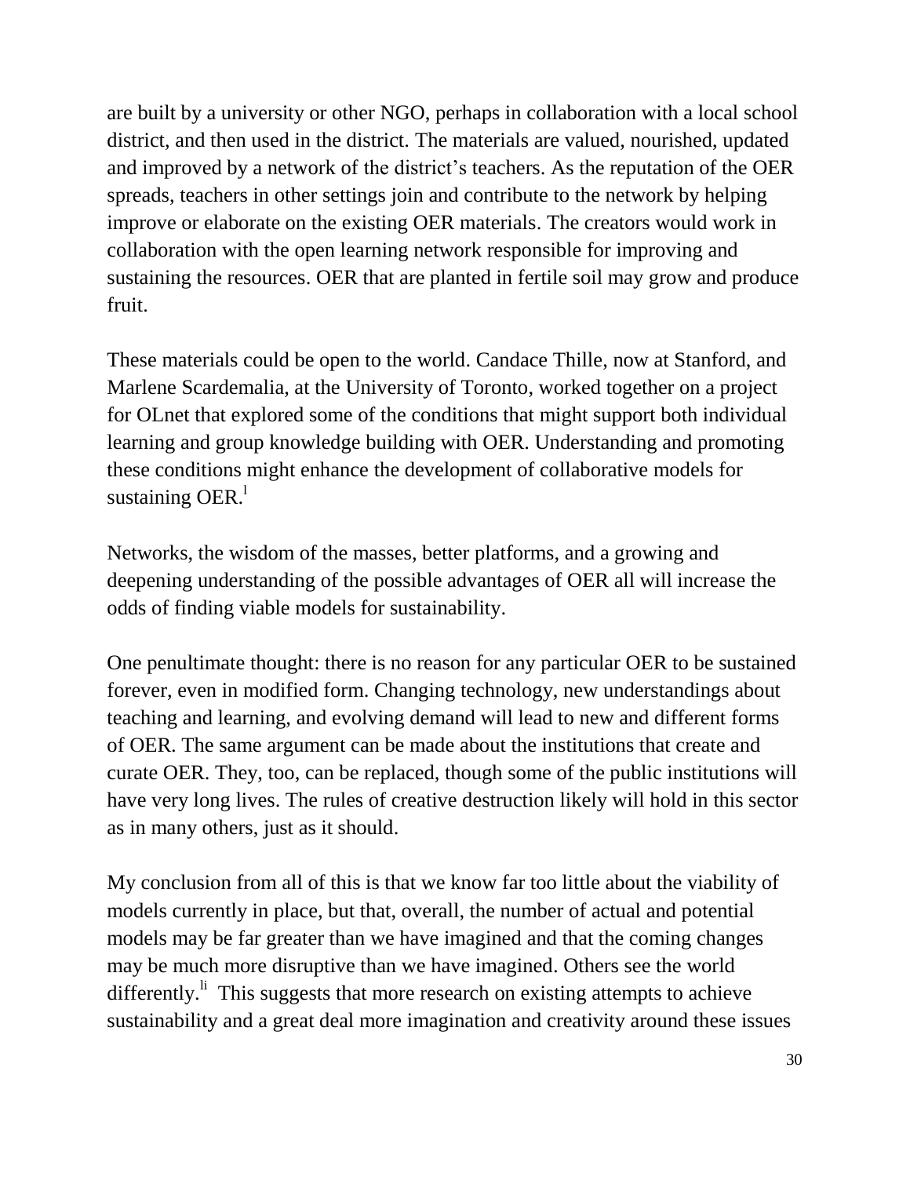are built by a university or other NGO, perhaps in collaboration with a local school district, and then used in the district. The materials are valued, nourished, updated and improved by a network of the district's teachers. As the reputation of the OER spreads, teachers in other settings join and contribute to the network by helping improve or elaborate on the existing OER materials. The creators would work in collaboration with the open learning network responsible for improving and sustaining the resources. OER that are planted in fertile soil may grow and produce fruit.

These materials could be open to the world. Candace Thille, now at Stanford, and Marlene Scardemalia, at the University of Toronto, worked together on a project for OLnet that explored some of the conditions that might support both individual learning and group knowledge building with OER. Understanding and promoting these conditions might enhance the development of collaborative models for sustaining OER.[l]

Networks, the wisdom of the masses, better platforms, and a growing and deepening understanding of the possible advantages of OER all will increase the odds of finding viable models for sustainability.

One penultimate thought: there is no reason for any particular OER to be sustained forever, even in modified form. Changing technology, new understandings about teaching and learning, and evolving demand will lead to new and different forms of OER. The same argument can be made about the institutions that create and curate OER. They, too, can be replaced, though some of the public institutions will have very long lives. The rules of creative destruction likely will hold in this sector as in many others, just as it should.

My conclusion from all of this is that we know far too little about the viability of models currently in place, but that, overall, the number of actual and potential models may be far greater than we have imagined and that the coming changes may be much more disruptive than we have imagined. Others see the world differently.[li] This suggests that more research on existing attempts to achieve sustainability and a great deal more imagination and creativity around these issues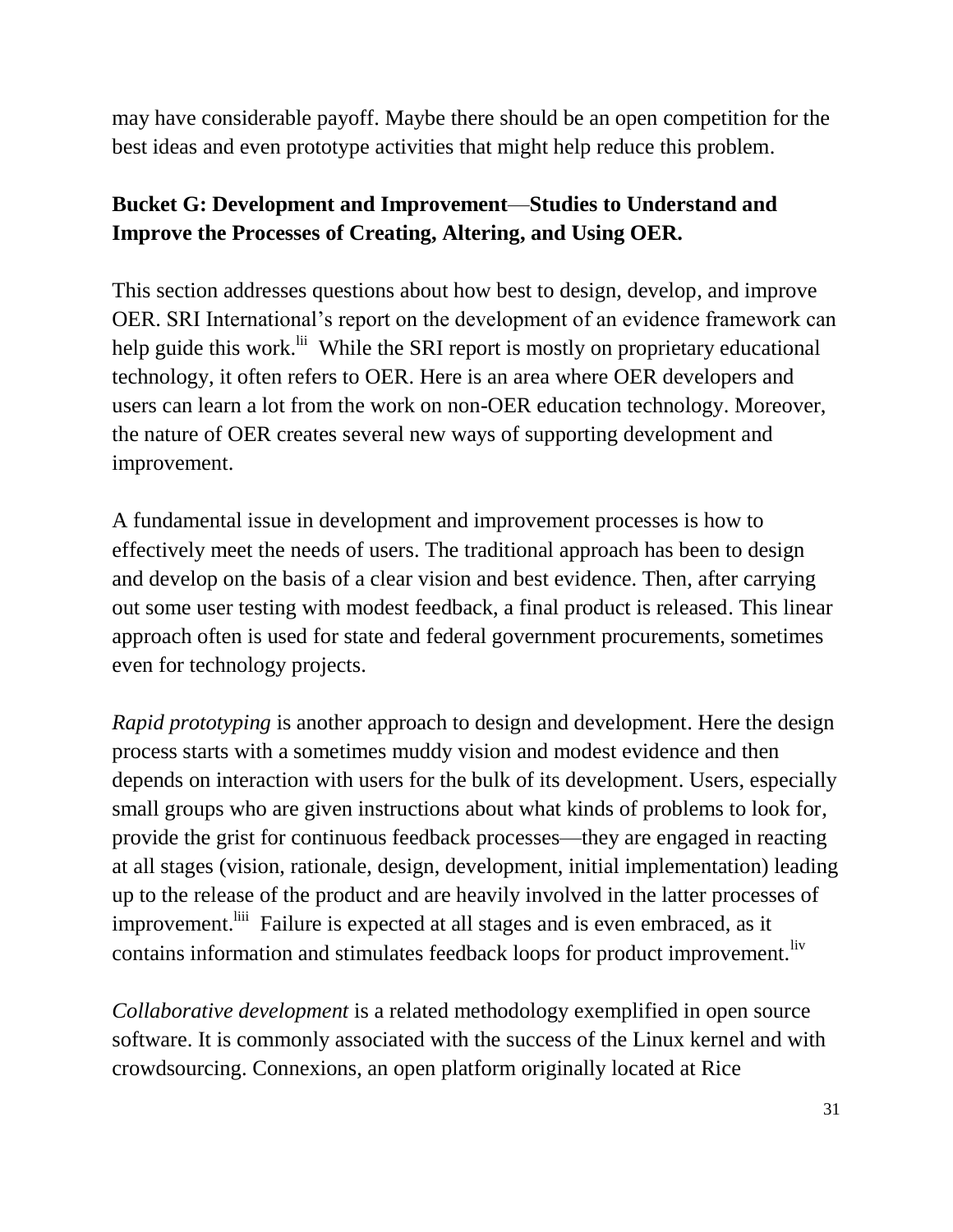may have considerable payoff. Maybe there should be an open competition for the best ideas and even prototype activities that might help reduce this problem.

### Bucket G: Development and Improvement—Studies to Understand and Improve the Processes of Creating, Altering, and Using OER.

This section addresses questions about how best to design, develop, and improve OER. SRI International's report on the development of an evidence framework can help guide this work.[lii] While the SRI report is mostly on proprietary educational technology, it often refers to OER. Here is an area where OER developers and users can learn a lot from the work on non-OER education technology. Moreover, the nature of OER creates several new ways of supporting development and improvement.

A fundamental issue in development and improvement processes is how to effectively meet the needs of users. The traditional approach has been to design and develop on the basis of a clear vision and best evidence. Then, after carrying out some user testing with modest feedback, a final product is released. This linear approach often is used for state and federal government procurements, sometimes even for technology projects.

*Rapid prototyping* is another approach to design and development. Here the design process starts with a sometimes muddy vision and modest evidence and then depends on interaction with users for the bulk of its development. Users, especially small groups who are given instructions about what kinds of problems to look for, provide the grist for continuous feedback processes—they are engaged in reacting at all stages (vision, rationale, design, development, initial implementation) leading up to the release of the product and are heavily involved in the latter processes of improvement.[liii] Failure is expected at all stages and is even embraced, as it contains information and stimulates feedback loops for product improvement.[liv]

*Collaborative development* is a related methodology exemplified in open source software. It is commonly associated with the success of the Linux kernel and with crowdsourcing. Connexions, an open platform originally located at Rice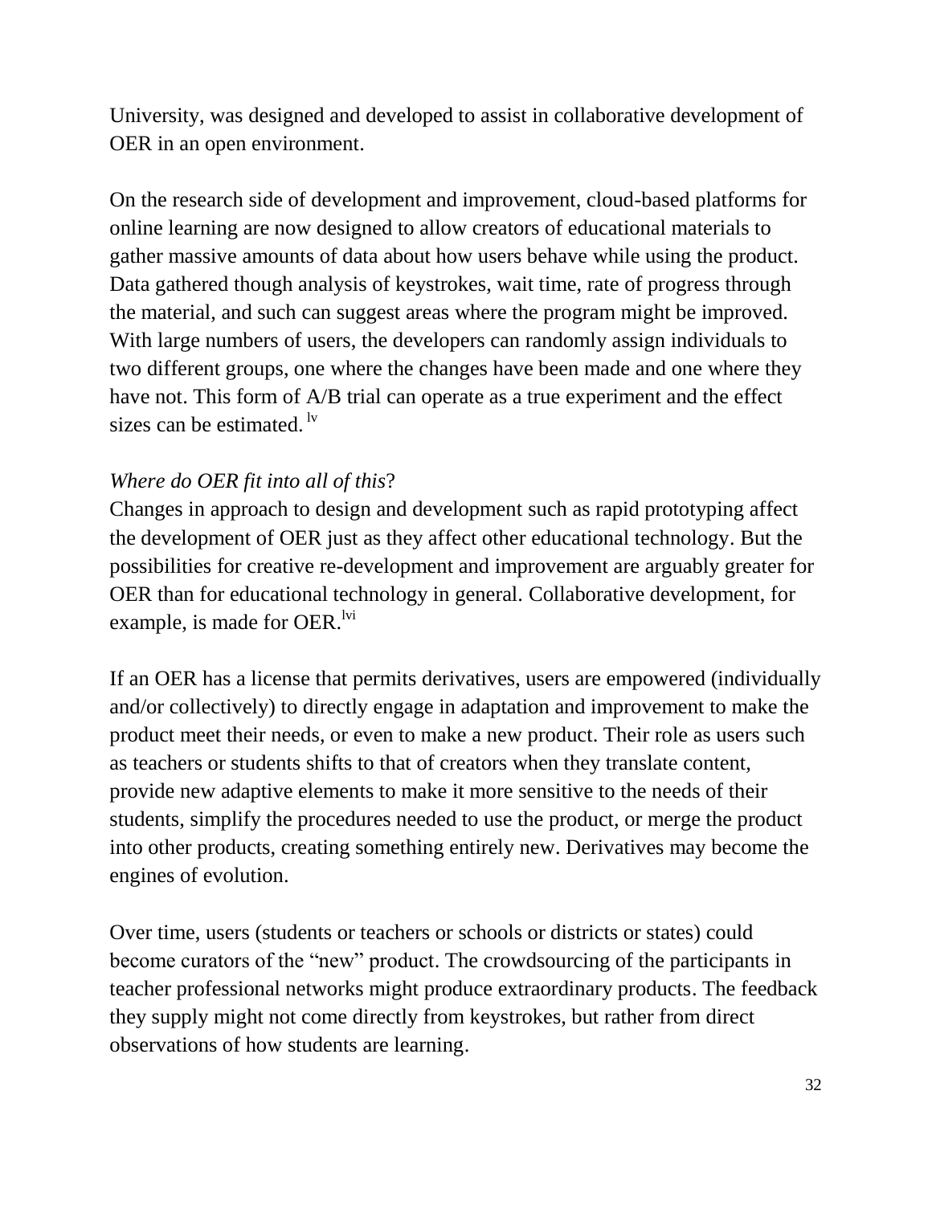University, was designed and developed to assist in collaborative development of OER in an open environment.

On the research side of development and improvement, cloud-based platforms for online learning are now designed to allow creators of educational materials to gather massive amounts of data about how users behave while using the product. Data gathered though analysis of keystrokes, wait time, rate of progress through the material, and such can suggest areas where the program might be improved. With large numbers of users, the developers can randomly assign individuals to two different groups, one where the changes have been made and one where they have not. This form of A/B trial can operate as a true experiment and the effect sizes can be estimated. [lv]

*Where do OER fit into all of this*?

Changes in approach to design and development such as rapid prototyping affect the development of OER just as they affect other educational technology. But the possibilities for creative re-development and improvement are arguably greater for OER than for educational technology in general. Collaborative development, for example, is made for OER.[lvi]

If an OER has a license that permits derivatives, users are empowered (individually and/or collectively) to directly engage in adaptation and improvement to make the product meet their needs, or even to make a new product. Their role as users such as teachers or students shifts to that of creators when they translate content, provide new adaptive elements to make it more sensitive to the needs of their students, simplify the procedures needed to use the product, or merge the product into other products, creating something entirely new. Derivatives may become the engines of evolution.

Over time, users (students or teachers or schools or districts or states) could become curators of the "new" product. The crowdsourcing of the participants in teacher professional networks might produce extraordinary products. The feedback they supply might not come directly from keystrokes, but rather from direct observations of how students are learning.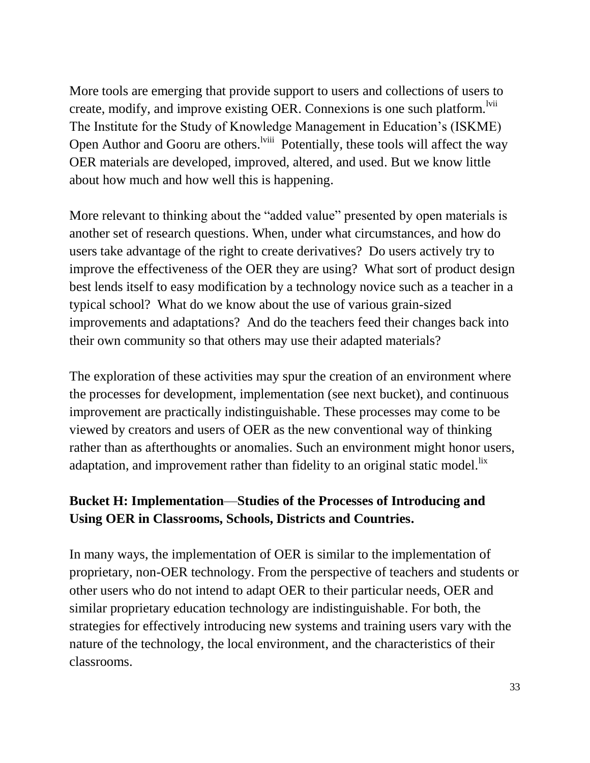More tools are emerging that provide support to users and collections of users to create, modify, and improve existing OER. Connexions is one such platform.[lvii] The Institute for the Study of Knowledge Management in Education's (ISKME) Open Author and Gooru are others.[lviii] Potentially, these tools will affect the way OER materials are developed, improved, altered, and used. But we know little about how much and how well this is happening.

More relevant to thinking about the "added value" presented by open materials is another set of research questions. When, under what circumstances, and how do users take advantage of the right to create derivatives? Do users actively try to improve the effectiveness of the OER they are using? What sort of product design best lends itself to easy modification by a technology novice such as a teacher in a typical school? What do we know about the use of various grain-sized improvements and adaptations? And do the teachers feed their changes back into their own community so that others may use their adapted materials?

The exploration of these activities may spur the creation of an environment where the processes for development, implementation (see next bucket), and continuous improvement are practically indistinguishable. These processes may come to be viewed by creators and users of OER as the new conventional way of thinking rather than as afterthoughts or anomalies. Such an environment might honor users, adaptation, and improvement rather than fidelity to an original static model.[lix]

### Bucket H: Implementation—Studies of the Processes of Introducing and Using OER in Classrooms, Schools, Districts and Countries.

In many ways, the implementation of OER is similar to the implementation of proprietary, non-OER technology. From the perspective of teachers and students or other users who do not intend to adapt OER to their particular needs, OER and similar proprietary education technology are indistinguishable. For both, the strategies for effectively introducing new systems and training users vary with the nature of the technology, the local environment, and the characteristics of their classrooms.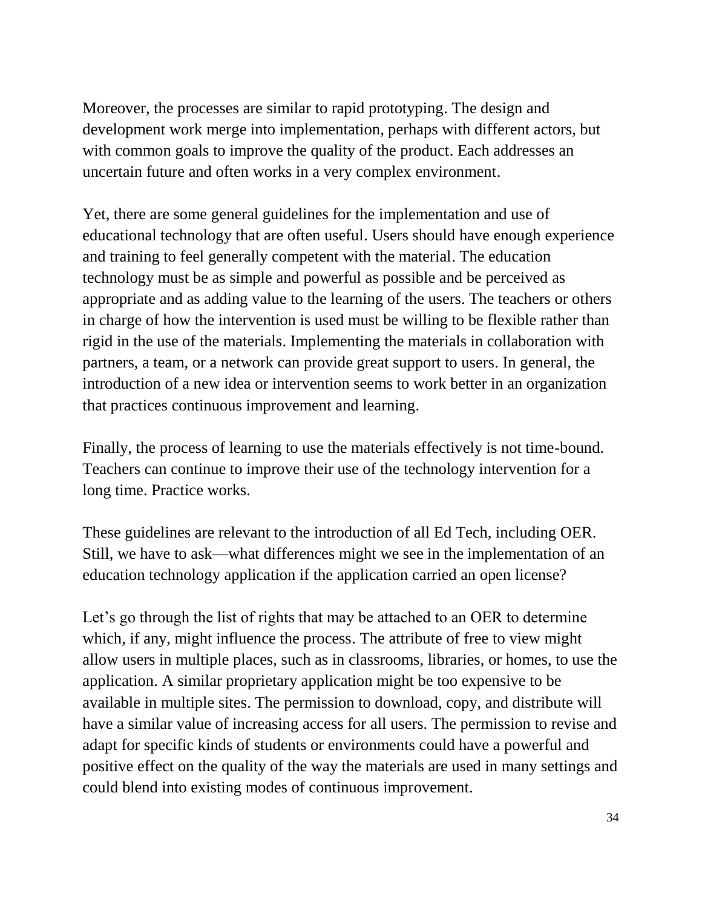Moreover, the processes are similar to rapid prototyping. The design and development work merge into implementation, perhaps with different actors, but with common goals to improve the quality of the product. Each addresses an uncertain future and often works in a very complex environment.

Yet, there are some general guidelines for the implementation and use of educational technology that are often useful. Users should have enough experience and training to feel generally competent with the material. The education technology must be as simple and powerful as possible and be perceived as appropriate and as adding value to the learning of the users. The teachers or others in charge of how the intervention is used must be willing to be flexible rather than rigid in the use of the materials. Implementing the materials in collaboration with partners, a team, or a network can provide great support to users. In general, the introduction of a new idea or intervention seems to work better in an organization that practices continuous improvement and learning.

Finally, the process of learning to use the materials effectively is not time-bound. Teachers can continue to improve their use of the technology intervention for a long time. Practice works.

These guidelines are relevant to the introduction of all Ed Tech, including OER. Still, we have to ask—what differences might we see in the implementation of an education technology application if the application carried an open license?

Let's go through the list of rights that may be attached to an OER to determine which, if any, might influence the process. The attribute of free to view might allow users in multiple places, such as in classrooms, libraries, or homes, to use the application. A similar proprietary application might be too expensive to be available in multiple sites. The permission to download, copy, and distribute will have a similar value of increasing access for all users. The permission to revise and adapt for specific kinds of students or environments could have a powerful and positive effect on the quality of the way the materials are used in many settings and could blend into existing modes of continuous improvement.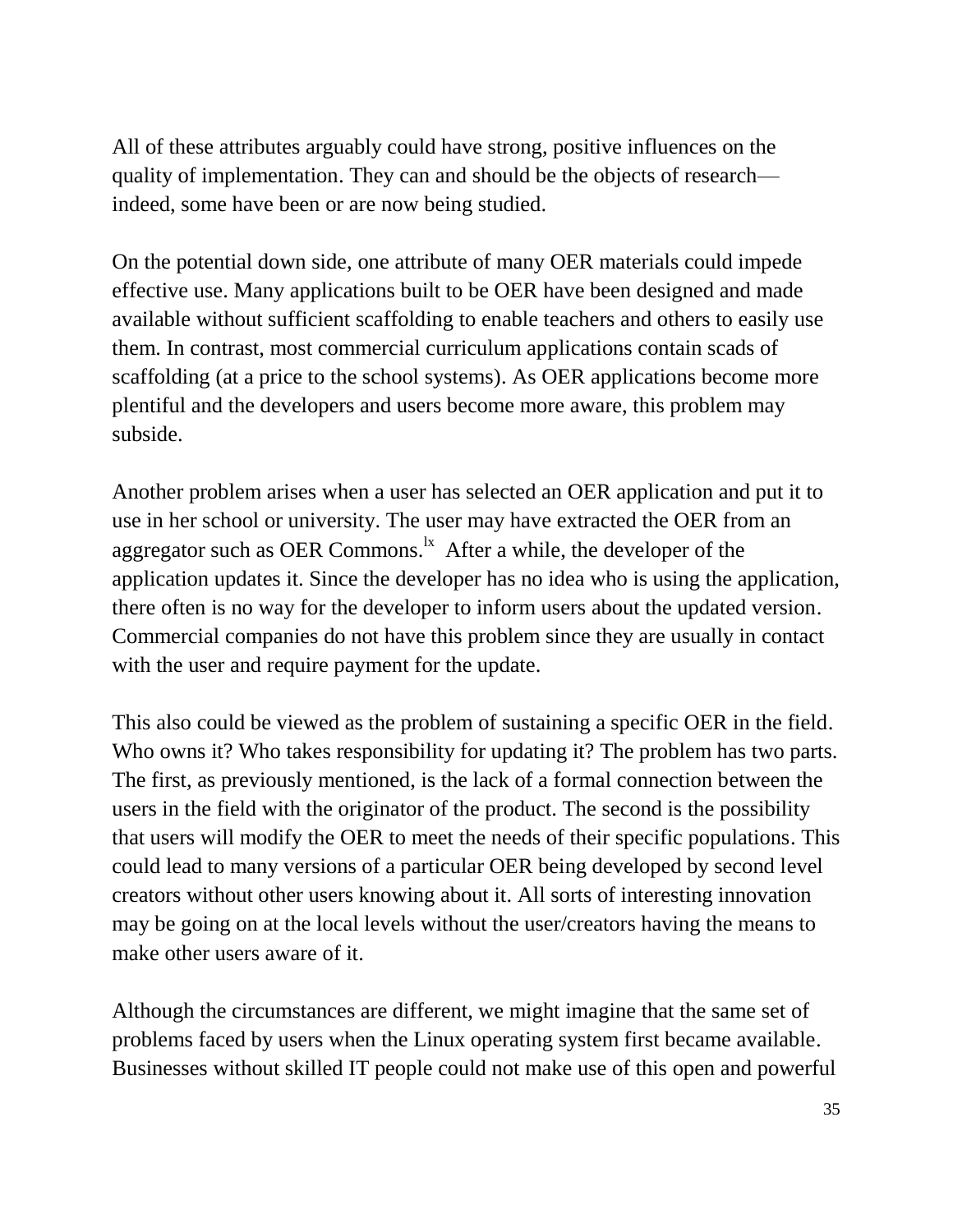All of these attributes arguably could have strong, positive influences on the quality of implementation. They can and should be the objects of research—indeed, some have been or are now being studied.

On the potential down side, one attribute of many OER materials could impede effective use. Many applications built to be OER have been designed and made available without sufficient scaffolding to enable teachers and others to easily use them. In contrast, most commercial curriculum applications contain scads of scaffolding (at a price to the school systems). As OER applications become more plentiful and the developers and users become more aware, this problem may subside.

Another problem arises when a user has selected an OER application and put it to use in her school or university. The user may have extracted the OER from an aggregator such as OER Commons.[lx] After a while, the developer of the application updates it. Since the developer has no idea who is using the application, there often is no way for the developer to inform users about the updated version. Commercial companies do not have this problem since they are usually in contact with the user and require payment for the update.

This also could be viewed as the problem of sustaining a specific OER in the field. Who owns it? Who takes responsibility for updating it? The problem has two parts. The first, as previously mentioned, is the lack of a formal connection between the users in the field with the originator of the product. The second is the possibility that users will modify the OER to meet the needs of their specific populations. This could lead to many versions of a particular OER being developed by second level creators without other users knowing about it. All sorts of interesting innovation may be going on at the local levels without the user/creators having the means to make other users aware of it.

Although the circumstances are different, we might imagine that the same set of problems faced by users when the Linux operating system first became available. Businesses without skilled IT people could not make use of this open and powerful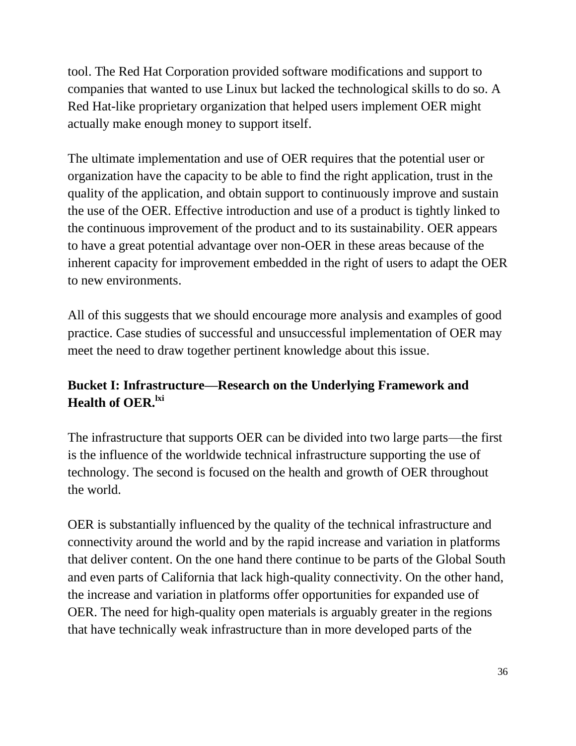tool. The Red Hat Corporation provided software modifications and support to companies that wanted to use Linux but lacked the technological skills to do so. A Red Hat-like proprietary organization that helped users implement OER might actually make enough money to support itself.

The ultimate implementation and use of OER requires that the potential user or organization have the capacity to be able to find the right application, trust in the quality of the application, and obtain support to continuously improve and sustain the use of the OER. Effective introduction and use of a product is tightly linked to the continuous improvement of the product and to its sustainability. OER appears to have a great potential advantage over non-OER in these areas because of the inherent capacity for improvement embedded in the right of users to adapt the OER to new environments.

All of this suggests that we should encourage more analysis and examples of good practice. Case studies of successful and unsuccessful implementation of OER may meet the need to draw together pertinent knowledge about this issue.

### Bucket I: Infrastructure—Research on the Underlying Framework and Health of OER.[lxi]

The infrastructure that supports OER can be divided into two large parts—the first is the influence of the worldwide technical infrastructure supporting the use of technology. The second is focused on the health and growth of OER throughout the world.

OER is substantially influenced by the quality of the technical infrastructure and connectivity around the world and by the rapid increase and variation in platforms that deliver content. On the one hand there continue to be parts of the Global South and even parts of California that lack high-quality connectivity. On the other hand, the increase and variation in platforms offer opportunities for expanded use of OER. The need for high-quality open materials is arguably greater in the regions that have technically weak infrastructure than in more developed parts of the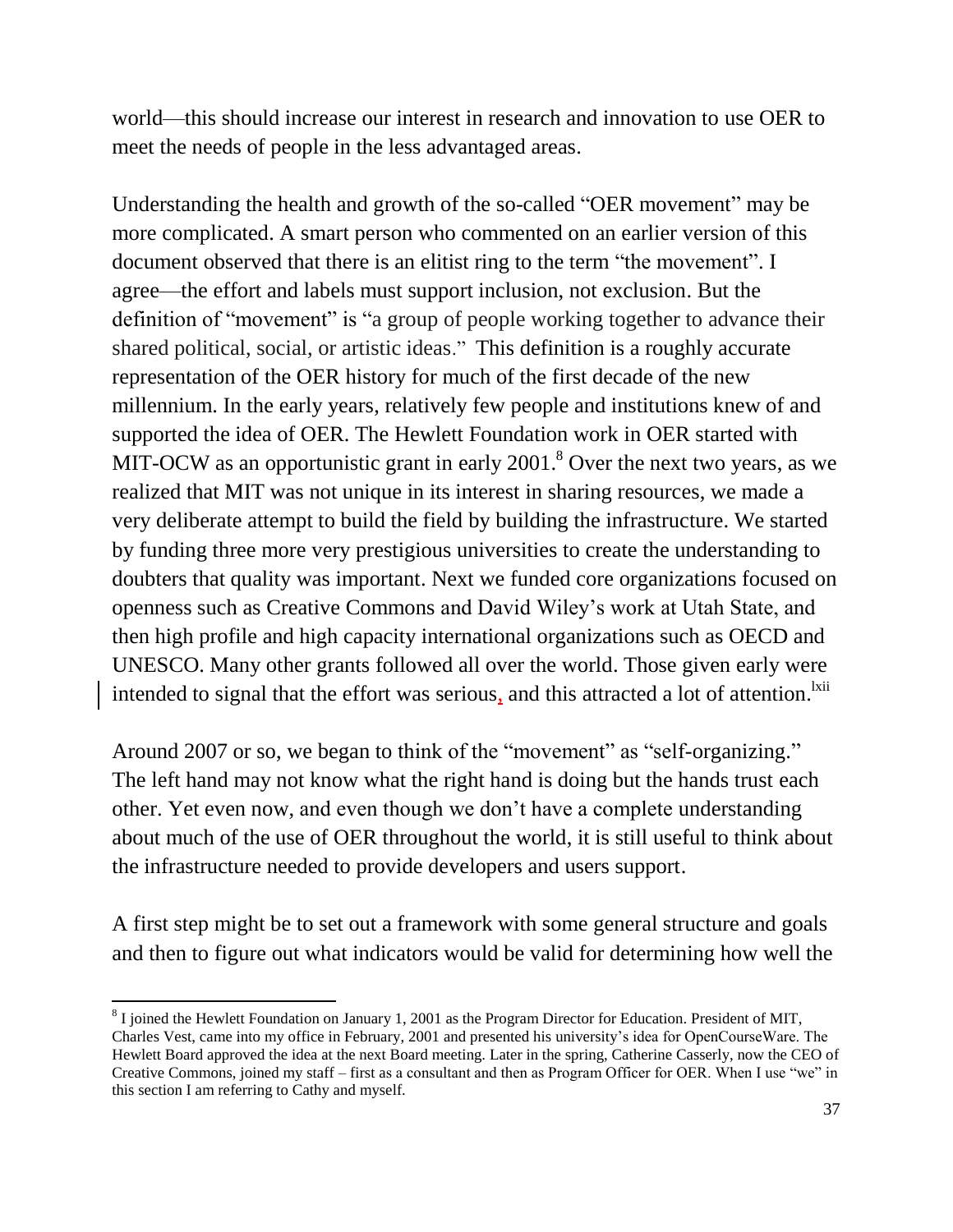world—this should increase our interest in research and innovation to use OER to meet the needs of people in the less advantaged areas.

Understanding the health and growth of the so-called "OER movement" may be more complicated. A smart person who commented on an earlier version of this document observed that there is an elitist ring to the term "the movement". I agree—the effort and labels must support inclusion, not exclusion. But the definition of "movement" is "a group of people working together to advance their shared political, social, or artistic ideas." This definition is a roughly accurate representation of the OER history for much of the first decade of the new millennium. In the early years, relatively few people and institutions knew of and supported the idea of OER. The Hewlett Foundation work in OER started with MIT-OCW as an opportunistic grant in early 2001.[8] Over the next two years, as we realized that MIT was not unique in its interest in sharing resources, we made a very deliberate attempt to build the field by building the infrastructure. We started by funding three more very prestigious universities to create the understanding to doubters that quality was important. Next we funded core organizations focused on openness such as Creative Commons and David Wiley's work at Utah State, and then high profile and high capacity international organizations such as OECD and UNESCO. Many other grants followed all over the world. Those given early were intended to signal that the effort was serious, and this attracted a lot of attention.[lxii]

Around 2007 or so, we began to think of the "movement" as "self-organizing." The left hand may not know what the right hand is doing but the hands trust each other. Yet even now, and even though we don't have a complete understanding about much of the use of OER throughout the world, it is still useful to think about the infrastructure needed to provide developers and users support.

A first step might be to set out a framework with some general structure and goals and then to figure out what indicators would be valid for determining how well the

[8] I joined the Hewlett Foundation on January 1, 2001 as the Program Director for Education. President of MIT, Charles Vest, came into my office in February, 2001 and presented his university's idea for OpenCourseWare. The Hewlett Board approved the idea at the next Board meeting. Later in the spring, Catherine Casserly, now the CEO of Creative Commons, joined my staff – first as a consultant and then as Program Officer for OER. When I use "we" in this section I am referring to Cathy and myself.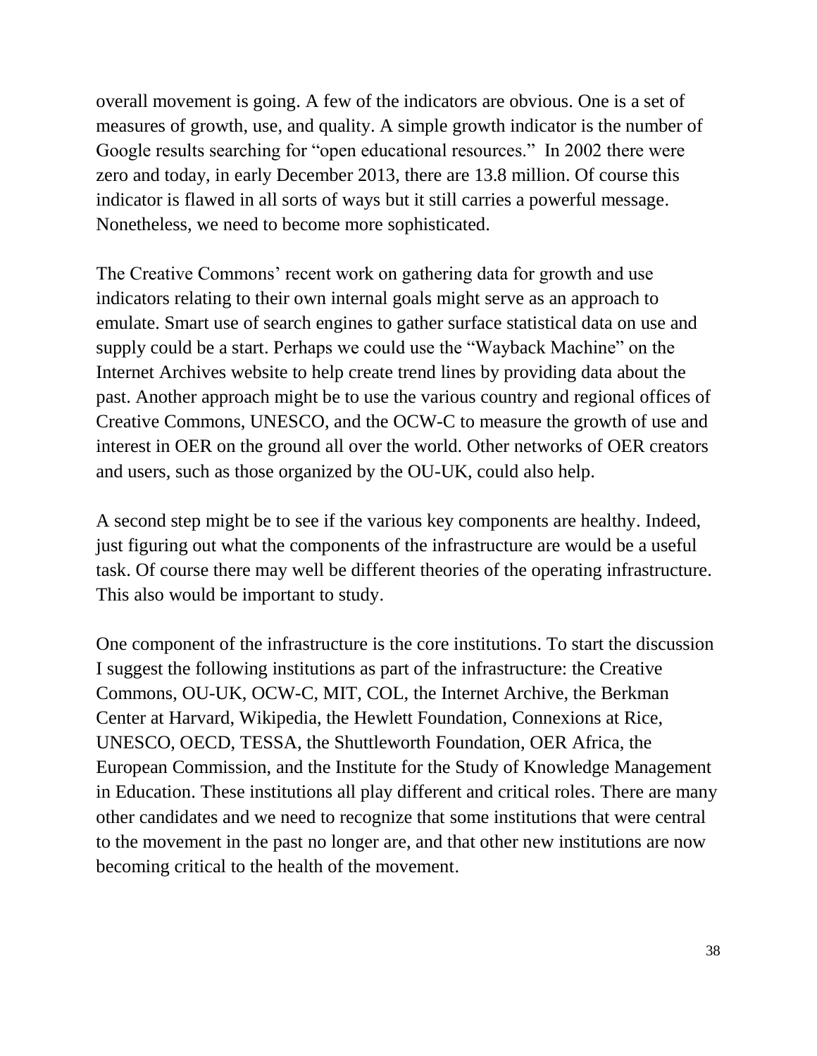overall movement is going. A few of the indicators are obvious. One is a set of measures of growth, use, and quality. A simple growth indicator is the number of Google results searching for "open educational resources." In 2002 there were zero and today, in early December 2013, there are 13.8 million. Of course this indicator is flawed in all sorts of ways but it still carries a powerful message. Nonetheless, we need to become more sophisticated.

The Creative Commons' recent work on gathering data for growth and use indicators relating to their own internal goals might serve as an approach to emulate. Smart use of search engines to gather surface statistical data on use and supply could be a start. Perhaps we could use the "Wayback Machine" on the Internet Archives website to help create trend lines by providing data about the past. Another approach might be to use the various country and regional offices of Creative Commons, UNESCO, and the OCW-C to measure the growth of use and interest in OER on the ground all over the world. Other networks of OER creators and users, such as those organized by the OU-UK, could also help.

A second step might be to see if the various key components are healthy. Indeed, just figuring out what the components of the infrastructure are would be a useful task. Of course there may well be different theories of the operating infrastructure. This also would be important to study.

One component of the infrastructure is the core institutions. To start the discussion I suggest the following institutions as part of the infrastructure: the Creative Commons, OU-UK, OCW-C, MIT, COL, the Internet Archive, the Berkman Center at Harvard, Wikipedia, the Hewlett Foundation, Connexions at Rice, UNESCO, OECD, TESSA, the Shuttleworth Foundation, OER Africa, the European Commission, and the Institute for the Study of Knowledge Management in Education. These institutions all play different and critical roles. There are many other candidates and we need to recognize that some institutions that were central to the movement in the past no longer are, and that other new institutions are now becoming critical to the health of the movement.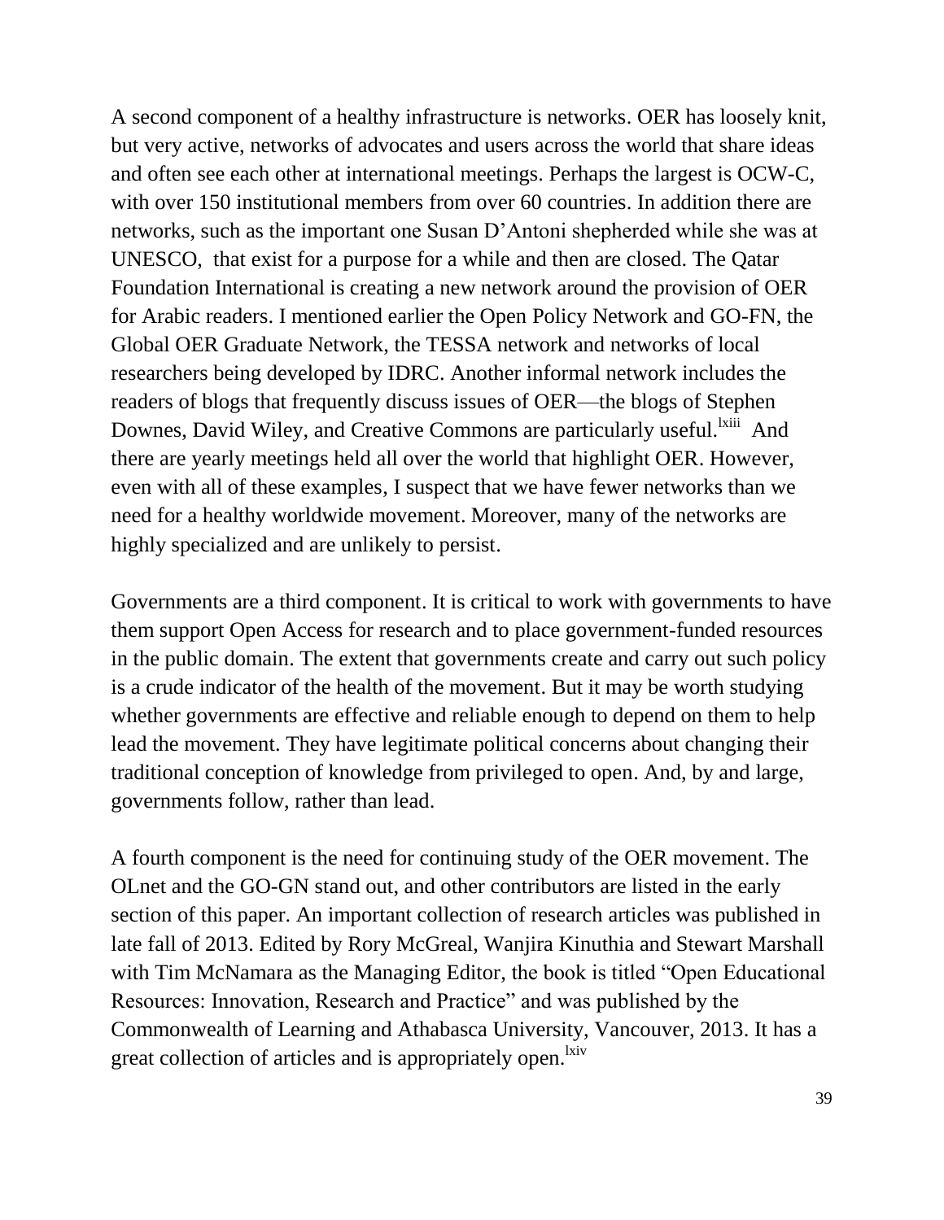A second component of a healthy infrastructure is networks. OER has loosely knit, but very active, networks of advocates and users across the world that share ideas and often see each other at international meetings. Perhaps the largest is OCW-C, with over 150 institutional members from over 60 countries. In addition there are networks, such as the important one Susan D'Antoni shepherded while she was at UNESCO, that exist for a purpose for a while and then are closed. The Qatar Foundation International is creating a new network around the provision of OER for Arabic readers. I mentioned earlier the Open Policy Network and GO-FN, the Global OER Graduate Network, the TESSA network and networks of local researchers being developed by IDRC. Another informal network includes the readers of blogs that frequently discuss issues of OER—the blogs of Stephen Downes, David Wiley, and Creative Commons are particularly useful.[lxiii] And there are yearly meetings held all over the world that highlight OER. However, even with all of these examples, I suspect that we have fewer networks than we need for a healthy worldwide movement. Moreover, many of the networks are highly specialized and are unlikely to persist.

Governments are a third component. It is critical to work with governments to have them support Open Access for research and to place government-funded resources in the public domain. The extent that governments create and carry out such policy is a crude indicator of the health of the movement. But it may be worth studying whether governments are effective and reliable enough to depend on them to help lead the movement. They have legitimate political concerns about changing their traditional conception of knowledge from privileged to open. And, by and large, governments follow, rather than lead.

A fourth component is the need for continuing study of the OER movement. The OLnet and the GO-GN stand out, and other contributors are listed in the early section of this paper. An important collection of research articles was published in late fall of 2013. Edited by Rory McGreal, Wanjira Kinuthia and Stewart Marshall with Tim McNamara as the Managing Editor, the book is titled "Open Educational Resources: Innovation, Research and Practice" and was published by the Commonwealth of Learning and Athabasca University, Vancouver, 2013. It has a great collection of articles and is appropriately open.[lxiv]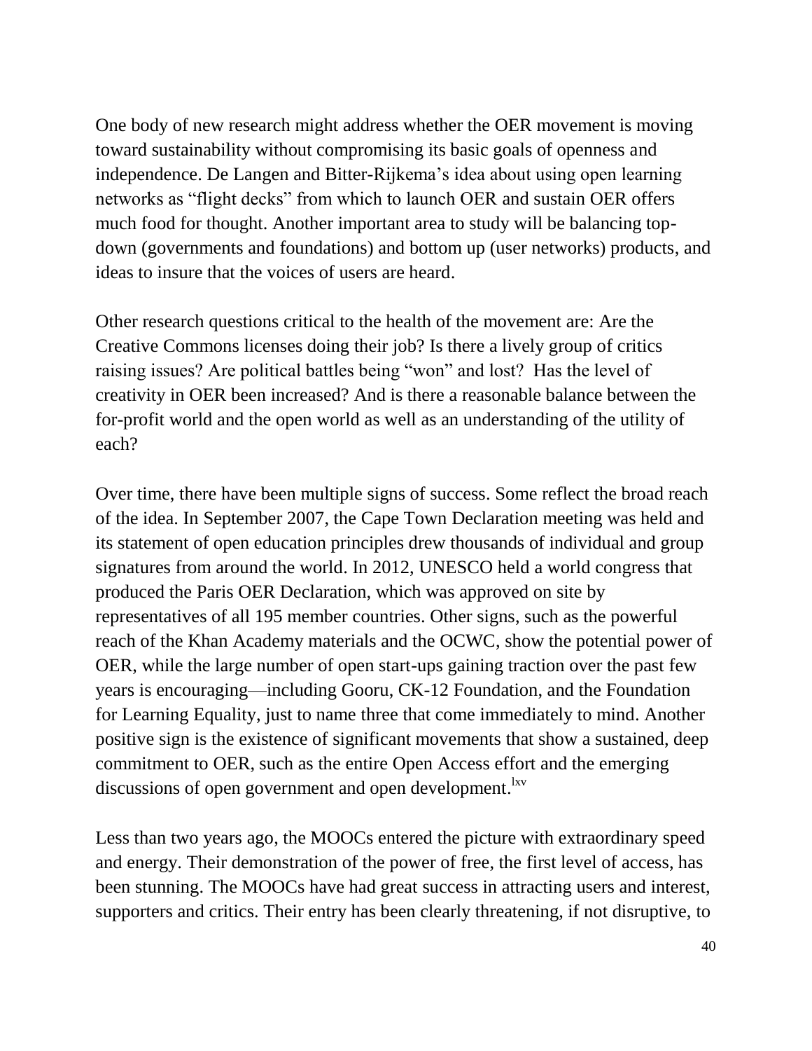One body of new research might address whether the OER movement is moving toward sustainability without compromising its basic goals of openness and independence. De Langen and Bitter-Rijkema's idea about using open learning networks as "flight decks" from which to launch OER and sustain OER offers much food for thought. Another important area to study will be balancing top-down (governments and foundations) and bottom up (user networks) products, and ideas to insure that the voices of users are heard.

Other research questions critical to the health of the movement are: Are the Creative Commons licenses doing their job? Is there a lively group of critics raising issues? Are political battles being "won" and lost? Has the level of creativity in OER been increased? And is there a reasonable balance between the for-profit world and the open world as well as an understanding of the utility of each?

Over time, there have been multiple signs of success. Some reflect the broad reach of the idea. In September 2007, the Cape Town Declaration meeting was held and its statement of open education principles drew thousands of individual and group signatures from around the world. In 2012, UNESCO held a world congress that produced the Paris OER Declaration, which was approved on site by representatives of all 195 member countries. Other signs, such as the powerful reach of the Khan Academy materials and the OCWC, show the potential power of OER, while the large number of open start-ups gaining traction over the past few years is encouraging—including Gooru, CK-12 Foundation, and the Foundation for Learning Equality, just to name three that come immediately to mind. Another positive sign is the existence of significant movements that show a sustained, deep commitment to OER, such as the entire Open Access effort and the emerging discussions of open government and open development.[lxv]

Less than two years ago, the MOOCs entered the picture with extraordinary speed and energy. Their demonstration of the power of free, the first level of access, has been stunning. The MOOCs have had great success in attracting users and interest, supporters and critics. Their entry has been clearly threatening, if not disruptive, to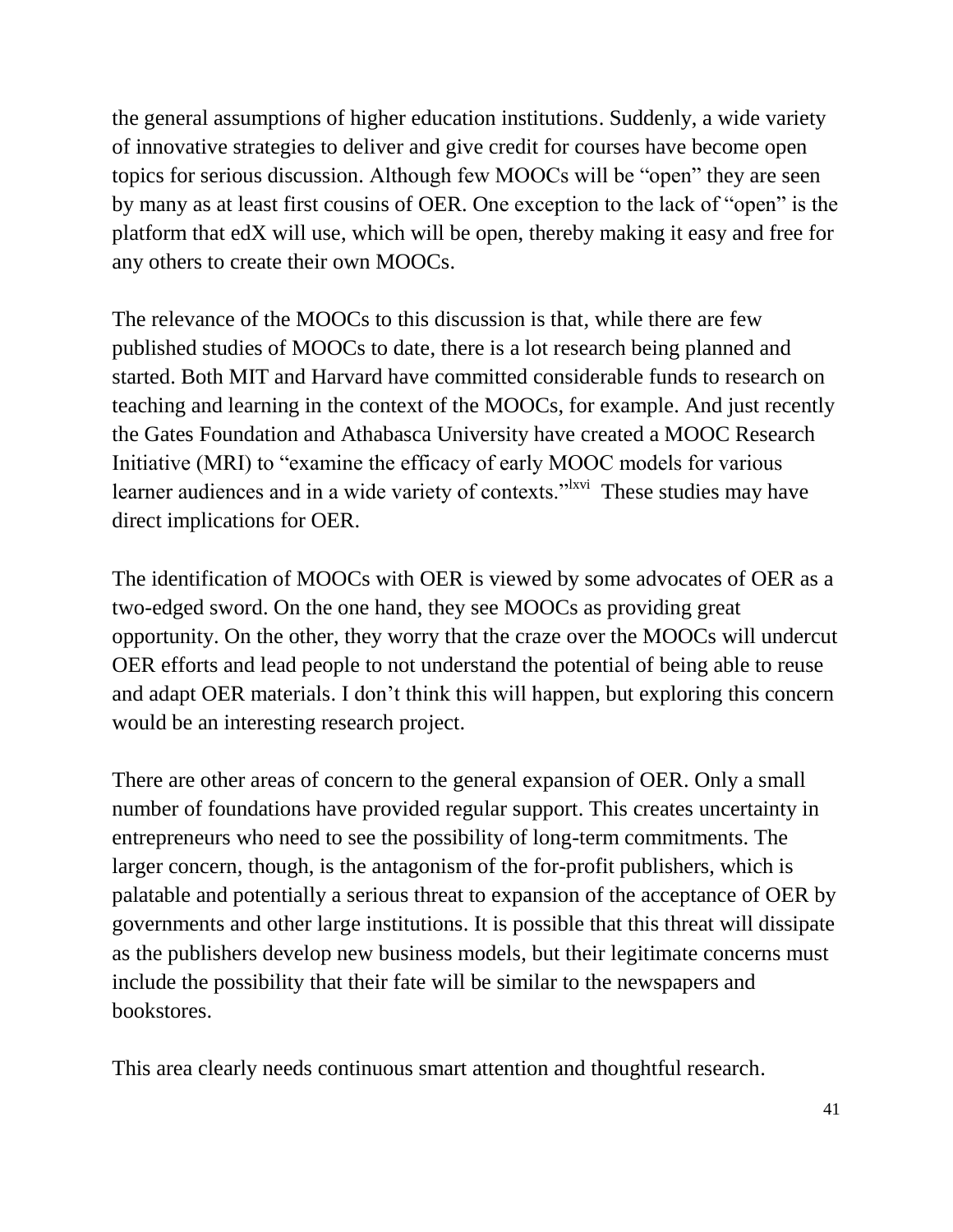the general assumptions of higher education institutions. Suddenly, a wide variety of innovative strategies to deliver and give credit for courses have become open topics for serious discussion. Although few MOOCs will be "open" they are seen by many as at least first cousins of OER. One exception to the lack of "open" is the platform that edX will use, which will be open, thereby making it easy and free for any others to create their own MOOCs.

The relevance of the MOOCs to this discussion is that, while there are few published studies of MOOCs to date, there is a lot research being planned and started. Both MIT and Harvard have committed considerable funds to research on teaching and learning in the context of the MOOCs, for example. And just recently the Gates Foundation and Athabasca University have created a MOOC Research Initiative (MRI) to "examine the efficacy of early MOOC models for various learner audiences and in a wide variety of contexts."[lxvi] These studies may have direct implications for OER.

The identification of MOOCs with OER is viewed by some advocates of OER as a two-edged sword. On the one hand, they see MOOCs as providing great opportunity. On the other, they worry that the craze over the MOOCs will undercut OER efforts and lead people to not understand the potential of being able to reuse and adapt OER materials. I don't think this will happen, but exploring this concern would be an interesting research project.

There are other areas of concern to the general expansion of OER. Only a small number of foundations have provided regular support. This creates uncertainty in entrepreneurs who need to see the possibility of long-term commitments. The larger concern, though, is the antagonism of the for-profit publishers, which is palatable and potentially a serious threat to expansion of the acceptance of OER by governments and other large institutions. It is possible that this threat will dissipate as the publishers develop new business models, but their legitimate concerns must include the possibility that their fate will be similar to the newspapers and bookstores.

This area clearly needs continuous smart attention and thoughtful research.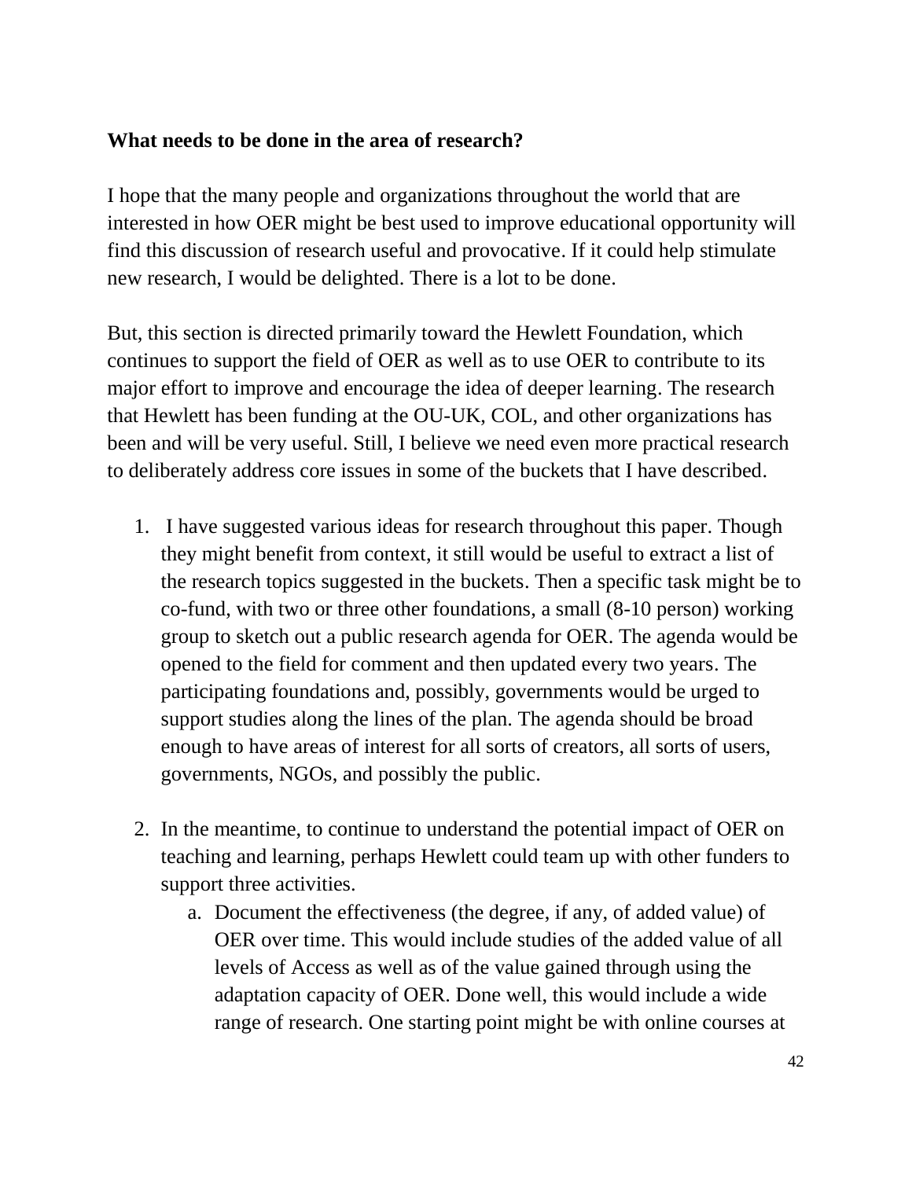**What needs to be done in the area of research?**

I hope that the many people and organizations throughout the world that are interested in how OER might be best used to improve educational opportunity will find this discussion of research useful and provocative. If it could help stimulate new research, I would be delighted. There is a lot to be done.

But, this section is directed primarily toward the Hewlett Foundation, which continues to support the field of OER as well as to use OER to contribute to its major effort to improve and encourage the idea of deeper learning. The research that Hewlett has been funding at the OU-UK, COL, and other organizations has been and will be very useful. Still, I believe we need even more practical research to deliberately address core issues in some of the buckets that I have described.

1. I have suggested various ideas for research throughout this paper. Though they might benefit from context, it still would be useful to extract a list of the research topics suggested in the buckets. Then a specific task might be to co-fund, with two or three other foundations, a small (8-10 person) working group to sketch out a public research agenda for OER. The agenda would be opened to the field for comment and then updated every two years. The participating foundations and, possibly, governments would be urged to support studies along the lines of the plan. The agenda should be broad enough to have areas of interest for all sorts of creators, all sorts of users, governments, NGOs, and possibly the public.

2. In the meantime, to continue to understand the potential impact of OER on teaching and learning, perhaps Hewlett could team up with other funders to support three activities.
    a. Document the effectiveness (the degree, if any, of added value) of OER over time. This would include studies of the added value of all levels of Access as well as of the value gained through using the adaptation capacity of OER. Done well, this would include a wide range of research. One starting point might be with online courses at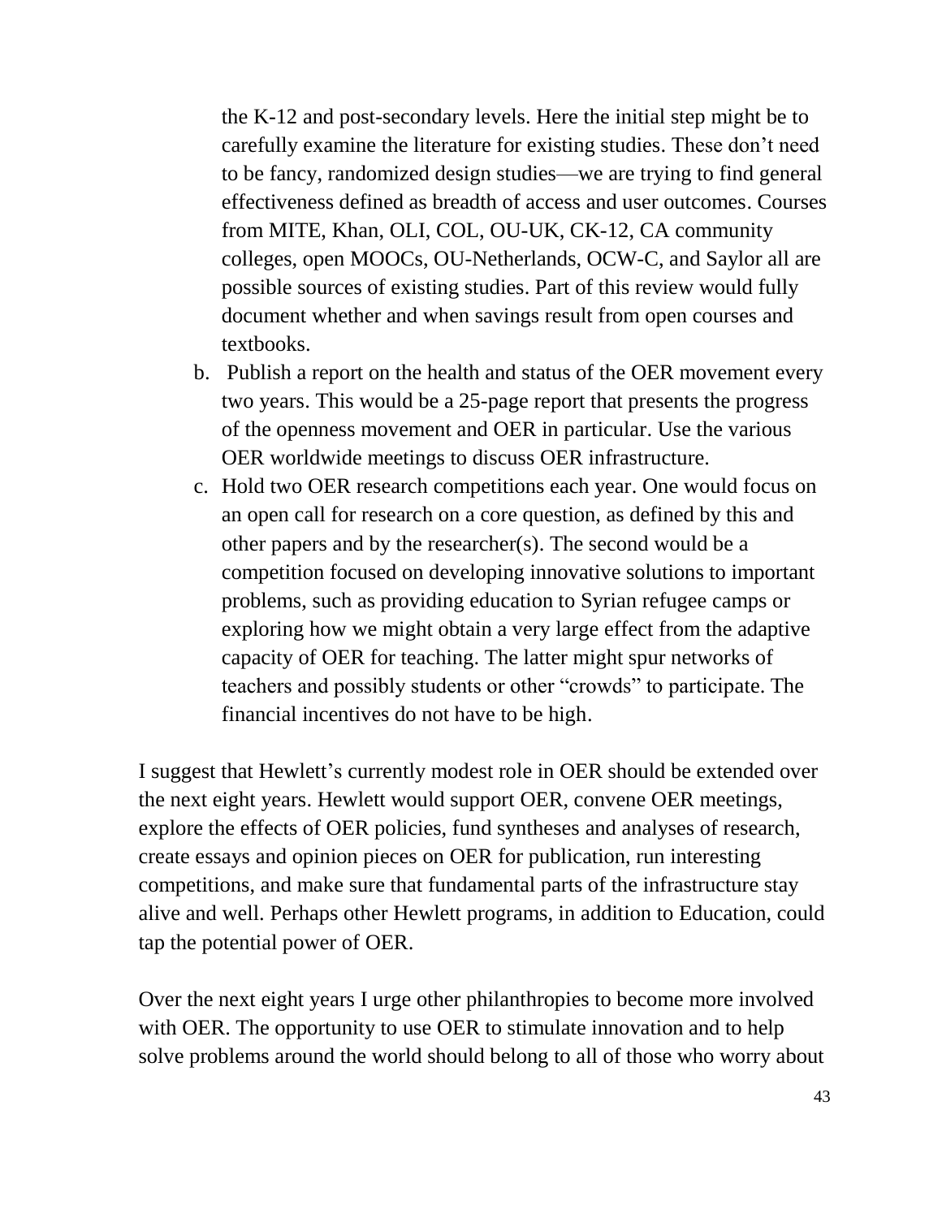the K-12 and post-secondary levels. Here the initial step might be to carefully examine the literature for existing studies. These don't need to be fancy, randomized design studies—we are trying to find general effectiveness defined as breadth of access and user outcomes. Courses from MITE, Khan, OLI, COL, OU-UK, CK-12, CA community colleges, open MOOCs, OU-Netherlands, OCW-C, and Saylor all are possible sources of existing studies. Part of this review would fully document whether and when savings result from open courses and textbooks.

b. Publish a report on the health and status of the OER movement every two years. This would be a 25-page report that presents the progress of the openness movement and OER in particular. Use the various OER worldwide meetings to discuss OER infrastructure.

c. Hold two OER research competitions each year. One would focus on an open call for research on a core question, as defined by this and other papers and by the researcher(s). The second would be a competition focused on developing innovative solutions to important problems, such as providing education to Syrian refugee camps or exploring how we might obtain a very large effect from the adaptive capacity of OER for teaching. The latter might spur networks of teachers and possibly students or other "crowds" to participate. The financial incentives do not have to be high.

I suggest that Hewlett's currently modest role in OER should be extended over the next eight years. Hewlett would support OER, convene OER meetings, explore the effects of OER policies, fund syntheses and analyses of research, create essays and opinion pieces on OER for publication, run interesting competitions, and make sure that fundamental parts of the infrastructure stay alive and well. Perhaps other Hewlett programs, in addition to Education, could tap the potential power of OER.

Over the next eight years I urge other philanthropies to become more involved with OER. The opportunity to use OER to stimulate innovation and to help solve problems around the world should belong to all of those who worry about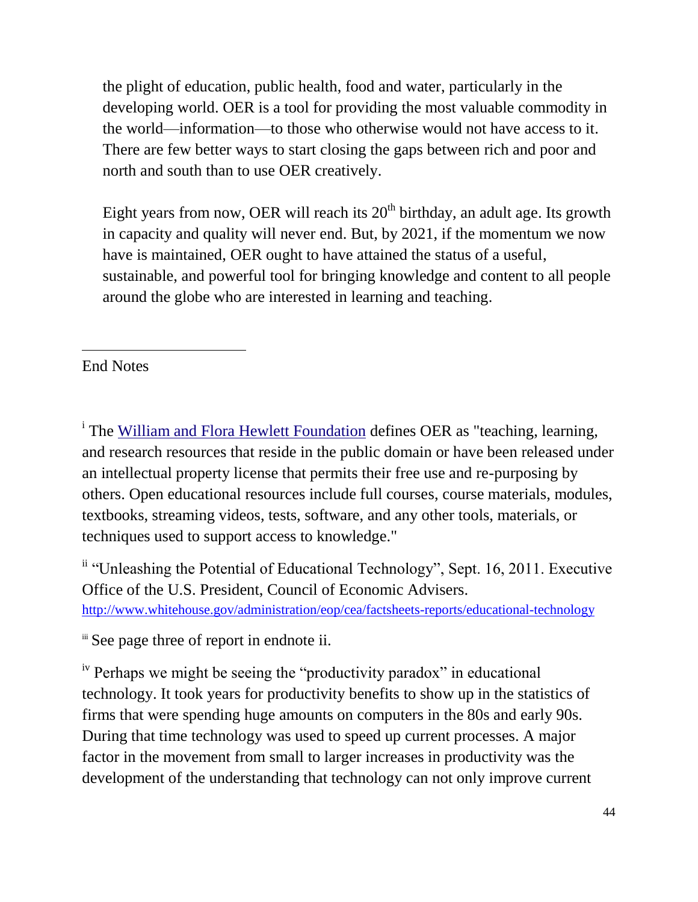the plight of education, public health, food and water, particularly in the developing world. OER is a tool for providing the most valuable commodity in the world—information—to those who otherwise would not have access to it. There are few better ways to start closing the gaps between rich and poor and north and south than to use OER creatively.

Eight years from now, OER will reach its 20th birthday, an adult age. Its growth in capacity and quality will never end. But, by 2021, if the momentum we now have is maintained, OER ought to have attained the status of a useful, sustainable, and powerful tool for bringing knowledge and content to all people around the globe who are interested in learning and teaching.

---

End Notes

[i] The [William and Flora Hewlett Foundation](http://www.hewlett.org) defines OER as "teaching, learning, and research resources that reside in the public domain or have been released under an intellectual property license that permits their free use and re-purposing by others. Open educational resources include full courses, course materials, modules, textbooks, streaming videos, tests, software, and any other tools, materials, or techniques used to support access to knowledge."

[ii] "Unleashing the Potential of Educational Technology", Sept. 16, 2011. Executive Office of the U.S. President, Council of Economic Advisers. http://www.whitehouse.gov/administration/eop/cea/factsheets-reports/educational-technology

[iii] See page three of report in endnote ii.

[iv] Perhaps we might be seeing the "productivity paradox" in educational technology. It took years for productivity benefits to show up in the statistics of firms that were spending huge amounts on computers in the 80s and early 90s. During that time technology was used to speed up current processes. A major factor in the movement from small to larger increases in productivity was the development of the understanding that technology can not only improve current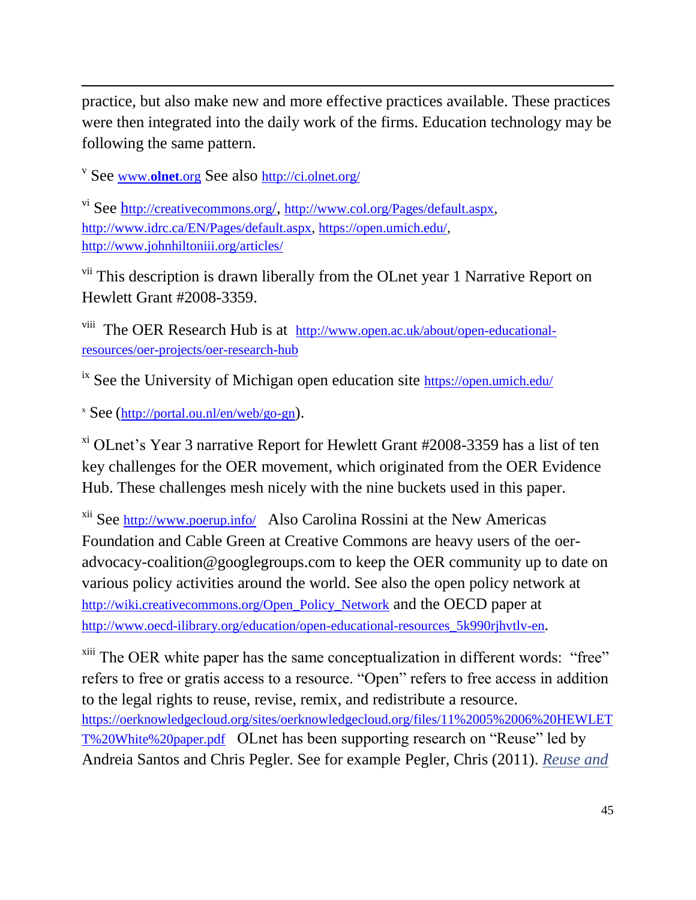practice, but also make new and more effective practices available. These practices were then integrated into the daily work of the firms. Education technology may be following the same pattern.

[v] See www.**olnet**.org See also http://ci.olnet.org/

[vi] See http://creativecommons.org/, http://www.col.org/Pages/default.aspx, http://www.idrc.ca/EN/Pages/default.aspx, https://open.umich.edu/, http://www.johnhiltoniii.org/articles/

[vii] This description is drawn liberally from the OLnet year 1 Narrative Report on Hewlett Grant #2008-3359.

[viii] The OER Research Hub is at http://www.open.ac.uk/about/open-educational-resources/oer-projects/oer-research-hub

[ix] See the University of Michigan open education site https://open.umich.edu/

[x] See (http://portal.ou.nl/en/web/go-gn).

[xi] OLnet's Year 3 narrative Report for Hewlett Grant #2008-3359 has a list of ten key challenges for the OER movement, which originated from the OER Evidence Hub. These challenges mesh nicely with the nine buckets used in this paper.

[xii] See http://www.poerup.info/ Also Carolina Rossini at the New Americas Foundation and Cable Green at Creative Commons are heavy users of the oer-advocacy-coalition@googlegroups.com to keep the OER community up to date on various policy activities around the world. See also the open policy network at http://wiki.creativecommons.org/Open_Policy_Network and the OECD paper at http://www.oecd-ilibrary.org/education/open-educational-resources_5k990rjhvtlv-en.

[xiii] The OER white paper has the same conceptualization in different words: "free" refers to free or gratis access to a resource. "Open" refers to free access in addition to the legal rights to reuse, revise, remix, and redistribute a resource. https://oerknowledgecloud.org/sites/oerknowledgecloud.org/files/11%2005%2006%20HEWLETT%20White%20paper.pdf OLnet has been supporting research on "Reuse" led by Andreia Santos and Chris Pegler. See for example Pegler, Chris (2011). *Reuse and*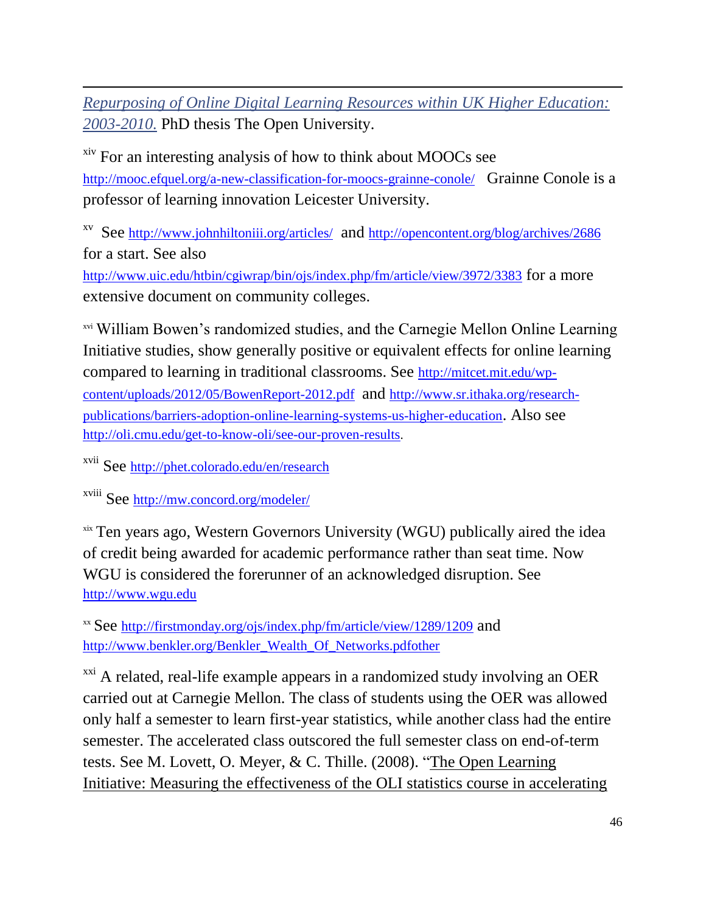*Repurposing of Online Digital Learning Resources within UK Higher Education: 2003-2010.* PhD thesis The Open University.

[xiv] For an interesting analysis of how to think about MOOCs see http://mooc.efquel.org/a-new-classification-for-moocs-grainne-conole/ Grainne Conole is a professor of learning innovation Leicester University.

[xv] See http://www.johnhiltoniii.org/articles/ and http://opencontent.org/blog/archives/2686 for a start. See also http://www.uic.edu/htbin/cgiwrap/bin/ojs/index.php/fm/article/view/3972/3383 for a more extensive document on community colleges.

[xvi] William Bowen's randomized studies, and the Carnegie Mellon Online Learning Initiative studies, show generally positive or equivalent effects for online learning compared to learning in traditional classrooms. See http://mitcet.mit.edu/wp-content/uploads/2012/05/BowenReport-2012.pdf and http://www.sr.ithaka.org/research-publications/barriers-adoption-online-learning-systems-us-higher-education. Also see http://oli.cmu.edu/get-to-know-oli/see-our-proven-results.

[xvii] See http://phet.colorado.edu/en/research

[xviii] See http://mw.concord.org/modeler/

[xix] Ten years ago, Western Governors University (WGU) publically aired the idea of credit being awarded for academic performance rather than seat time. Now WGU is considered the forerunner of an acknowledged disruption. See http://www.wgu.edu

[xx] See http://firstmonday.org/ojs/index.php/fm/article/view/1289/1209 and http://www.benkler.org/Benkler_Wealth_Of_Networks.pdfother

[xxi] A related, real-life example appears in a randomized study involving an OER carried out at Carnegie Mellon. The class of students using the OER was allowed only half a semester to learn first-year statistics, while another class had the entire semester. The accelerated class outscored the full semester class on end-of-term tests. See M. Lovett, O. Meyer, & C. Thille. (2008). "The Open Learning Initiative: Measuring the effectiveness of the OLI statistics course in accelerating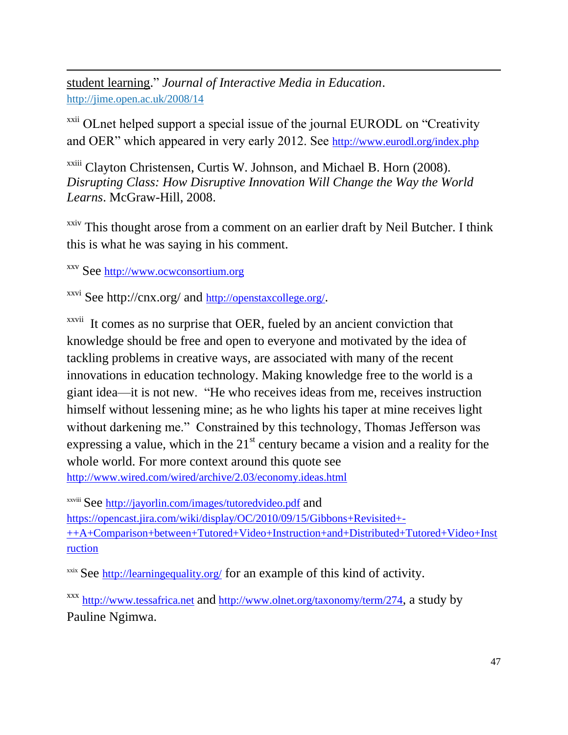student learning." *Journal of Interactive Media in Education*. http://jime.open.ac.uk/2008/14

[xxii] OLnet helped support a special issue of the journal EURODL on "Creativity and OER" which appeared in very early 2012. See http://www.eurodl.org/index.php

[xxiii] Clayton Christensen, Curtis W. Johnson, and Michael B. Horn (2008). *Disrupting Class: How Disruptive Innovation Will Change the Way the World Learns*. McGraw-Hill, 2008.

[xxiv] This thought arose from a comment on an earlier draft by Neil Butcher. I think this is what he was saying in his comment.

[xxv] See http://www.ocwconsortium.org

[xxvi] See http://cnx.org/ and http://openstaxcollege.org/.

[xxvii] It comes as no surprise that OER, fueled by an ancient conviction that knowledge should be free and open to everyone and motivated by the idea of tackling problems in creative ways, are associated with many of the recent innovations in education technology. Making knowledge free to the world is a giant idea—it is not new. "He who receives ideas from me, receives instruction himself without lessening mine; as he who lights his taper at mine receives light without darkening me." Constrained by this technology, Thomas Jefferson was expressing a value, which in the 21st century became a vision and a reality for the whole world. For more context around this quote see http://www.wired.com/wired/archive/2.03/economy.ideas.html

[xxviii] See http://jayorlin.com/images/tutoredvideo.pdf and https://opencast.jira.com/wiki/display/OC/2010/09/15/Gibbons+Revisited+-++A+Comparison+between+Tutored+Video+Instruction+and+Distributed+Tutored+Video+Instruction

[xxix] See http://learningequality.org/ for an example of this kind of activity.

[xxx] http://www.tessafrica.net and http://www.olnet.org/taxonomy/term/274, a study by Pauline Ngimwa.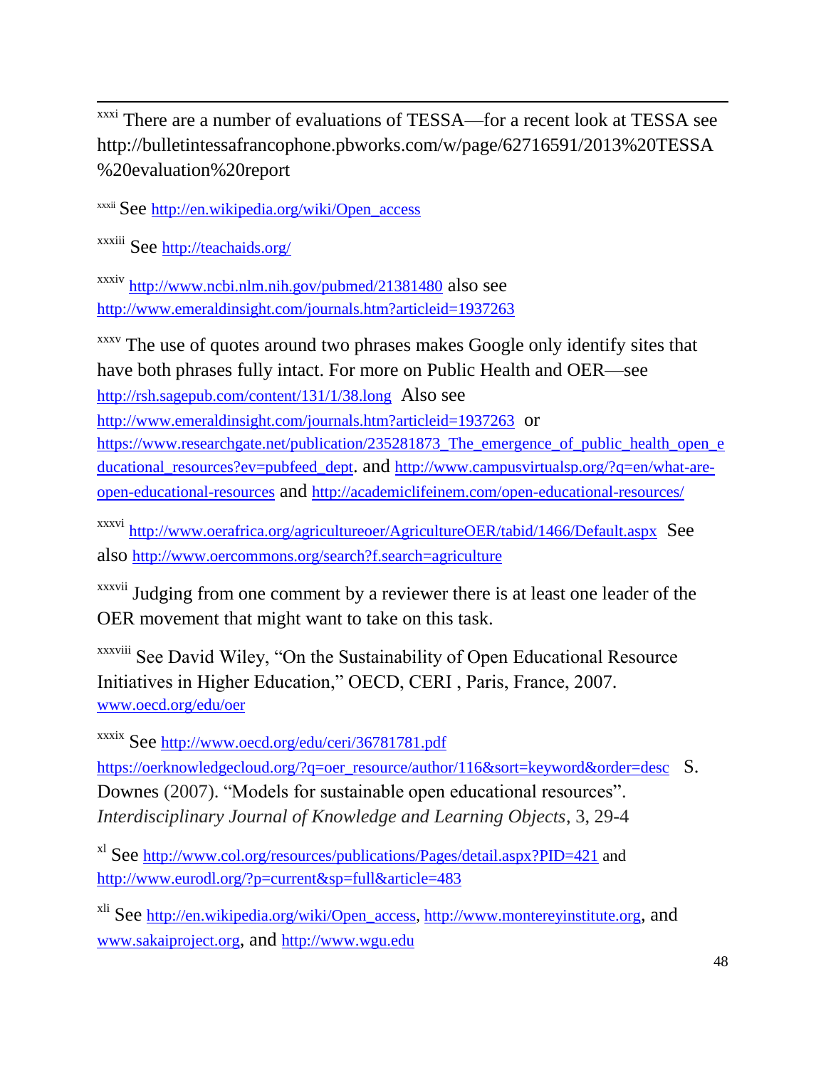[xxxi] There are a number of evaluations of TESSA—for a recent look at TESSA see http://bulletintessafrancophone.pbworks.com/w/page/62716591/2013%20TESSA%20evaluation%20report

[xxxii] See http://en.wikipedia.org/wiki/Open_access

[xxxiii] See http://teachaids.org/

[xxxiv] http://www.ncbi.nlm.nih.gov/pubmed/21381480 also see http://www.emeraldinsight.com/journals.htm?articleid=1937263

[xxxv] The use of quotes around two phrases makes Google only identify sites that have both phrases fully intact. For more on Public Health and OER—see http://rsh.sagepub.com/content/131/1/38.long Also see http://www.emeraldinsight.com/journals.htm?articleid=1937263 or https://www.researchgate.net/publication/235281873_The_emergence_of_public_health_open_educational_resources?ev=pubfeed_dept. and http://www.campusvirtualsp.org/?q=en/what-are-open-educational-resources and http://academiclifeinem.com/open-educational-resources/

[xxxvi] http://www.oerafrica.org/agricultureoer/AgricultureOER/tabid/1466/Default.aspx See also http://www.oercommons.org/search?f.search=agriculture

[xxxvii] Judging from one comment by a reviewer there is at least one leader of the OER movement that might want to take on this task.

[xxxviii] See David Wiley, "On the Sustainability of Open Educational Resource Initiatives in Higher Education," OECD, CERI , Paris, France, 2007. www.oecd.org/edu/oer

[xxxix] See http://www.oecd.org/edu/ceri/36781781.pdf https://oerknowledgecloud.org/?q=oer_resource/author/116&sort=keyword&order=desc S. Downes (2007). "Models for sustainable open educational resources". *Interdisciplinary Journal of Knowledge and Learning Objects*, 3, 29-4

[xl] See http://www.col.org/resources/publications/Pages/detail.aspx?PID=421 and http://www.eurodl.org/?p=current&sp=full&article=483

[xli] See http://en.wikipedia.org/wiki/Open_access, http://www.montereyinstitute.org, and www.sakaiproject.org, and http://www.wgu.edu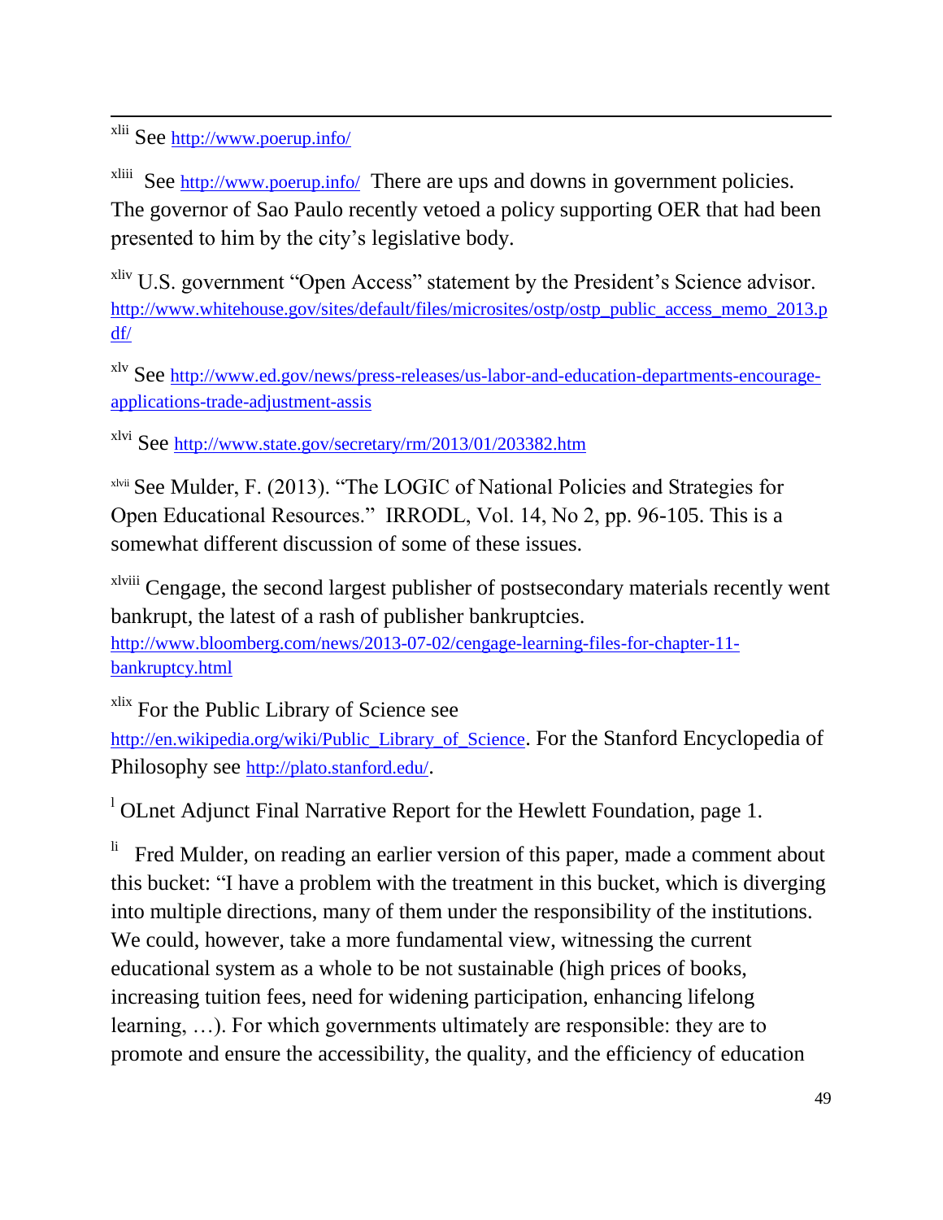[xlii] See http://www.poerup.info/

[xliii] See http://www.poerup.info/ There are ups and downs in government policies. The governor of Sao Paulo recently vetoed a policy supporting OER that had been presented to him by the city's legislative body.

[xliv] U.S. government "Open Access" statement by the President's Science advisor. http://www.whitehouse.gov/sites/default/files/microsites/ostp/ostp_public_access_memo_2013.pdf/

[xlv] See http://www.ed.gov/news/press-releases/us-labor-and-education-departments-encourage-applications-trade-adjustment-assis

[xlvi] See http://www.state.gov/secretary/rm/2013/01/203382.htm

[xlvii] See Mulder, F. (2013). "The LOGIC of National Policies and Strategies for Open Educational Resources." IRRODL, Vol. 14, No 2, pp. 96-105. This is a somewhat different discussion of some of these issues.

[xlviii] Cengage, the second largest publisher of postsecondary materials recently went bankrupt, the latest of a rash of publisher bankruptcies. http://www.bloomberg.com/news/2013-07-02/cengage-learning-files-for-chapter-11-bankruptcy.html

[xlix] For the Public Library of Science see http://en.wikipedia.org/wiki/Public_Library_of_Science. For the Stanford Encyclopedia of Philosophy see http://plato.stanford.edu/.

[l] OLnet Adjunct Final Narrative Report for the Hewlett Foundation, page 1.

[li] Fred Mulder, on reading an earlier version of this paper, made a comment about this bucket: "I have a problem with the treatment in this bucket, which is diverging into multiple directions, many of them under the responsibility of the institutions. We could, however, take a more fundamental view, witnessing the current educational system as a whole to be not sustainable (high prices of books, increasing tuition fees, need for widening participation, enhancing lifelong learning, …). For which governments ultimately are responsible: they are to promote and ensure the accessibility, the quality, and the efficiency of education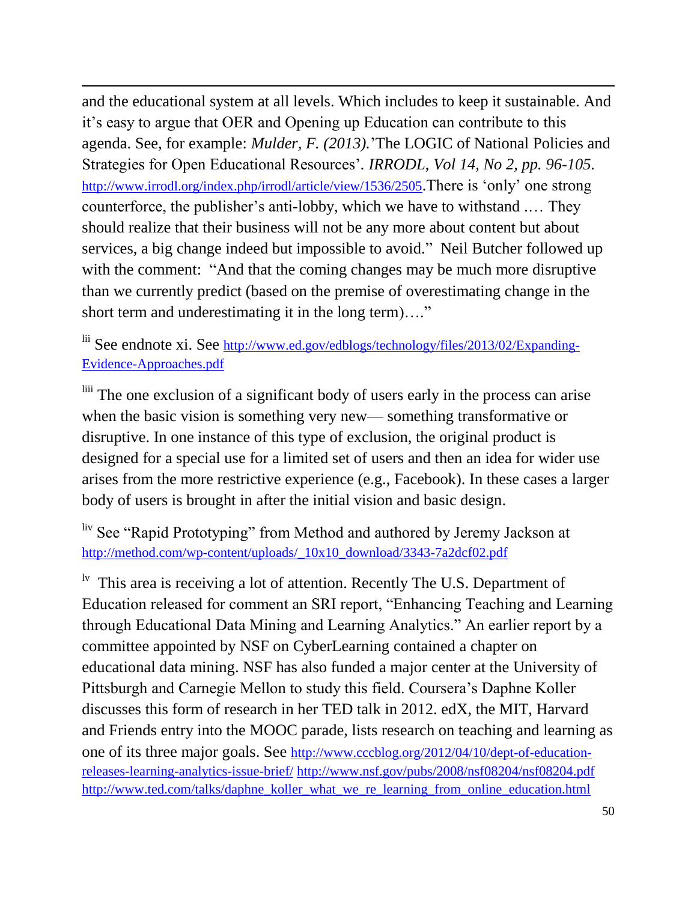and the educational system at all levels. Which includes to keep it sustainable. And it's easy to argue that OER and Opening up Education can contribute to this agenda. See, for example: *Mulder, F. (2013).*'The LOGIC of National Policies and Strategies for Open Educational Resources'. *IRRODL, Vol 14, No 2, pp. 96-105.* http://www.irrodl.org/index.php/irrodl/article/view/1536/2505.There is 'only' one strong counterforce, the publisher's anti-lobby, which we have to withstand .… They should realize that their business will not be any more about content but about services, a big change indeed but impossible to avoid." Neil Butcher followed up with the comment: "And that the coming changes may be much more disruptive than we currently predict (based on the premise of overestimating change in the short term and underestimating it in the long term)…."

[lii] See endnote xi. See http://www.ed.gov/edblogs/technology/files/2013/02/Expanding-Evidence-Approaches.pdf

[liii] The one exclusion of a significant body of users early in the process can arise when the basic vision is something very new— something transformative or disruptive. In one instance of this type of exclusion, the original product is designed for a special use for a limited set of users and then an idea for wider use arises from the more restrictive experience (e.g., Facebook). In these cases a larger body of users is brought in after the initial vision and basic design.

[liv] See "Rapid Prototyping" from Method and authored by Jeremy Jackson at http://method.com/wp-content/uploads/_10x10_download/3343-7a2dcf02.pdf

[lv] This area is receiving a lot of attention. Recently The U.S. Department of Education released for comment an SRI report, "Enhancing Teaching and Learning through Educational Data Mining and Learning Analytics." An earlier report by a committee appointed by NSF on CyberLearning contained a chapter on educational data mining. NSF has also funded a major center at the University of Pittsburgh and Carnegie Mellon to study this field. Coursera's Daphne Koller discusses this form of research in her TED talk in 2012. edX, the MIT, Harvard and Friends entry into the MOOC parade, lists research on teaching and learning as one of its three major goals. See http://www.cccblog.org/2012/04/10/dept-of-education-releases-learning-analytics-issue-brief/ http://www.nsf.gov/pubs/2008/nsf08204/nsf08204.pdf http://www.ted.com/talks/daphne_koller_what_we_re_learning_from_online_education.html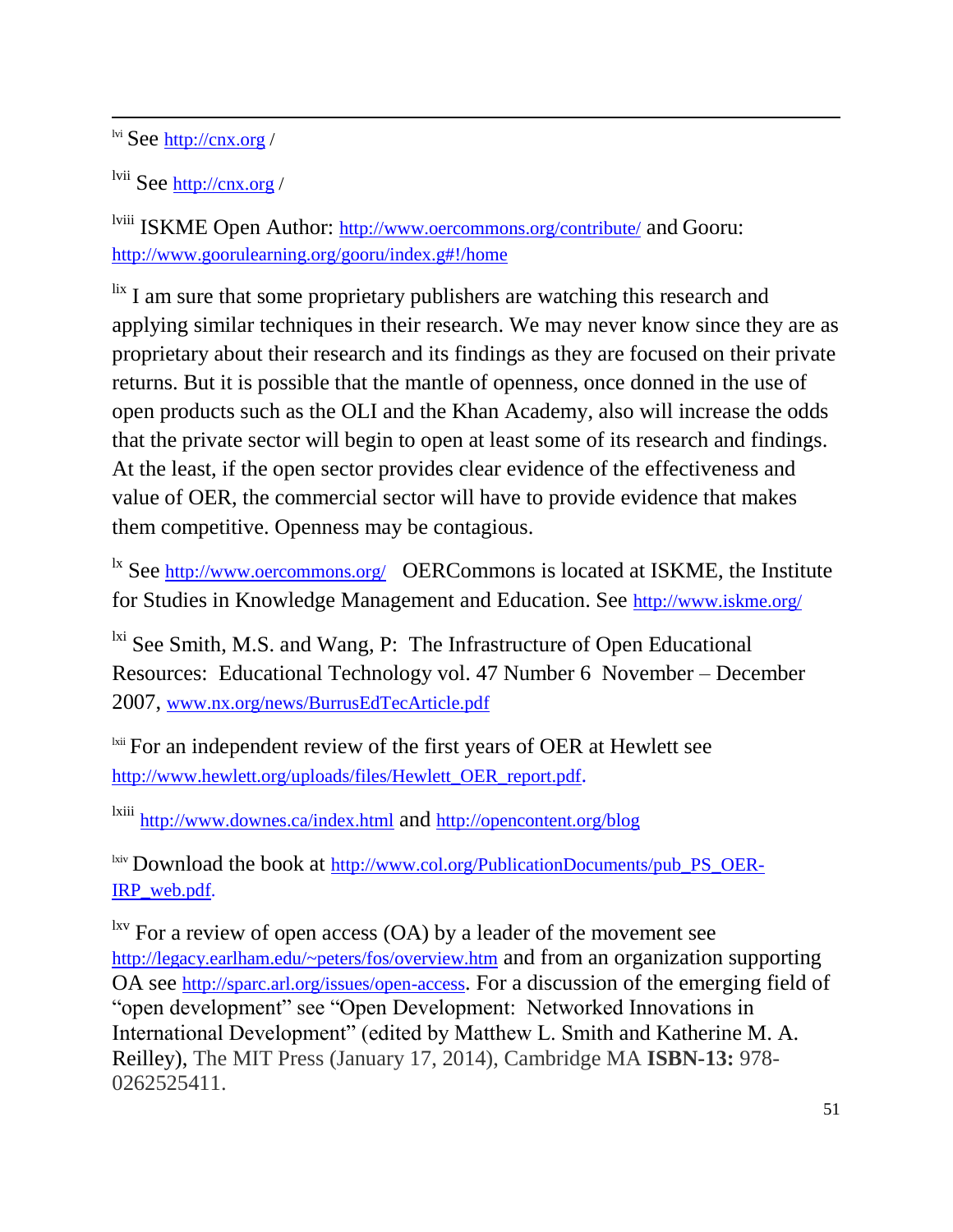[lvi] See http://cnx.org /

[lvii] See http://cnx.org /

[lviii] ISKME Open Author: http://www.oercommons.org/contribute/ and Gooru: http://www.goorulearning.org/gooru/index.g#!/home

[lix] I am sure that some proprietary publishers are watching this research and applying similar techniques in their research. We may never know since they are as proprietary about their research and its findings as they are focused on their private returns. But it is possible that the mantle of openness, once donned in the use of open products such as the OLI and the Khan Academy, also will increase the odds that the private sector will begin to open at least some of its research and findings. At the least, if the open sector provides clear evidence of the effectiveness and value of OER, the commercial sector will have to provide evidence that makes them competitive. Openness may be contagious.

[lx] See http://www.oercommons.org/ OERCommons is located at ISKME, the Institute for Studies in Knowledge Management and Education. See http://www.iskme.org/

[lxi] See Smith, M.S. and Wang, P: The Infrastructure of Open Educational Resources: Educational Technology vol. 47 Number 6 November – December 2007, www.nx.org/news/BurrusEdTecArticle.pdf

[lxii] For an independent review of the first years of OER at Hewlett see http://www.hewlett.org/uploads/files/Hewlett_OER_report.pdf.

[lxiii] http://www.downes.ca/index.html and http://opencontent.org/blog

[lxiv] Download the book at http://www.col.org/PublicationDocuments/pub_PS_OER-IRP_web.pdf.

[lxv] For a review of open access (OA) by a leader of the movement see http://legacy.earlham.edu/~peters/fos/overview.htm and from an organization supporting OA see http://sparc.arl.org/issues/open-access. For a discussion of the emerging field of "open development" see "Open Development: Networked Innovations in International Development" (edited by Matthew L. Smith and Katherine M. A. Reilley), The MIT Press (January 17, 2014), Cambridge MA **ISBN-13:** 978-0262525411.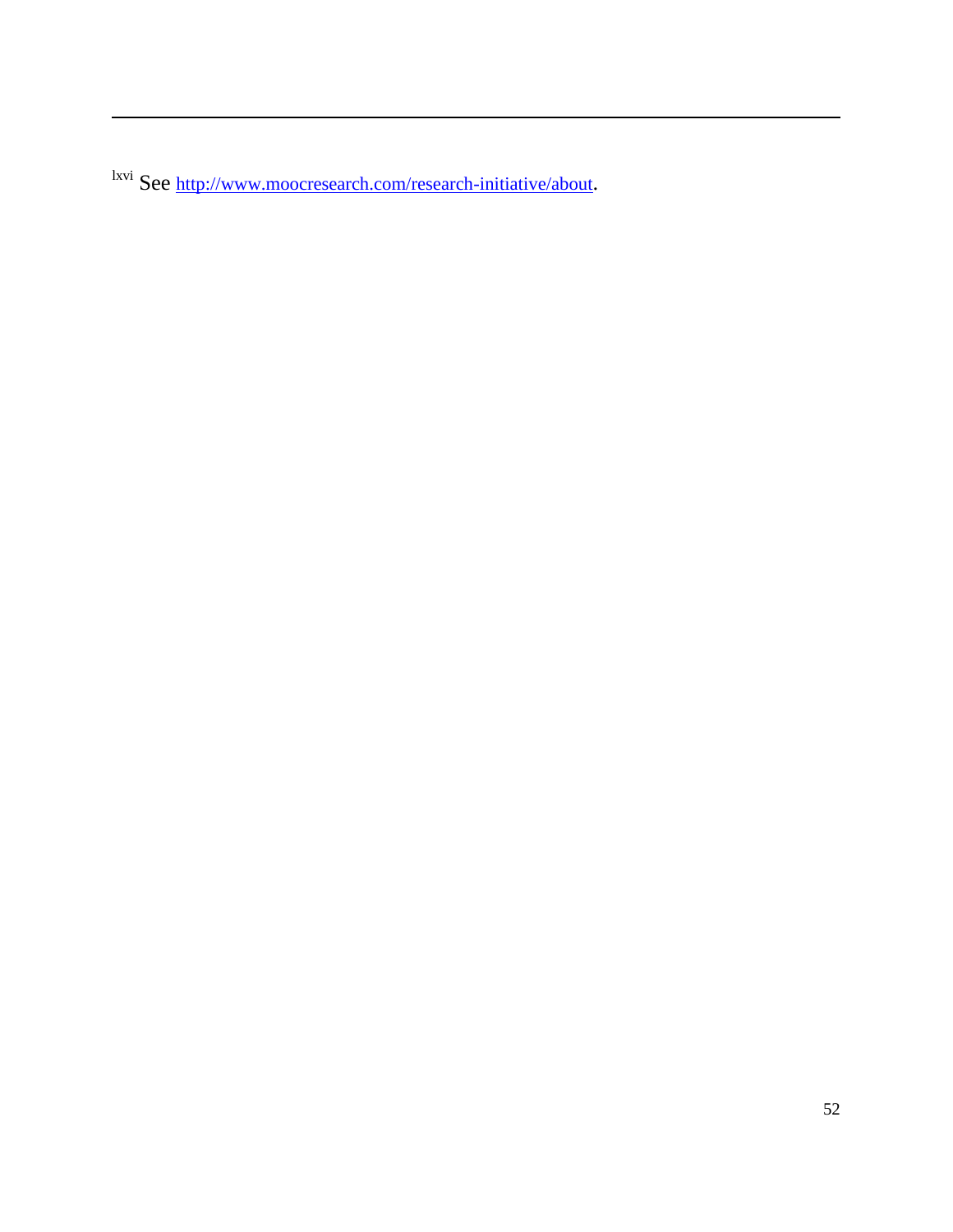---

[lxvi] See http://www.moocresearch.com/research-initiative/about.